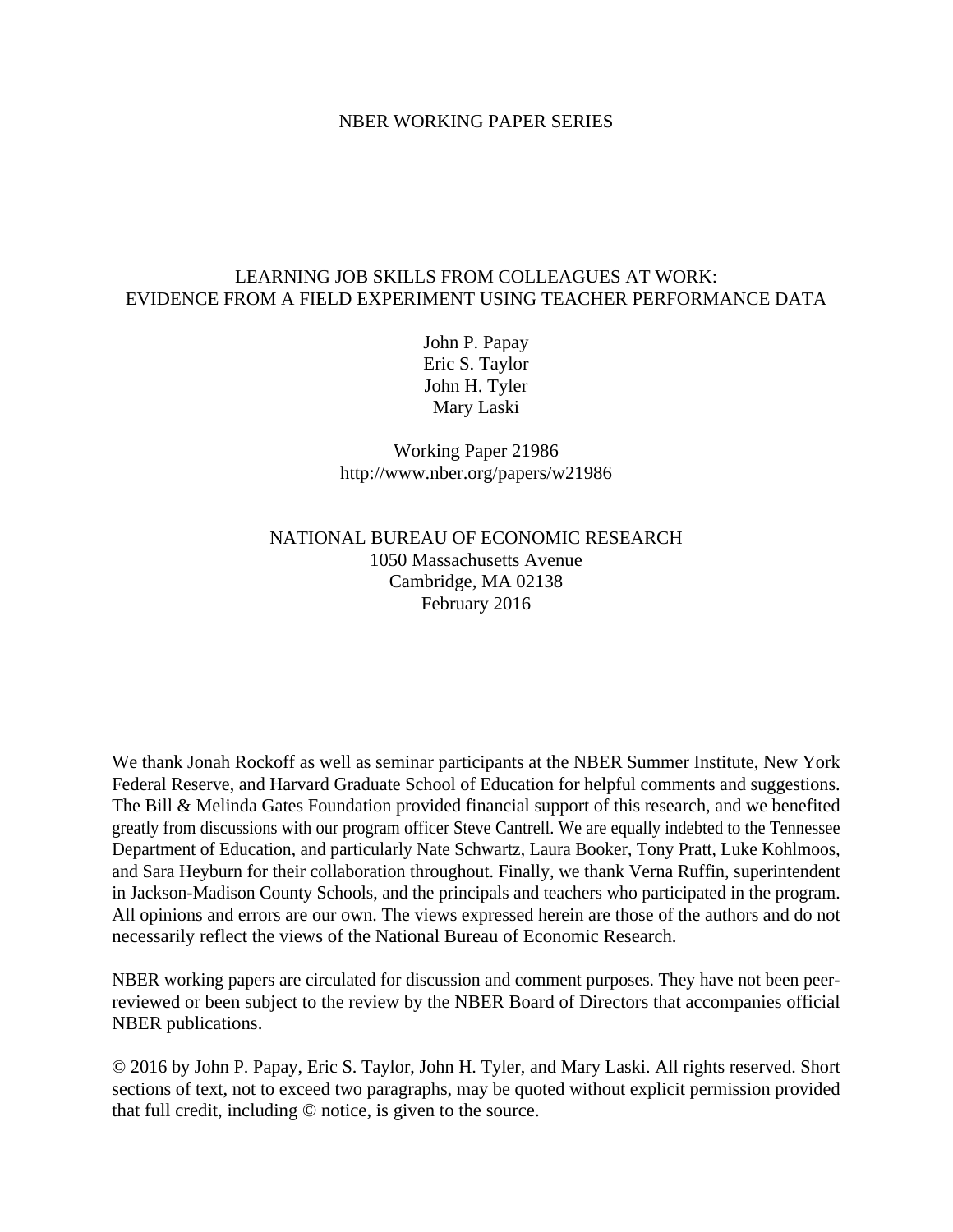NBER WORKING PAPER SERIES

# LEARNING JOB SKILLS FROM COLLEAGUES AT WORK: EVIDENCE FROM A FIELD EXPERIMENT USING TEACHER PERFORMANCE DATA

John P. Papay  
Eric S. Taylor  
John H. Tyler  
Mary Laski

Working Paper 21986  
http://www.nber.org/papers/w21986

NATIONAL BUREAU OF ECONOMIC RESEARCH  
1050 Massachusetts Avenue  
Cambridge, MA 02138  
February 2016

We thank Jonah Rockoff as well as seminar participants at the NBER Summer Institute, New York Federal Reserve, and Harvard Graduate School of Education for helpful comments and suggestions. The Bill & Melinda Gates Foundation provided financial support of this research, and we benefited greatly from discussions with our program officer Steve Cantrell. We are equally indebted to the Tennessee Department of Education, and particularly Nate Schwartz, Laura Booker, Tony Pratt, Luke Kohlmoos, and Sara Heyburn for their collaboration throughout. Finally, we thank Verna Ruffin, superintendent in Jackson-Madison County Schools, and the principals and teachers who participated in the program. All opinions and errors are our own. The views expressed herein are those of the authors and do not necessarily reflect the views of the National Bureau of Economic Research.

NBER working papers are circulated for discussion and comment purposes. They have not been peer-reviewed or been subject to the review by the NBER Board of Directors that accompanies official NBER publications.

© 2016 by John P. Papay, Eric S. Taylor, John H. Tyler, and Mary Laski. All rights reserved. Short sections of text, not to exceed two paragraphs, may be quoted without explicit permission provided that full credit, including © notice, is given to the source.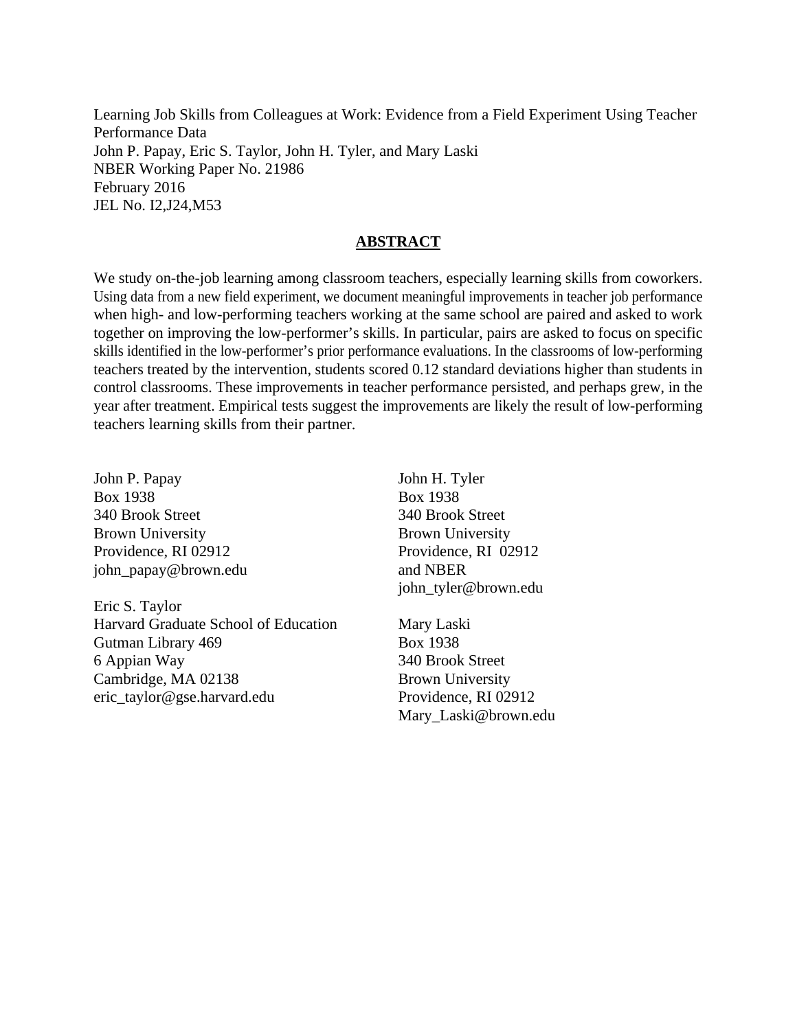Learning Job Skills from Colleagues at Work: Evidence from a Field Experiment Using Teacher Performance Data
John P. Papay, Eric S. Taylor, John H. Tyler, and Mary Laski
NBER Working Paper No. 21986
February 2016
JEL No. I2,J24,M53

## ABSTRACT

We study on-the-job learning among classroom teachers, especially learning skills from coworkers. Using data from a new field experiment, we document meaningful improvements in teacher job performance when high- and low-performing teachers working at the same school are paired and asked to work together on improving the low-performer's skills. In particular, pairs are asked to focus on specific skills identified in the low-performer's prior performance evaluations. In the classrooms of low-performing teachers treated by the intervention, students scored 0.12 standard deviations higher than students in control classrooms. These improvements in teacher performance persisted, and perhaps grew, in the year after treatment. Empirical tests suggest the improvements are likely the result of low-performing teachers learning skills from their partner.

John P. Papay
Box 1938
340 Brook Street
Brown University
Providence, RI 02912
john_papay@brown.edu

Eric S. Taylor
Harvard Graduate School of Education
Gutman Library 469
6 Appian Way
Cambridge, MA 02138
eric_taylor@gse.harvard.edu

John H. Tyler
Box 1938
340 Brook Street
Brown University
Providence, RI 02912
and NBER
john_tyler@brown.edu

Mary Laski
Box 1938
340 Brook Street
Brown University
Providence, RI 02912
Mary_Laski@brown.edu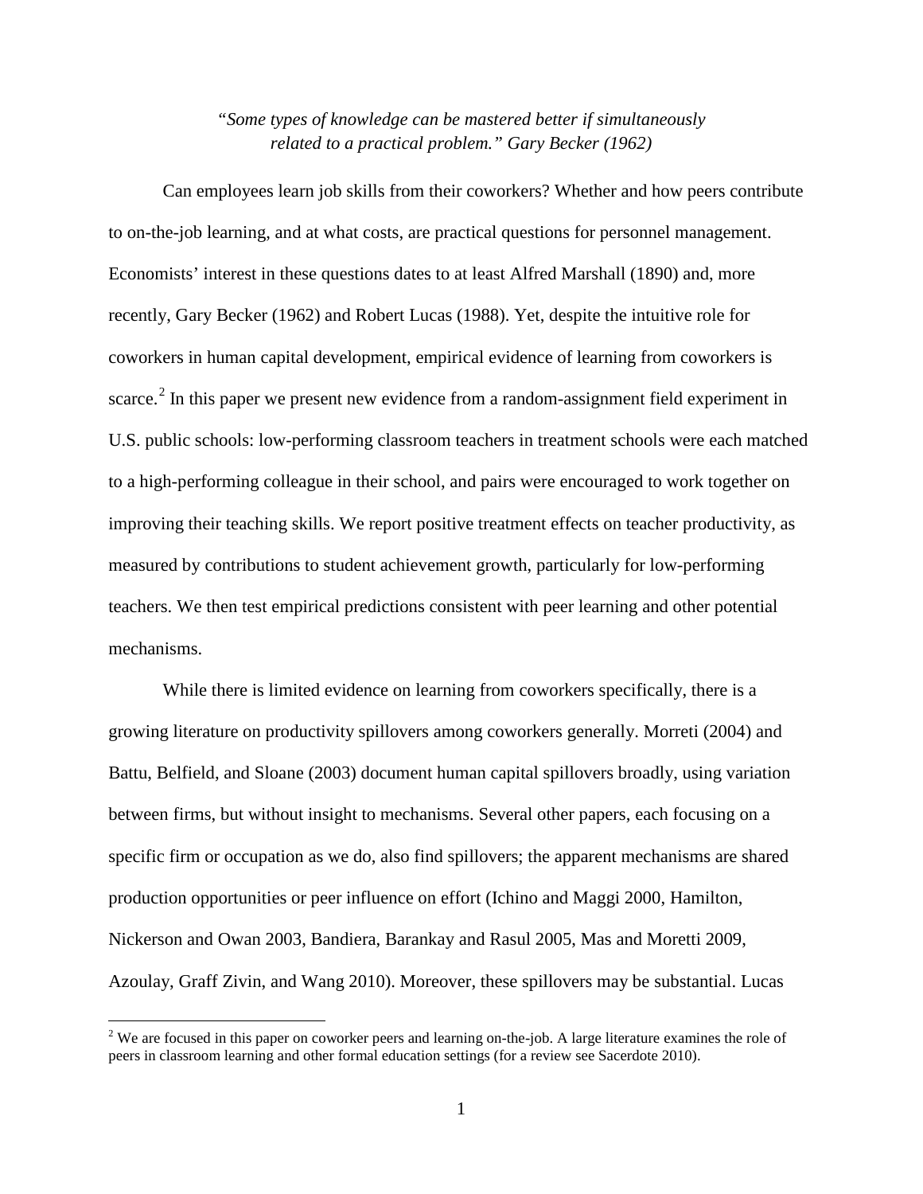*"Some types of knowledge can be mastered better if simultaneously related to a practical problem." Gary Becker (1962)*

Can employees learn job skills from their coworkers? Whether and how peers contribute to on-the-job learning, and at what costs, are practical questions for personnel management. Economists' interest in these questions dates to at least Alfred Marshall (1890) and, more recently, Gary Becker (1962) and Robert Lucas (1988). Yet, despite the intuitive role for coworkers in human capital development, empirical evidence of learning from coworkers is scarce.[2] In this paper we present new evidence from a random-assignment field experiment in U.S. public schools: low-performing classroom teachers in treatment schools were each matched to a high-performing colleague in their school, and pairs were encouraged to work together on improving their teaching skills. We report positive treatment effects on teacher productivity, as measured by contributions to student achievement growth, particularly for low-performing teachers. We then test empirical predictions consistent with peer learning and other potential mechanisms.

While there is limited evidence on learning from coworkers specifically, there is a growing literature on productivity spillovers among coworkers generally. Morreti (2004) and Battu, Belfield, and Sloane (2003) document human capital spillovers broadly, using variation between firms, but without insight to mechanisms. Several other papers, each focusing on a specific firm or occupation as we do, also find spillovers; the apparent mechanisms are shared production opportunities or peer influence on effort (Ichino and Maggi 2000, Hamilton, Nickerson and Owan 2003, Bandiera, Barankay and Rasul 2005, Mas and Moretti 2009, Azoulay, Graff Zivin, and Wang 2010). Moreover, these spillovers may be substantial. Lucas

[2] We are focused in this paper on coworker peers and learning on-the-job. A large literature examines the role of peers in classroom learning and other formal education settings (for a review see Sacerdote 2010).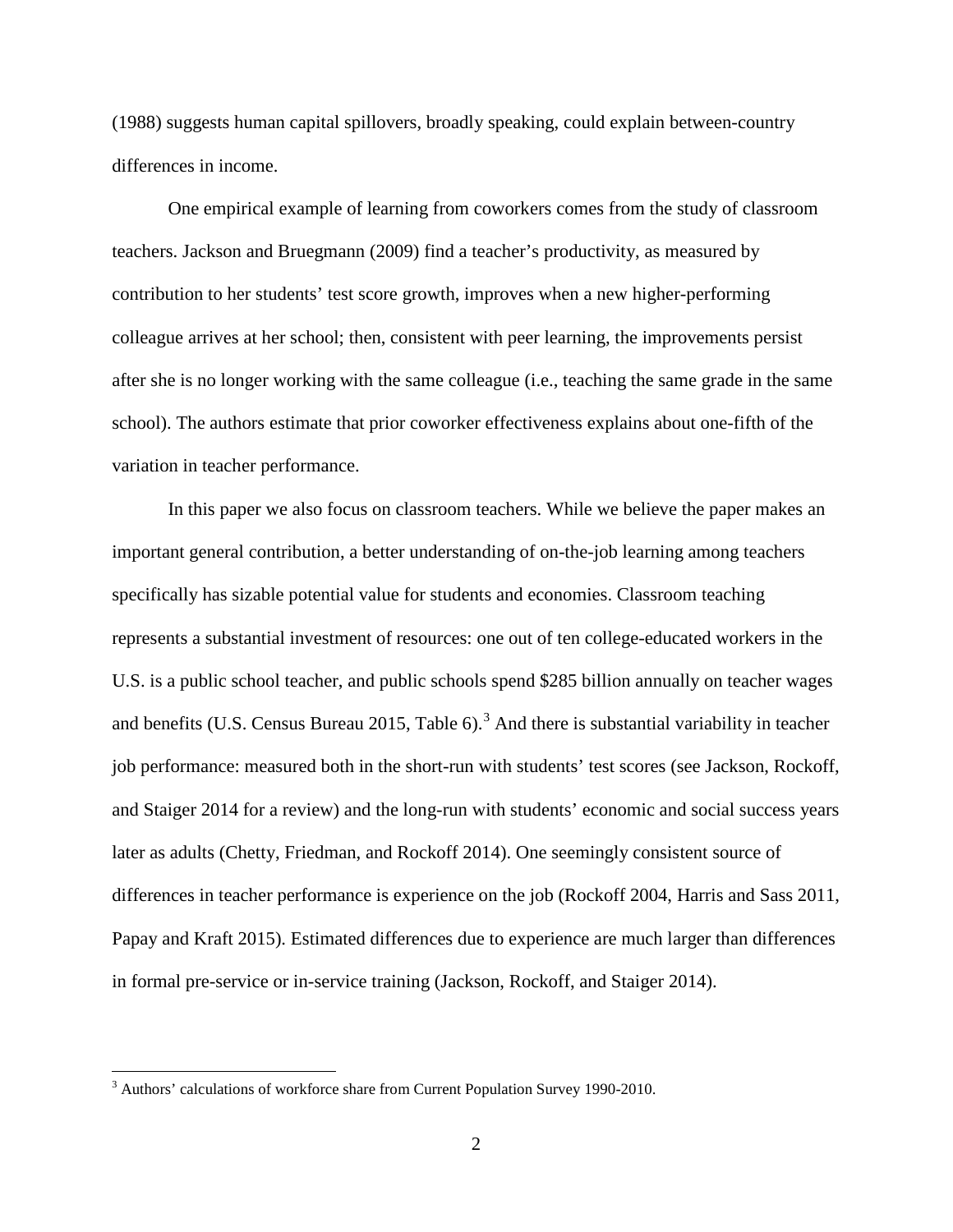(1988) suggests human capital spillovers, broadly speaking, could explain between-country differences in income.

One empirical example of learning from coworkers comes from the study of classroom teachers. Jackson and Bruegmann (2009) find a teacher's productivity, as measured by contribution to her students' test score growth, improves when a new higher-performing colleague arrives at her school; then, consistent with peer learning, the improvements persist after she is no longer working with the same colleague (i.e., teaching the same grade in the same school). The authors estimate that prior coworker effectiveness explains about one-fifth of the variation in teacher performance.

In this paper we also focus on classroom teachers. While we believe the paper makes an important general contribution, a better understanding of on-the-job learning among teachers specifically has sizable potential value for students and economies. Classroom teaching represents a substantial investment of resources: one out of ten college-educated workers in the U.S. is a public school teacher, and public schools spend $285 billion annually on teacher wages and benefits (U.S. Census Bureau 2015, Table 6).[3] And there is substantial variability in teacher job performance: measured both in the short-run with students' test scores (see Jackson, Rockoff, and Staiger 2014 for a review) and the long-run with students' economic and social success years later as adults (Chetty, Friedman, and Rockoff 2014). One seemingly consistent source of differences in teacher performance is experience on the job (Rockoff 2004, Harris and Sass 2011, Papay and Kraft 2015). Estimated differences due to experience are much larger than differences in formal pre-service or in-service training (Jackson, Rockoff, and Staiger 2014).

[3] Authors' calculations of workforce share from Current Population Survey 1990-2010.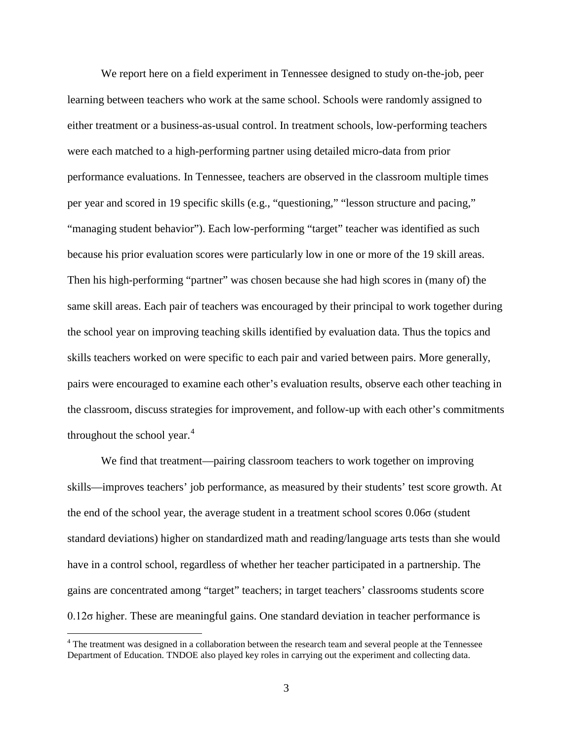We report here on a field experiment in Tennessee designed to study on-the-job, peer learning between teachers who work at the same school. Schools were randomly assigned to either treatment or a business-as-usual control. In treatment schools, low-performing teachers were each matched to a high-performing partner using detailed micro-data from prior performance evaluations. In Tennessee, teachers are observed in the classroom multiple times per year and scored in 19 specific skills (e.g., "questioning," "lesson structure and pacing," "managing student behavior"). Each low-performing "target" teacher was identified as such because his prior evaluation scores were particularly low in one or more of the 19 skill areas. Then his high-performing "partner" was chosen because she had high scores in (many of) the same skill areas. Each pair of teachers was encouraged by their principal to work together during the school year on improving teaching skills identified by evaluation data. Thus the topics and skills teachers worked on were specific to each pair and varied between pairs. More generally, pairs were encouraged to examine each other's evaluation results, observe each other teaching in the classroom, discuss strategies for improvement, and follow-up with each other's commitments throughout the school year.[4]

We find that treatment—pairing classroom teachers to work together on improving skills—improves teachers' job performance, as measured by their students' test score growth. At the end of the school year, the average student in a treatment school scores 0.06σ (student standard deviations) higher on standardized math and reading/language arts tests than she would have in a control school, regardless of whether her teacher participated in a partnership. The gains are concentrated among "target" teachers; in target teachers' classrooms students score 0.12σ higher. These are meaningful gains. One standard deviation in teacher performance is

[4] The treatment was designed in a collaboration between the research team and several people at the Tennessee Department of Education. TNDOE also played key roles in carrying out the experiment and collecting data.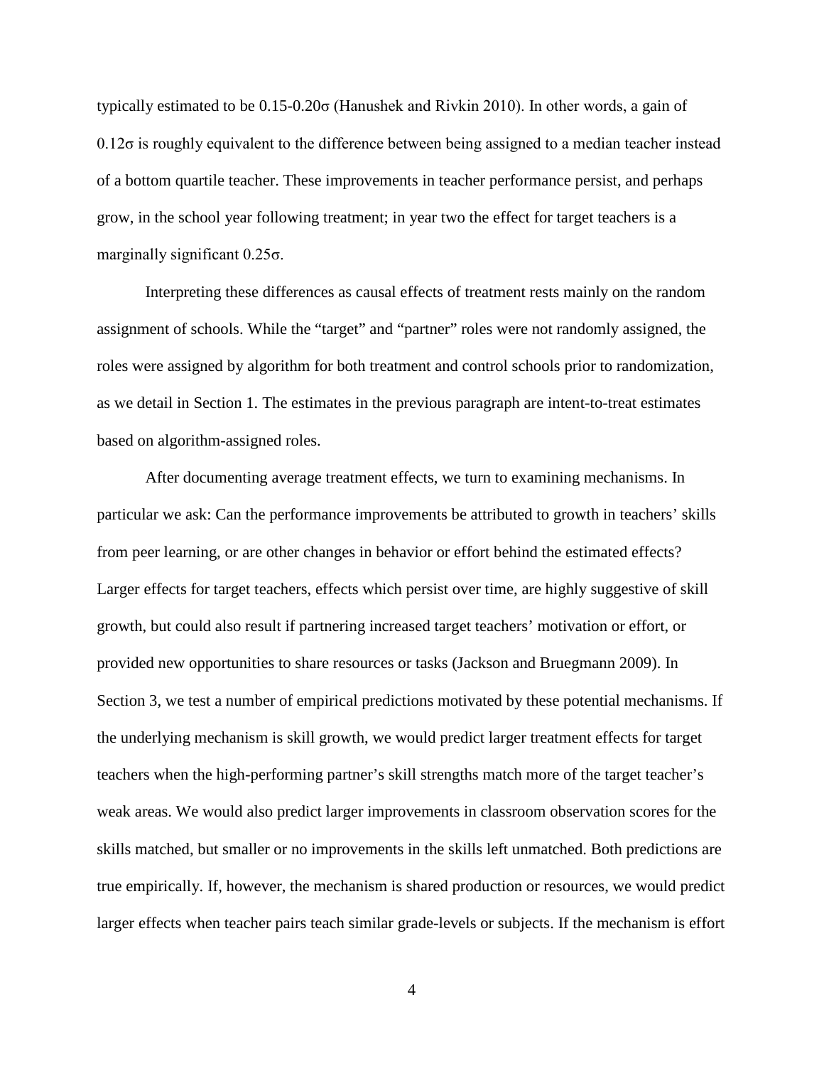typically estimated to be 0.15-0.20σ (Hanushek and Rivkin 2010). In other words, a gain of 0.12σ is roughly equivalent to the difference between being assigned to a median teacher instead of a bottom quartile teacher. These improvements in teacher performance persist, and perhaps grow, in the school year following treatment; in year two the effect for target teachers is a marginally significant 0.25σ.

Interpreting these differences as causal effects of treatment rests mainly on the random assignment of schools. While the "target" and "partner" roles were not randomly assigned, the roles were assigned by algorithm for both treatment and control schools prior to randomization, as we detail in Section 1. The estimates in the previous paragraph are intent-to-treat estimates based on algorithm-assigned roles.

After documenting average treatment effects, we turn to examining mechanisms. In particular we ask: Can the performance improvements be attributed to growth in teachers' skills from peer learning, or are other changes in behavior or effort behind the estimated effects? Larger effects for target teachers, effects which persist over time, are highly suggestive of skill growth, but could also result if partnering increased target teachers' motivation or effort, or provided new opportunities to share resources or tasks (Jackson and Bruegmann 2009). In Section 3, we test a number of empirical predictions motivated by these potential mechanisms. If the underlying mechanism is skill growth, we would predict larger treatment effects for target teachers when the high-performing partner's skill strengths match more of the target teacher's weak areas. We would also predict larger improvements in classroom observation scores for the skills matched, but smaller or no improvements in the skills left unmatched. Both predictions are true empirically. If, however, the mechanism is shared production or resources, we would predict larger effects when teacher pairs teach similar grade-levels or subjects. If the mechanism is effort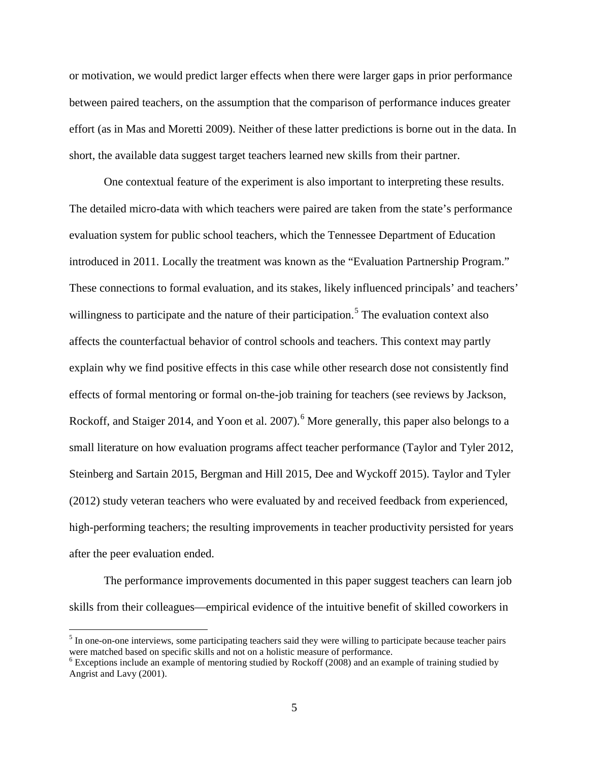or motivation, we would predict larger effects when there were larger gaps in prior performance between paired teachers, on the assumption that the comparison of performance induces greater effort (as in Mas and Moretti 2009). Neither of these latter predictions is borne out in the data. In short, the available data suggest target teachers learned new skills from their partner.

One contextual feature of the experiment is also important to interpreting these results. The detailed micro-data with which teachers were paired are taken from the state's performance evaluation system for public school teachers, which the Tennessee Department of Education introduced in 2011. Locally the treatment was known as the "Evaluation Partnership Program." These connections to formal evaluation, and its stakes, likely influenced principals' and teachers' willingness to participate and the nature of their participation.[5] The evaluation context also affects the counterfactual behavior of control schools and teachers. This context may partly explain why we find positive effects in this case while other research dose not consistently find effects of formal mentoring or formal on-the-job training for teachers (see reviews by Jackson, Rockoff, and Staiger 2014, and Yoon et al. 2007).[6] More generally, this paper also belongs to a small literature on how evaluation programs affect teacher performance (Taylor and Tyler 2012, Steinberg and Sartain 2015, Bergman and Hill 2015, Dee and Wyckoff 2015). Taylor and Tyler (2012) study veteran teachers who were evaluated by and received feedback from experienced, high-performing teachers; the resulting improvements in teacher productivity persisted for years after the peer evaluation ended.

The performance improvements documented in this paper suggest teachers can learn job skills from their colleagues—empirical evidence of the intuitive benefit of skilled coworkers in

[5] In one-on-one interviews, some participating teachers said they were willing to participate because teacher pairs were matched based on specific skills and not on a holistic measure of performance.

[6] Exceptions include an example of mentoring studied by Rockoff (2008) and an example of training studied by Angrist and Lavy (2001).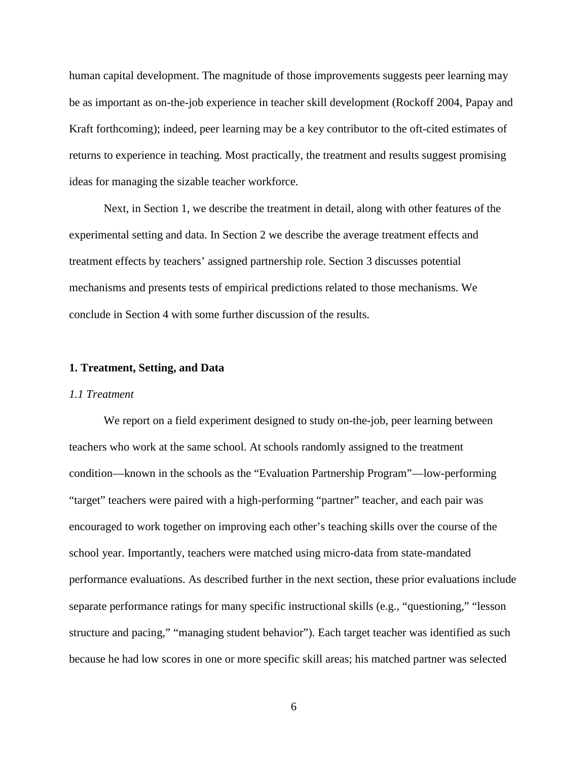human capital development. The magnitude of those improvements suggests peer learning may be as important as on-the-job experience in teacher skill development (Rockoff 2004, Papay and Kraft forthcoming); indeed, peer learning may be a key contributor to the oft-cited estimates of returns to experience in teaching. Most practically, the treatment and results suggest promising ideas for managing the sizable teacher workforce.

Next, in Section 1, we describe the treatment in detail, along with other features of the experimental setting and data. In Section 2 we describe the average treatment effects and treatment effects by teachers' assigned partnership role. Section 3 discusses potential mechanisms and presents tests of empirical predictions related to those mechanisms. We conclude in Section 4 with some further discussion of the results.

## 1. Treatment, Setting, and Data

### *1.1 Treatment*

We report on a field experiment designed to study on-the-job, peer learning between teachers who work at the same school. At schools randomly assigned to the treatment condition—known in the schools as the "Evaluation Partnership Program"—low-performing "target" teachers were paired with a high-performing "partner" teacher, and each pair was encouraged to work together on improving each other's teaching skills over the course of the school year. Importantly, teachers were matched using micro-data from state-mandated performance evaluations. As described further in the next section, these prior evaluations include separate performance ratings for many specific instructional skills (e.g., "questioning," "lesson structure and pacing," "managing student behavior"). Each target teacher was identified as such because he had low scores in one or more specific skill areas; his matched partner was selected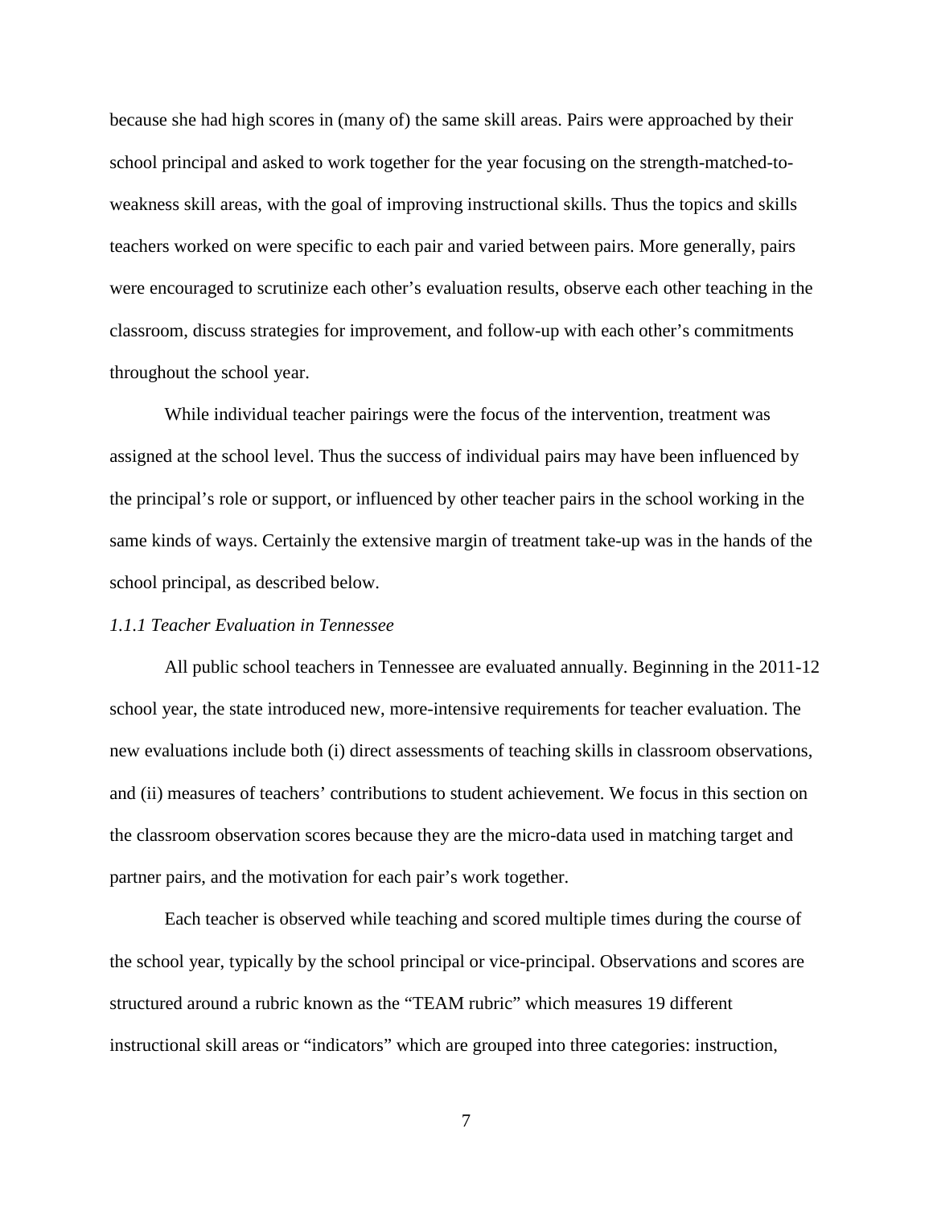because she had high scores in (many of) the same skill areas. Pairs were approached by their school principal and asked to work together for the year focusing on the strength-matched-to-weakness skill areas, with the goal of improving instructional skills. Thus the topics and skills teachers worked on were specific to each pair and varied between pairs. More generally, pairs were encouraged to scrutinize each other's evaluation results, observe each other teaching in the classroom, discuss strategies for improvement, and follow-up with each other's commitments throughout the school year.

While individual teacher pairings were the focus of the intervention, treatment was assigned at the school level. Thus the success of individual pairs may have been influenced by the principal's role or support, or influenced by other teacher pairs in the school working in the same kinds of ways. Certainly the extensive margin of treatment take-up was in the hands of the school principal, as described below.

### *1.1.1 Teacher Evaluation in Tennessee*

All public school teachers in Tennessee are evaluated annually. Beginning in the 2011-12 school year, the state introduced new, more-intensive requirements for teacher evaluation. The new evaluations include both (i) direct assessments of teaching skills in classroom observations, and (ii) measures of teachers' contributions to student achievement. We focus in this section on the classroom observation scores because they are the micro-data used in matching target and partner pairs, and the motivation for each pair's work together.

Each teacher is observed while teaching and scored multiple times during the course of the school year, typically by the school principal or vice-principal. Observations and scores are structured around a rubric known as the "TEAM rubric" which measures 19 different instructional skill areas or "indicators" which are grouped into three categories: instruction,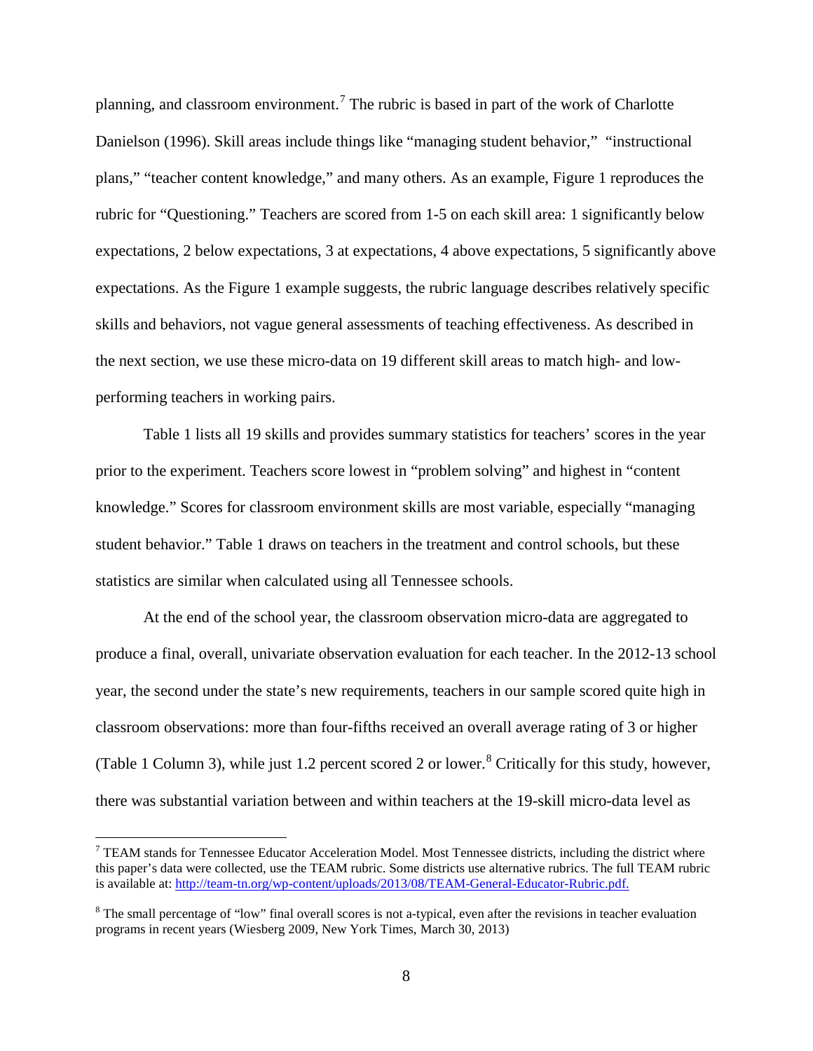planning, and classroom environment.[7] The rubric is based in part of the work of Charlotte Danielson (1996). Skill areas include things like "managing student behavior," "instructional plans," "teacher content knowledge," and many others. As an example, Figure 1 reproduces the rubric for "Questioning." Teachers are scored from 1-5 on each skill area: 1 significantly below expectations, 2 below expectations, 3 at expectations, 4 above expectations, 5 significantly above expectations. As the Figure 1 example suggests, the rubric language describes relatively specific skills and behaviors, not vague general assessments of teaching effectiveness. As described in the next section, we use these micro-data on 19 different skill areas to match high- and low-performing teachers in working pairs.

Table 1 lists all 19 skills and provides summary statistics for teachers' scores in the year prior to the experiment. Teachers score lowest in "problem solving" and highest in "content knowledge." Scores for classroom environment skills are most variable, especially "managing student behavior." Table 1 draws on teachers in the treatment and control schools, but these statistics are similar when calculated using all Tennessee schools.

At the end of the school year, the classroom observation micro-data are aggregated to produce a final, overall, univariate observation evaluation for each teacher. In the 2012-13 school year, the second under the state's new requirements, teachers in our sample scored quite high in classroom observations: more than four-fifths received an overall average rating of 3 or higher (Table 1 Column 3), while just 1.2 percent scored 2 or lower.[8] Critically for this study, however, there was substantial variation between and within teachers at the 19-skill micro-data level as

---

[7] TEAM stands for Tennessee Educator Acceleration Model. Most Tennessee districts, including the district where this paper's data were collected, use the TEAM rubric. Some districts use alternative rubrics. The full TEAM rubric is available at: http://team-tn.org/wp-content/uploads/2013/08/TEAM-General-Educator-Rubric.pdf.

[8] The small percentage of "low" final overall scores is not a-typical, even after the revisions in teacher evaluation programs in recent years (Wiesberg 2009, New York Times, March 30, 2013)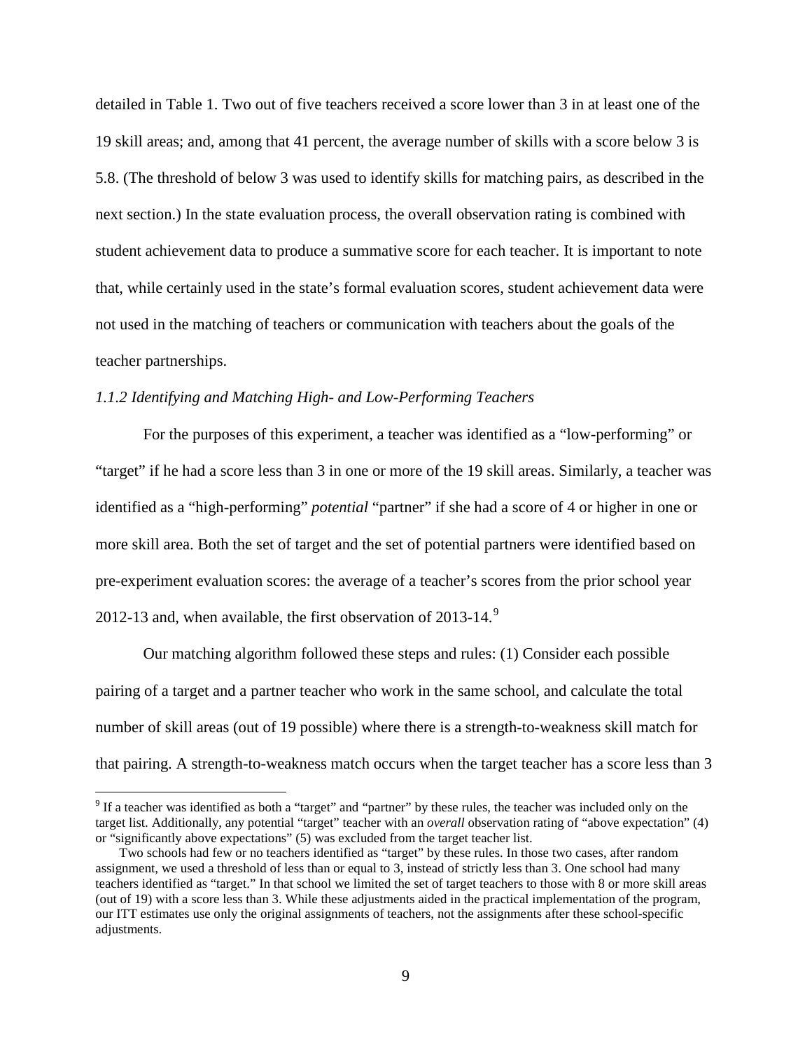detailed in Table 1. Two out of five teachers received a score lower than 3 in at least one of the 19 skill areas; and, among that 41 percent, the average number of skills with a score below 3 is 5.8. (The threshold of below 3 was used to identify skills for matching pairs, as described in the next section.) In the state evaluation process, the overall observation rating is combined with student achievement data to produce a summative score for each teacher. It is important to note that, while certainly used in the state's formal evaluation scores, student achievement data were not used in the matching of teachers or communication with teachers about the goals of the teacher partnerships.

#### *1.1.2 Identifying and Matching High- and Low-Performing Teachers*

For the purposes of this experiment, a teacher was identified as a "low-performing" or "target" if he had a score less than 3 in one or more of the 19 skill areas. Similarly, a teacher was identified as a "high-performing" *potential* "partner" if she had a score of 4 or higher in one or more skill area. Both the set of target and the set of potential partners were identified based on pre-experiment evaluation scores: the average of a teacher's scores from the prior school year 2012-13 and, when available, the first observation of 2013-14.[9]

Our matching algorithm followed these steps and rules: (1) Consider each possible pairing of a target and a partner teacher who work in the same school, and calculate the total number of skill areas (out of 19 possible) where there is a strength-to-weakness skill match for that pairing. A strength-to-weakness match occurs when the target teacher has a score less than 3

---

[9] If a teacher was identified as both a "target" and "partner" by these rules, the teacher was included only on the target list. Additionally, any potential "target" teacher with an *overall* observation rating of "above expectation" (4) or "significantly above expectations" (5) was excluded from the target teacher list.

Two schools had few or no teachers identified as "target" by these rules. In those two cases, after random assignment, we used a threshold of less than or equal to 3, instead of strictly less than 3. One school had many teachers identified as "target." In that school we limited the set of target teachers to those with 8 or more skill areas (out of 19) with a score less than 3. While these adjustments aided in the practical implementation of the program, our ITT estimates use only the original assignments of teachers, not the assignments after these school-specific adjustments.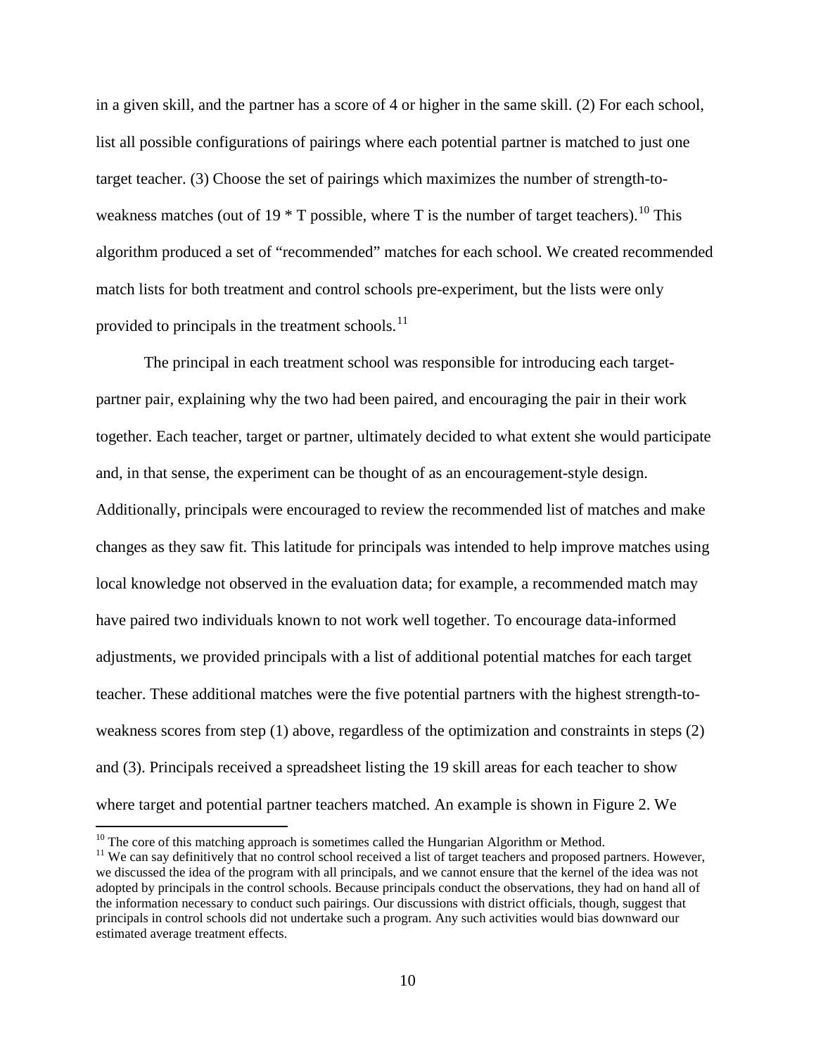in a given skill, and the partner has a score of 4 or higher in the same skill. (2) For each school, list all possible configurations of pairings where each potential partner is matched to just one target teacher. (3) Choose the set of pairings which maximizes the number of strength-to-weakness matches (out of 19 * T possible, where T is the number of target teachers).[10] This algorithm produced a set of "recommended" matches for each school. We created recommended match lists for both treatment and control schools pre-experiment, but the lists were only provided to principals in the treatment schools.[11]

The principal in each treatment school was responsible for introducing each target-partner pair, explaining why the two had been paired, and encouraging the pair in their work together. Each teacher, target or partner, ultimately decided to what extent she would participate and, in that sense, the experiment can be thought of as an encouragement-style design. Additionally, principals were encouraged to review the recommended list of matches and make changes as they saw fit. This latitude for principals was intended to help improve matches using local knowledge not observed in the evaluation data; for example, a recommended match may have paired two individuals known to not work well together. To encourage data-informed adjustments, we provided principals with a list of additional potential matches for each target teacher. These additional matches were the five potential partners with the highest strength-to-weakness scores from step (1) above, regardless of the optimization and constraints in steps (2) and (3). Principals received a spreadsheet listing the 19 skill areas for each teacher to show where target and potential partner teachers matched. An example is shown in Figure 2. We

[10] The core of this matching approach is sometimes called the Hungarian Algorithm or Method.

[11] We can say definitively that no control school received a list of target teachers and proposed partners. However, we discussed the idea of the program with all principals, and we cannot ensure that the kernel of the idea was not adopted by principals in the control schools. Because principals conduct the observations, they had on hand all of the information necessary to conduct such pairings. Our discussions with district officials, though, suggest that principals in control schools did not undertake such a program. Any such activities would bias downward our estimated average treatment effects.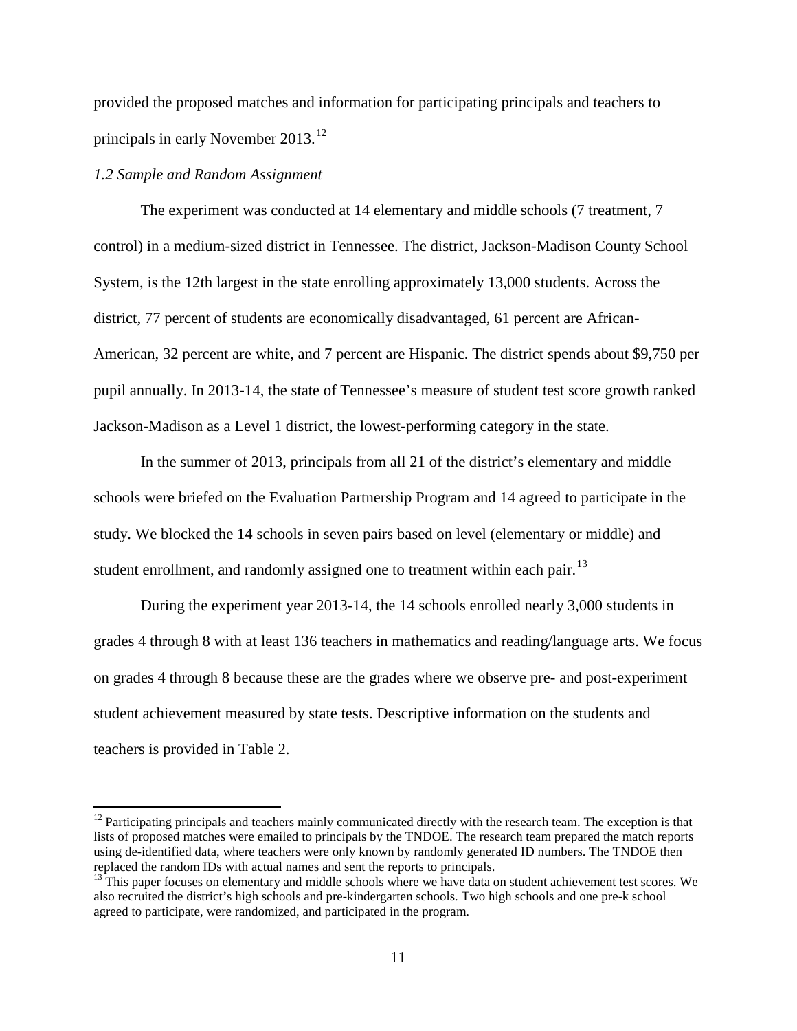provided the proposed matches and information for participating principals and teachers to principals in early November 2013.[12]

*1.2 Sample and Random Assignment*

The experiment was conducted at 14 elementary and middle schools (7 treatment, 7 control) in a medium-sized district in Tennessee. The district, Jackson-Madison County School System, is the 12th largest in the state enrolling approximately 13,000 students. Across the district, 77 percent of students are economically disadvantaged, 61 percent are African-American, 32 percent are white, and 7 percent are Hispanic. The district spends about $9,750 per pupil annually. In 2013-14, the state of Tennessee's measure of student test score growth ranked Jackson-Madison as a Level 1 district, the lowest-performing category in the state.

In the summer of 2013, principals from all 21 of the district's elementary and middle schools were briefed on the Evaluation Partnership Program and 14 agreed to participate in the study. We blocked the 14 schools in seven pairs based on level (elementary or middle) and student enrollment, and randomly assigned one to treatment within each pair.[13]

During the experiment year 2013-14, the 14 schools enrolled nearly 3,000 students in grades 4 through 8 with at least 136 teachers in mathematics and reading/language arts. We focus on grades 4 through 8 because these are the grades where we observe pre- and post-experiment student achievement measured by state tests. Descriptive information on the students and teachers is provided in Table 2.

---

[12] Participating principals and teachers mainly communicated directly with the research team. The exception is that lists of proposed matches were emailed to principals by the TNDOE. The research team prepared the match reports using de-identified data, where teachers were only known by randomly generated ID numbers. The TNDOE then replaced the random IDs with actual names and sent the reports to principals.

[13] This paper focuses on elementary and middle schools where we have data on student achievement test scores. We also recruited the district's high schools and pre-kindergarten schools. Two high schools and one pre-k school agreed to participate, were randomized, and participated in the program.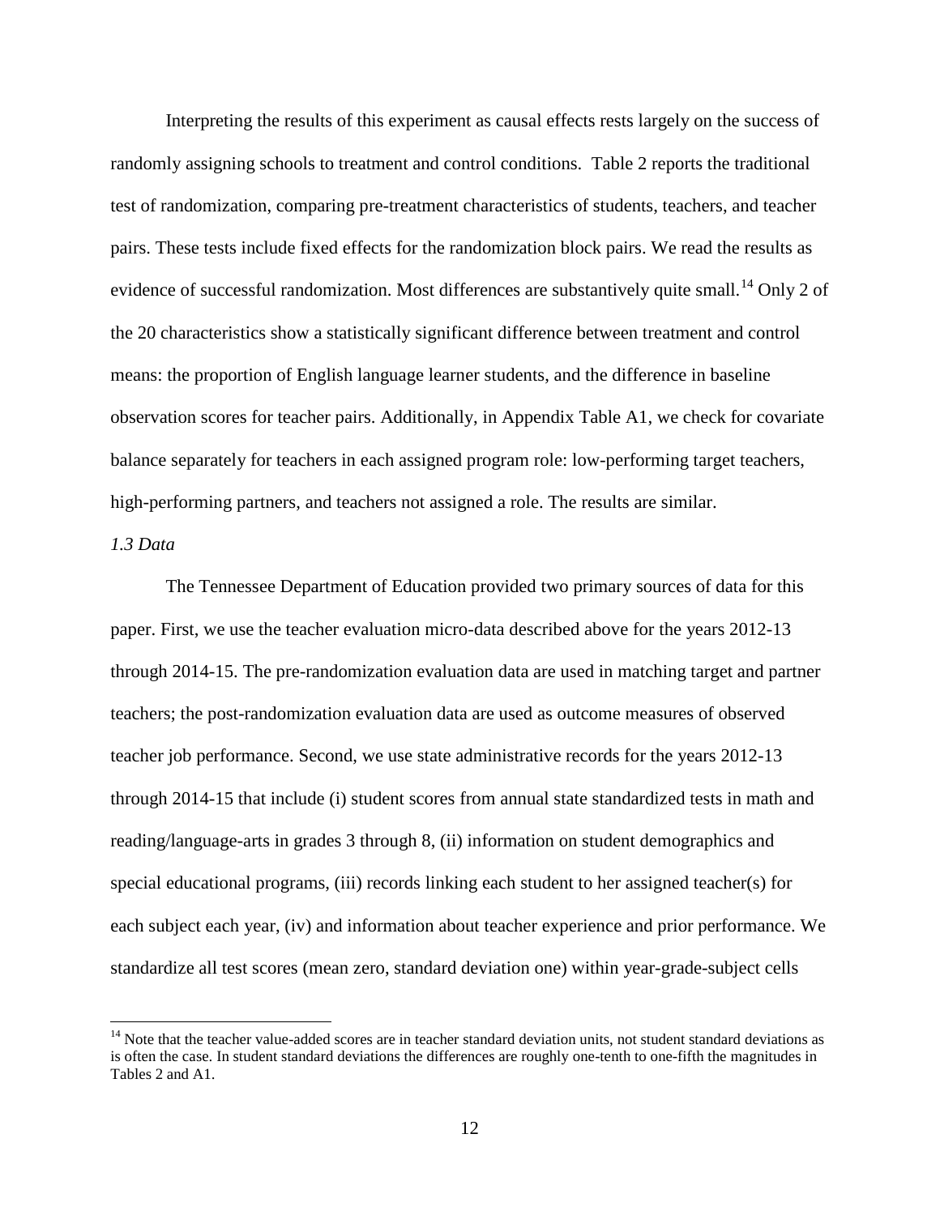Interpreting the results of this experiment as causal effects rests largely on the success of randomly assigning schools to treatment and control conditions. Table 2 reports the traditional test of randomization, comparing pre-treatment characteristics of students, teachers, and teacher pairs. These tests include fixed effects for the randomization block pairs. We read the results as evidence of successful randomization. Most differences are substantively quite small.[14] Only 2 of the 20 characteristics show a statistically significant difference between treatment and control means: the proportion of English language learner students, and the difference in baseline observation scores for teacher pairs. Additionally, in Appendix Table A1, we check for covariate balance separately for teachers in each assigned program role: low-performing target teachers, high-performing partners, and teachers not assigned a role. The results are similar.

*1.3 Data*

The Tennessee Department of Education provided two primary sources of data for this paper. First, we use the teacher evaluation micro-data described above for the years 2012-13 through 2014-15. The pre-randomization evaluation data are used in matching target and partner teachers; the post-randomization evaluation data are used as outcome measures of observed teacher job performance. Second, we use state administrative records for the years 2012-13 through 2014-15 that include (i) student scores from annual state standardized tests in math and reading/language-arts in grades 3 through 8, (ii) information on student demographics and special educational programs, (iii) records linking each student to her assigned teacher(s) for each subject each year, (iv) and information about teacher experience and prior performance. We standardize all test scores (mean zero, standard deviation one) within year-grade-subject cells

[14] Note that the teacher value-added scores are in teacher standard deviation units, not student standard deviations as is often the case. In student standard deviations the differences are roughly one-tenth to one-fifth the magnitudes in Tables 2 and A1.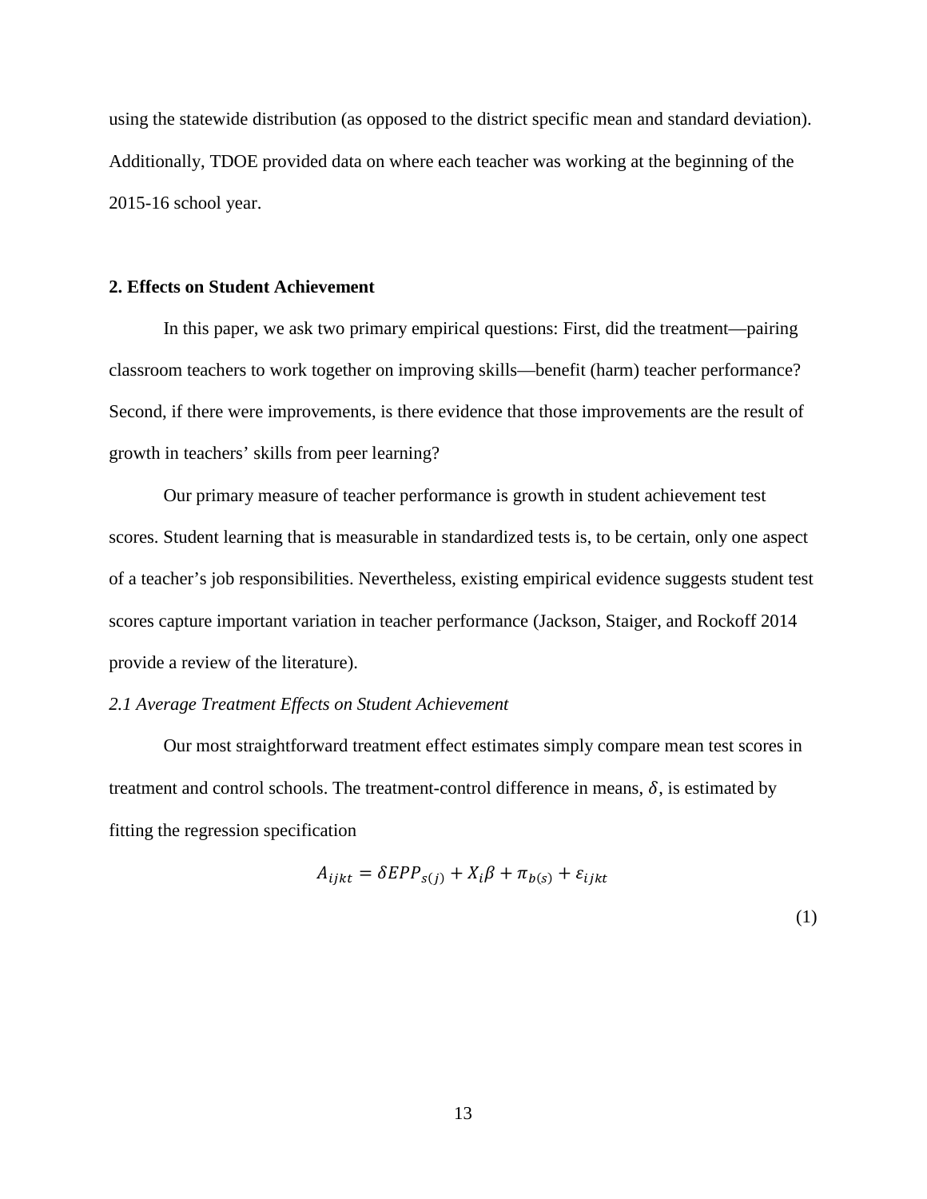using the statewide distribution (as opposed to the district specific mean and standard deviation). Additionally, TDOE provided data on where each teacher was working at the beginning of the 2015-16 school year.

## 2. Effects on Student Achievement

In this paper, we ask two primary empirical questions: First, did the treatment—pairing classroom teachers to work together on improving skills—benefit (harm) teacher performance? Second, if there were improvements, is there evidence that those improvements are the result of growth in teachers' skills from peer learning?

Our primary measure of teacher performance is growth in student achievement test scores. Student learning that is measurable in standardized tests is, to be certain, only one aspect of a teacher's job responsibilities. Nevertheless, existing empirical evidence suggests student test scores capture important variation in teacher performance (Jackson, Staiger, and Rockoff 2014 provide a review of the literature).

### *2.1 Average Treatment Effects on Student Achievement*

Our most straightforward treatment effect estimates simply compare mean test scores in treatment and control schools. The treatment-control difference in means, $\delta$, is estimated by fitting the regression specification

$$A_{ijkt} = \delta EPP_{s(j)} + X_i\beta + \pi_{b(s)} + \varepsilon_{ijkt} \tag{1}$$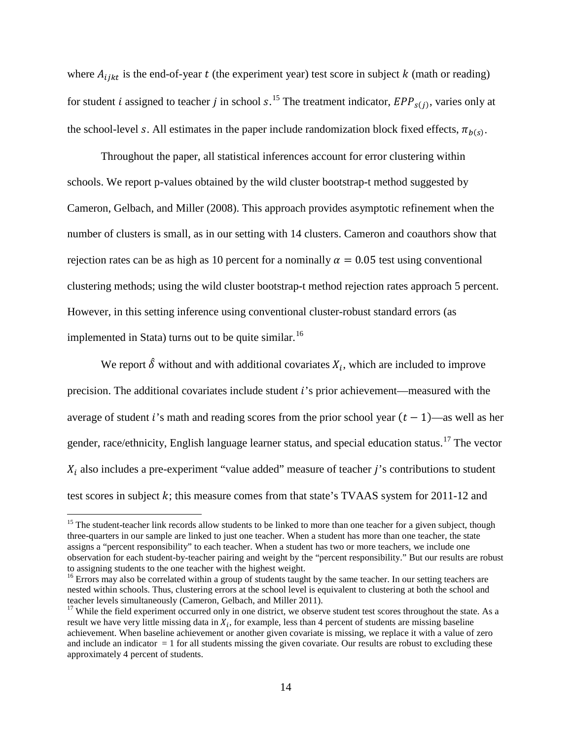where $A_{ijkt}$ is the end-of-year $t$ (the experiment year) test score in subject $k$ (math or reading) for student $i$ assigned to teacher $j$ in school $s$.[15] The treatment indicator, $EPP_{s(j)}$, varies only at the school-level $s$. All estimates in the paper include randomization block fixed effects, $\pi_{b(s)}$.

Throughout the paper, all statistical inferences account for error clustering within schools. We report p-values obtained by the wild cluster bootstrap-t method suggested by Cameron, Gelbach, and Miller (2008). This approach provides asymptotic refinement when the number of clusters is small, as in our setting with 14 clusters. Cameron and coauthors show that rejection rates can be as high as 10 percent for a nominally $\alpha = 0.05$ test using conventional clustering methods; using the wild cluster bootstrap-t method rejection rates approach 5 percent. However, in this setting inference using conventional cluster-robust standard errors (as implemented in Stata) turns out to be quite similar.[16]

We report $\hat{\delta}$ without and with additional covariates $X_i$, which are included to improve precision. The additional covariates include student $i$'s prior achievement—measured with the average of student $i$'s math and reading scores from the prior school year $(t - 1)$—as well as her gender, race/ethnicity, English language learner status, and special education status.[17] The vector $X_i$ also includes a pre-experiment "value added" measure of teacher $j$'s contributions to student test scores in subject $k$; this measure comes from that state's TVAAS system for 2011-12 and

[15] The student-teacher link records allow students to be linked to more than one teacher for a given subject, though three-quarters in our sample are linked to just one teacher. When a student has more than one teacher, the state assigns a "percent responsibility" to each teacher. When a student has two or more teachers, we include one observation for each student-by-teacher pairing and weight by the "percent responsibility." But our results are robust to assigning students to the one teacher with the highest weight.

[16] Errors may also be correlated within a group of students taught by the same teacher. In our setting teachers are nested within schools. Thus, clustering errors at the school level is equivalent to clustering at both the school and teacher levels simultaneously (Cameron, Gelbach, and Miller 2011).

[17] While the field experiment occurred only in one district, we observe student test scores throughout the state. As a result we have very little missing data in $X_i$, for example, less than 4 percent of students are missing baseline achievement. When baseline achievement or another given covariate is missing, we replace it with a value of zero and include an indicator = 1 for all students missing the given covariate. Our results are robust to excluding these approximately 4 percent of students.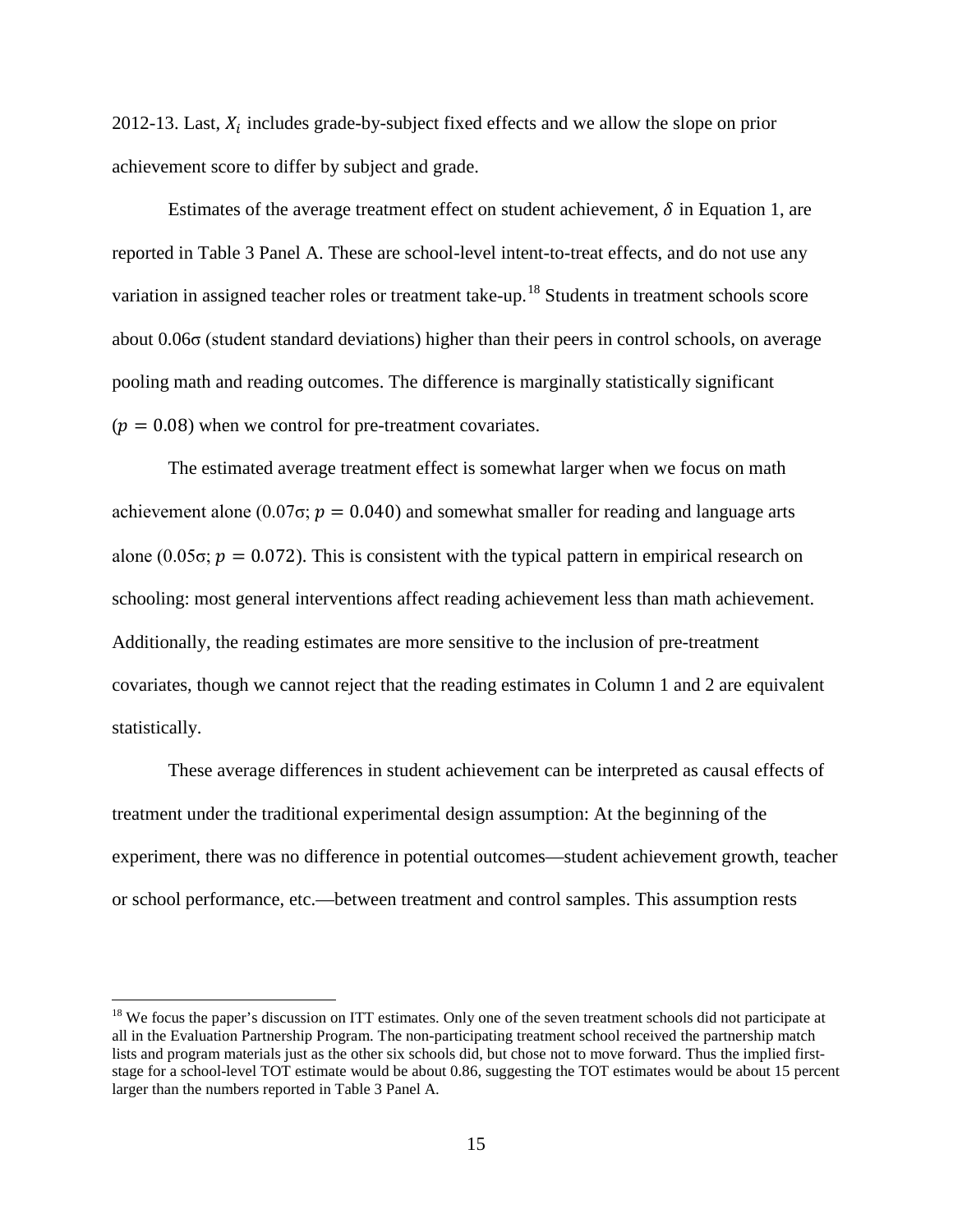2012-13. Last, $X_i$ includes grade-by-subject fixed effects and we allow the slope on prior achievement score to differ by subject and grade.

Estimates of the average treatment effect on student achievement, $\delta$ in Equation 1, are reported in Table 3 Panel A. These are school-level intent-to-treat effects, and do not use any variation in assigned teacher roles or treatment take-up.[18] Students in treatment schools score about 0.06σ (student standard deviations) higher than their peers in control schools, on average pooling math and reading outcomes. The difference is marginally statistically significant ($p = 0.08$) when we control for pre-treatment covariates.

The estimated average treatment effect is somewhat larger when we focus on math achievement alone (0.07σ; $p = 0.040$) and somewhat smaller for reading and language arts alone (0.05σ; $p = 0.072$). This is consistent with the typical pattern in empirical research on schooling: most general interventions affect reading achievement less than math achievement. Additionally, the reading estimates are more sensitive to the inclusion of pre-treatment covariates, though we cannot reject that the reading estimates in Column 1 and 2 are equivalent statistically.

These average differences in student achievement can be interpreted as causal effects of treatment under the traditional experimental design assumption: At the beginning of the experiment, there was no difference in potential outcomes—student achievement growth, teacher or school performance, etc.—between treatment and control samples. This assumption rests

[18] We focus the paper's discussion on ITT estimates. Only one of the seven treatment schools did not participate at all in the Evaluation Partnership Program. The non-participating treatment school received the partnership match lists and program materials just as the other six schools did, but chose not to move forward. Thus the implied first-stage for a school-level TOT estimate would be about 0.86, suggesting the TOT estimates would be about 15 percent larger than the numbers reported in Table 3 Panel A.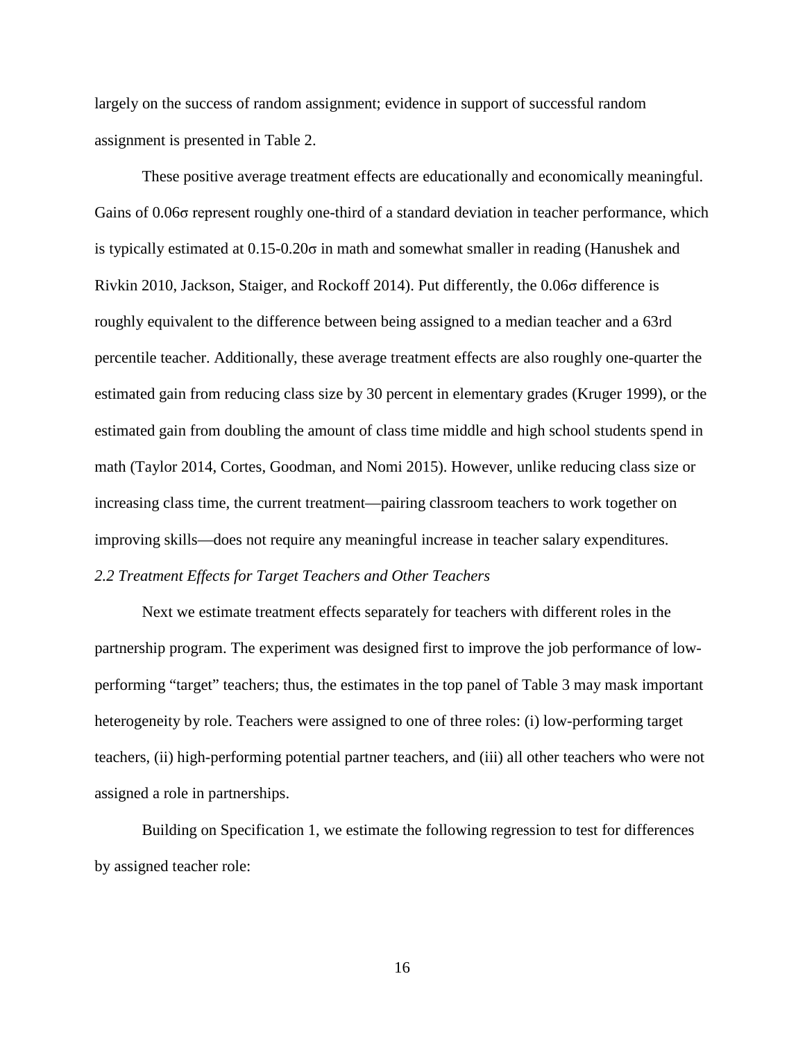largely on the success of random assignment; evidence in support of successful random assignment is presented in Table 2.

These positive average treatment effects are educationally and economically meaningful. Gains of 0.06σ represent roughly one-third of a standard deviation in teacher performance, which is typically estimated at 0.15-0.20σ in math and somewhat smaller in reading (Hanushek and Rivkin 2010, Jackson, Staiger, and Rockoff 2014). Put differently, the 0.06σ difference is roughly equivalent to the difference between being assigned to a median teacher and a 63rd percentile teacher. Additionally, these average treatment effects are also roughly one-quarter the estimated gain from reducing class size by 30 percent in elementary grades (Kruger 1999), or the estimated gain from doubling the amount of class time middle and high school students spend in math (Taylor 2014, Cortes, Goodman, and Nomi 2015). However, unlike reducing class size or increasing class time, the current treatment—pairing classroom teachers to work together on improving skills—does not require any meaningful increase in teacher salary expenditures.

*2.2 Treatment Effects for Target Teachers and Other Teachers*

Next we estimate treatment effects separately for teachers with different roles in the partnership program. The experiment was designed first to improve the job performance of low-performing "target" teachers; thus, the estimates in the top panel of Table 3 may mask important heterogeneity by role. Teachers were assigned to one of three roles: (i) low-performing target teachers, (ii) high-performing potential partner teachers, and (iii) all other teachers who were not assigned a role in partnerships.

Building on Specification 1, we estimate the following regression to test for differences by assigned teacher role: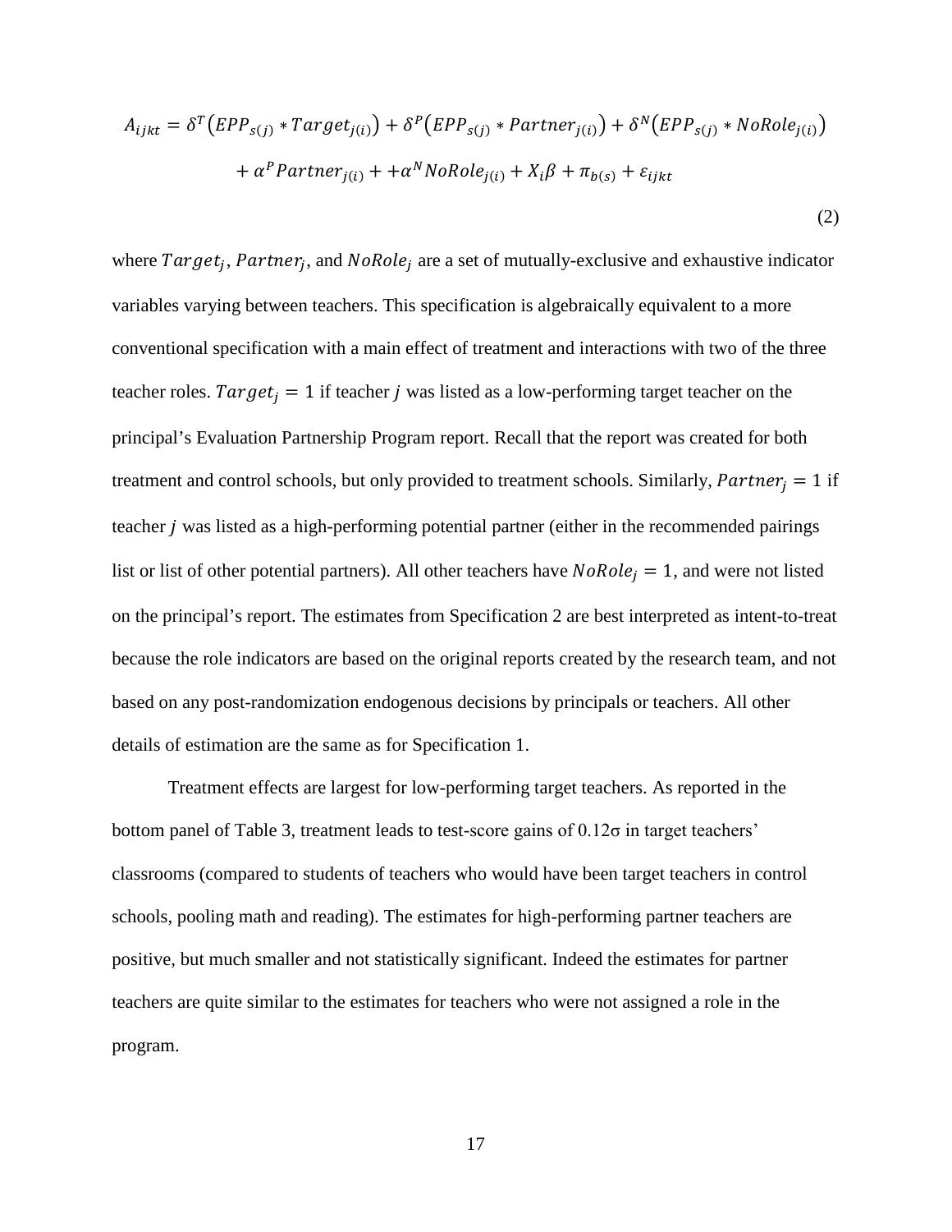$$A_{ijkt} = \delta^T\left(EPP_{s(j)} * Target_{j(i)}\right) + \delta^P\left(EPP_{s(j)} * Partner_{j(i)}\right) + \delta^N\left(EPP_{s(j)} * NoRole_{j(i)}\right) + \alpha^P Partner_{j(i)} + +\alpha^N NoRole_{j(i)} + X_i\beta + \pi_{b(s)} + \varepsilon_{ijkt} \tag{2}$$

where $Target_j$, $Partner_j$, and $NoRole_j$ are a set of mutually-exclusive and exhaustive indicator variables varying between teachers. This specification is algebraically equivalent to a more conventional specification with a main effect of treatment and interactions with two of the three teacher roles. $Target_j = 1$ if teacher $j$ was listed as a low-performing target teacher on the principal's Evaluation Partnership Program report. Recall that the report was created for both treatment and control schools, but only provided to treatment schools. Similarly, $Partner_j = 1$ if teacher $j$ was listed as a high-performing potential partner (either in the recommended pairings list or list of other potential partners). All other teachers have $NoRole_j = 1$, and were not listed on the principal's report. The estimates from Specification 2 are best interpreted as intent-to-treat because the role indicators are based on the original reports created by the research team, and not based on any post-randomization endogenous decisions by principals or teachers. All other details of estimation are the same as for Specification 1.

Treatment effects are largest for low-performing target teachers. As reported in the bottom panel of Table 3, treatment leads to test-score gains of 0.12σ in target teachers' classrooms (compared to students of teachers who would have been target teachers in control schools, pooling math and reading). The estimates for high-performing partner teachers are positive, but much smaller and not statistically significant. Indeed the estimates for partner teachers are quite similar to the estimates for teachers who were not assigned a role in the program.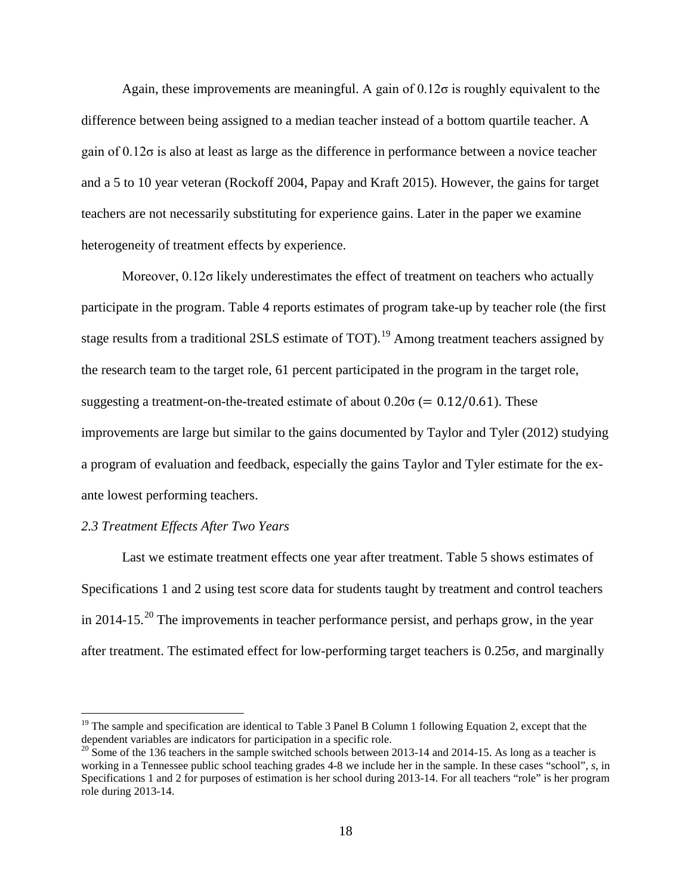Again, these improvements are meaningful. A gain of 0.12σ is roughly equivalent to the difference between being assigned to a median teacher instead of a bottom quartile teacher. A gain of 0.12σ is also at least as large as the difference in performance between a novice teacher and a 5 to 10 year veteran (Rockoff 2004, Papay and Kraft 2015). However, the gains for target teachers are not necessarily substituting for experience gains. Later in the paper we examine heterogeneity of treatment effects by experience.

Moreover, 0.12σ likely underestimates the effect of treatment on teachers who actually participate in the program. Table 4 reports estimates of program take-up by teacher role (the first stage results from a traditional 2SLS estimate of TOT).[19] Among treatment teachers assigned by the research team to the target role, 61 percent participated in the program in the target role, suggesting a treatment-on-the-treated estimate of about 0.20σ ($= 0.12/0.61$). These improvements are large but similar to the gains documented by Taylor and Tyler (2012) studying a program of evaluation and feedback, especially the gains Taylor and Tyler estimate for the ex-ante lowest performing teachers.

*2.3 Treatment Effects After Two Years*

Last we estimate treatment effects one year after treatment. Table 5 shows estimates of Specifications 1 and 2 using test score data for students taught by treatment and control teachers in 2014-15.[20] The improvements in teacher performance persist, and perhaps grow, in the year after treatment. The estimated effect for low-performing target teachers is 0.25σ, and marginally

[19] The sample and specification are identical to Table 3 Panel B Column 1 following Equation 2, except that the dependent variables are indicators for participation in a specific role.

[20] Some of the 136 teachers in the sample switched schools between 2013-14 and 2014-15. As long as a teacher is working in a Tennessee public school teaching grades 4-8 we include her in the sample. In these cases "school", *s*, in Specifications 1 and 2 for purposes of estimation is her school during 2013-14. For all teachers "role" is her program role during 2013-14.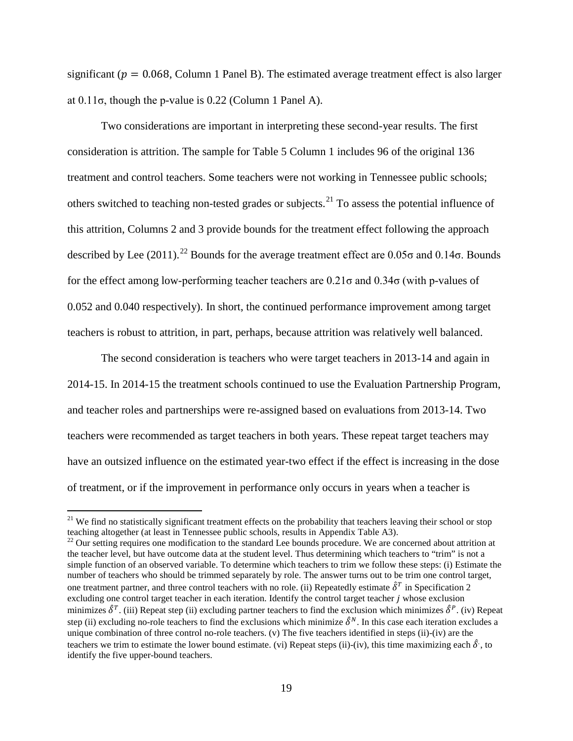significant ($p = 0.068$, Column 1 Panel B). The estimated average treatment effect is also larger at 0.11σ, though the p-value is 0.22 (Column 1 Panel A).

Two considerations are important in interpreting these second-year results. The first consideration is attrition. The sample for Table 5 Column 1 includes 96 of the original 136 treatment and control teachers. Some teachers were not working in Tennessee public schools; others switched to teaching non-tested grades or subjects.[21] To assess the potential influence of this attrition, Columns 2 and 3 provide bounds for the treatment effect following the approach described by Lee (2011).[22] Bounds for the average treatment effect are 0.05σ and 0.14σ. Bounds for the effect among low-performing teacher teachers are 0.21σ and 0.34σ (with p-values of 0.052 and 0.040 respectively). In short, the continued performance improvement among target teachers is robust to attrition, in part, perhaps, because attrition was relatively well balanced.

The second consideration is teachers who were target teachers in 2013-14 and again in 2014-15. In 2014-15 the treatment schools continued to use the Evaluation Partnership Program, and teacher roles and partnerships were re-assigned based on evaluations from 2013-14. Two teachers were recommended as target teachers in both years. These repeat target teachers may have an outsized influence on the estimated year-two effect if the effect is increasing in the dose of treatment, or if the improvement in performance only occurs in years when a teacher is

[21] We find no statistically significant treatment effects on the probability that teachers leaving their school or stop teaching altogether (at least in Tennessee public schools, results in Appendix Table A3).

[22] Our setting requires one modification to the standard Lee bounds procedure. We are concerned about attrition at the teacher level, but have outcome data at the student level. Thus determining which teachers to "trim" is not a simple function of an observed variable. To determine which teachers to trim we follow these steps: (i) Estimate the number of teachers who should be trimmed separately by role. The answer turns out to be trim one control target, one treatment partner, and three control teachers with no role. (ii) Repeatedly estimate $\hat{\delta}^T$ in Specification 2 excluding one control target teacher in each iteration. Identify the control target teacher $j$ whose exclusion minimizes $\hat{\delta}^T$. (iii) Repeat step (ii) excluding partner teachers to find the exclusion which minimizes $\hat{\delta}^P$. (iv) Repeat step (ii) excluding no-role teachers to find the exclusions which minimize $\hat{\delta}^N$. In this case each iteration excludes a unique combination of three control no-role teachers. (v) The five teachers identified in steps (ii)-(iv) are the teachers we trim to estimate the lower bound estimate. (vi) Repeat steps (ii)-(iv), this time maximizing each $\hat{\delta}^{\cdot}$, to identify the five upper-bound teachers.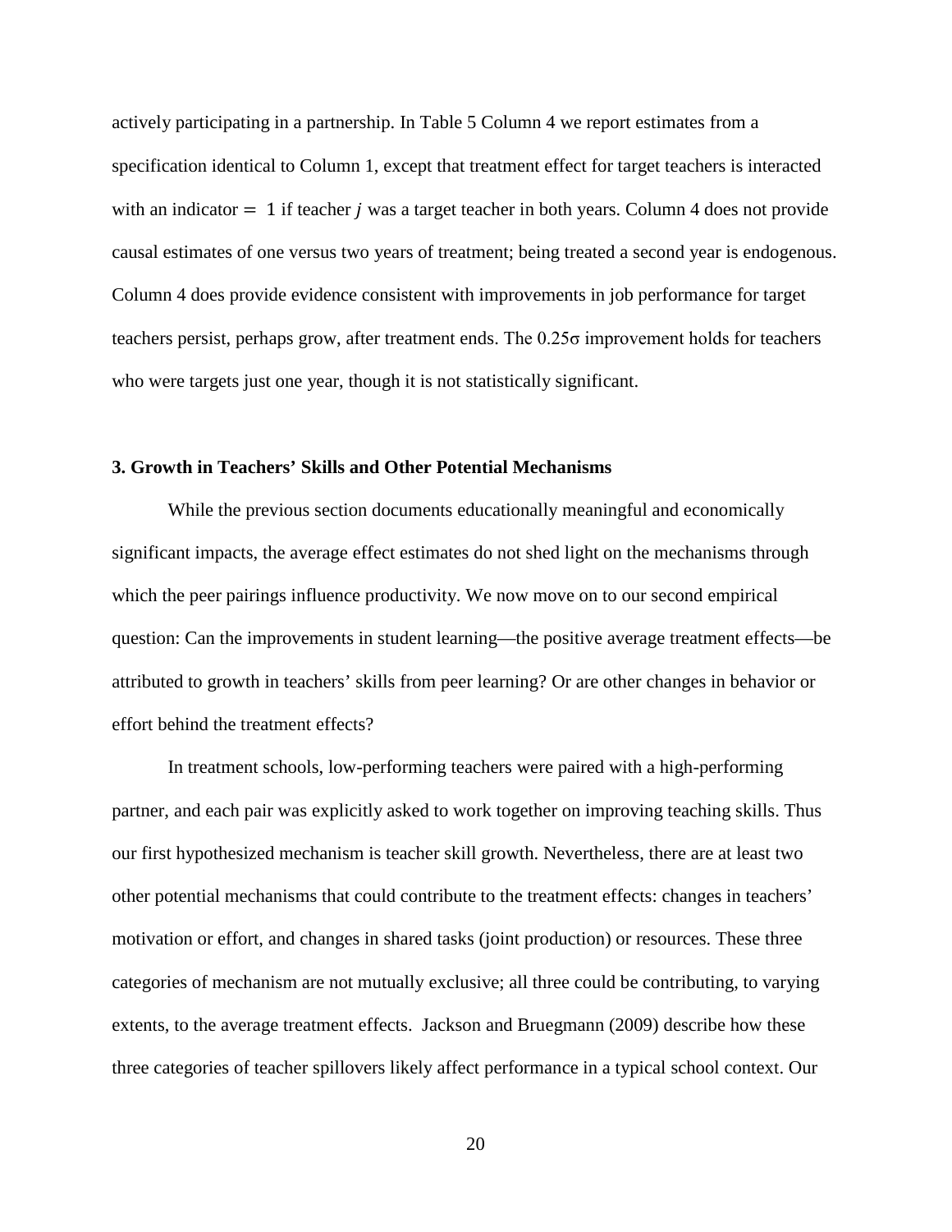actively participating in a partnership. In Table 5 Column 4 we report estimates from a specification identical to Column 1, except that treatment effect for target teachers is interacted with an indicator $= 1$ if teacher $j$ was a target teacher in both years. Column 4 does not provide causal estimates of one versus two years of treatment; being treated a second year is endogenous. Column 4 does provide evidence consistent with improvements in job performance for target teachers persist, perhaps grow, after treatment ends. The $0.25\sigma$ improvement holds for teachers who were targets just one year, though it is not statistically significant.

### 3. Growth in Teachers' Skills and Other Potential Mechanisms

While the previous section documents educationally meaningful and economically significant impacts, the average effect estimates do not shed light on the mechanisms through which the peer pairings influence productivity. We now move on to our second empirical question: Can the improvements in student learning—the positive average treatment effects—be attributed to growth in teachers' skills from peer learning? Or are other changes in behavior or effort behind the treatment effects?

In treatment schools, low-performing teachers were paired with a high-performing partner, and each pair was explicitly asked to work together on improving teaching skills. Thus our first hypothesized mechanism is teacher skill growth. Nevertheless, there are at least two other potential mechanisms that could contribute to the treatment effects: changes in teachers' motivation or effort, and changes in shared tasks (joint production) or resources. These three categories of mechanism are not mutually exclusive; all three could be contributing, to varying extents, to the average treatment effects. Jackson and Bruegmann (2009) describe how these three categories of teacher spillovers likely affect performance in a typical school context. Our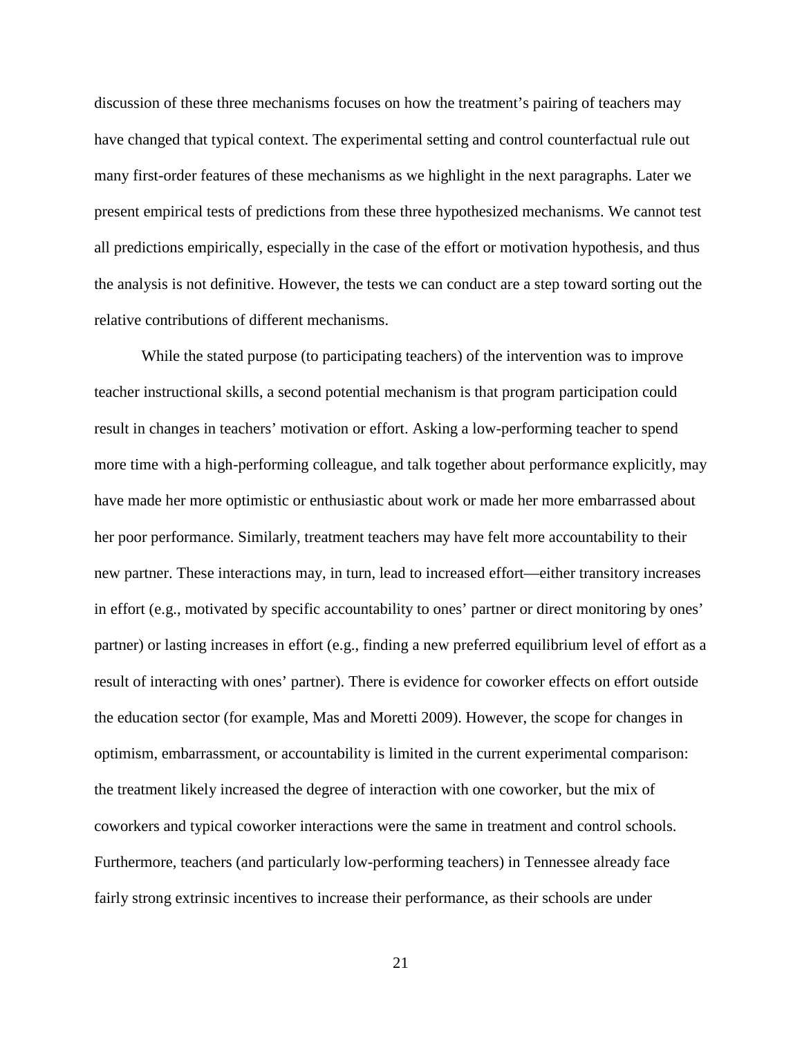discussion of these three mechanisms focuses on how the treatment's pairing of teachers may have changed that typical context. The experimental setting and control counterfactual rule out many first-order features of these mechanisms as we highlight in the next paragraphs. Later we present empirical tests of predictions from these three hypothesized mechanisms. We cannot test all predictions empirically, especially in the case of the effort or motivation hypothesis, and thus the analysis is not definitive. However, the tests we can conduct are a step toward sorting out the relative contributions of different mechanisms.

While the stated purpose (to participating teachers) of the intervention was to improve teacher instructional skills, a second potential mechanism is that program participation could result in changes in teachers' motivation or effort. Asking a low-performing teacher to spend more time with a high-performing colleague, and talk together about performance explicitly, may have made her more optimistic or enthusiastic about work or made her more embarrassed about her poor performance. Similarly, treatment teachers may have felt more accountability to their new partner. These interactions may, in turn, lead to increased effort—either transitory increases in effort (e.g., motivated by specific accountability to ones' partner or direct monitoring by ones' partner) or lasting increases in effort (e.g., finding a new preferred equilibrium level of effort as a result of interacting with ones' partner). There is evidence for coworker effects on effort outside the education sector (for example, Mas and Moretti 2009). However, the scope for changes in optimism, embarrassment, or accountability is limited in the current experimental comparison: the treatment likely increased the degree of interaction with one coworker, but the mix of coworkers and typical coworker interactions were the same in treatment and control schools. Furthermore, teachers (and particularly low-performing teachers) in Tennessee already face fairly strong extrinsic incentives to increase their performance, as their schools are under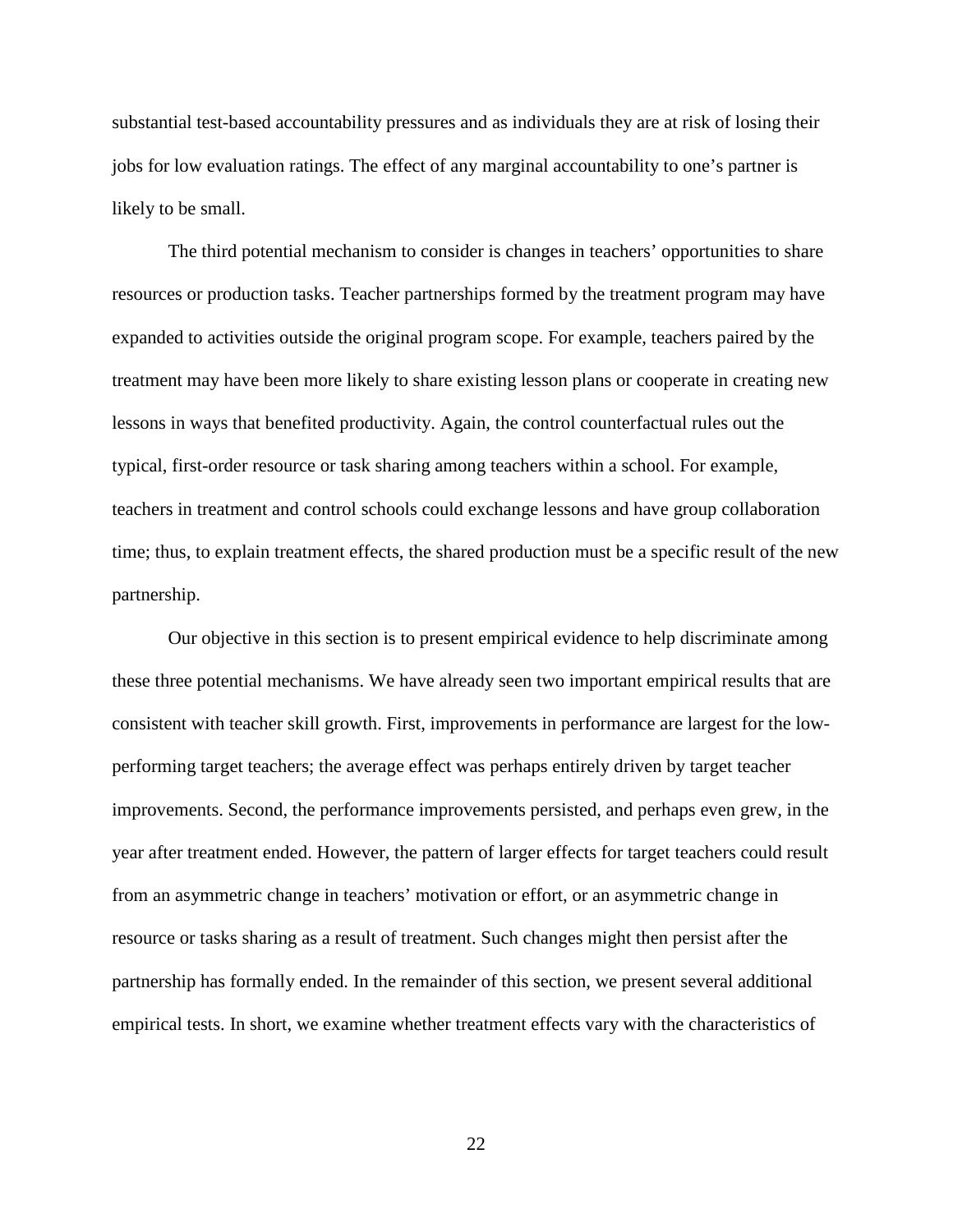substantial test-based accountability pressures and as individuals they are at risk of losing their jobs for low evaluation ratings. The effect of any marginal accountability to one's partner is likely to be small.

The third potential mechanism to consider is changes in teachers' opportunities to share resources or production tasks. Teacher partnerships formed by the treatment program may have expanded to activities outside the original program scope. For example, teachers paired by the treatment may have been more likely to share existing lesson plans or cooperate in creating new lessons in ways that benefited productivity. Again, the control counterfactual rules out the typical, first-order resource or task sharing among teachers within a school. For example, teachers in treatment and control schools could exchange lessons and have group collaboration time; thus, to explain treatment effects, the shared production must be a specific result of the new partnership.

Our objective in this section is to present empirical evidence to help discriminate among these three potential mechanisms. We have already seen two important empirical results that are consistent with teacher skill growth. First, improvements in performance are largest for the low-performing target teachers; the average effect was perhaps entirely driven by target teacher improvements. Second, the performance improvements persisted, and perhaps even grew, in the year after treatment ended. However, the pattern of larger effects for target teachers could result from an asymmetric change in teachers' motivation or effort, or an asymmetric change in resource or tasks sharing as a result of treatment. Such changes might then persist after the partnership has formally ended. In the remainder of this section, we present several additional empirical tests. In short, we examine whether treatment effects vary with the characteristics of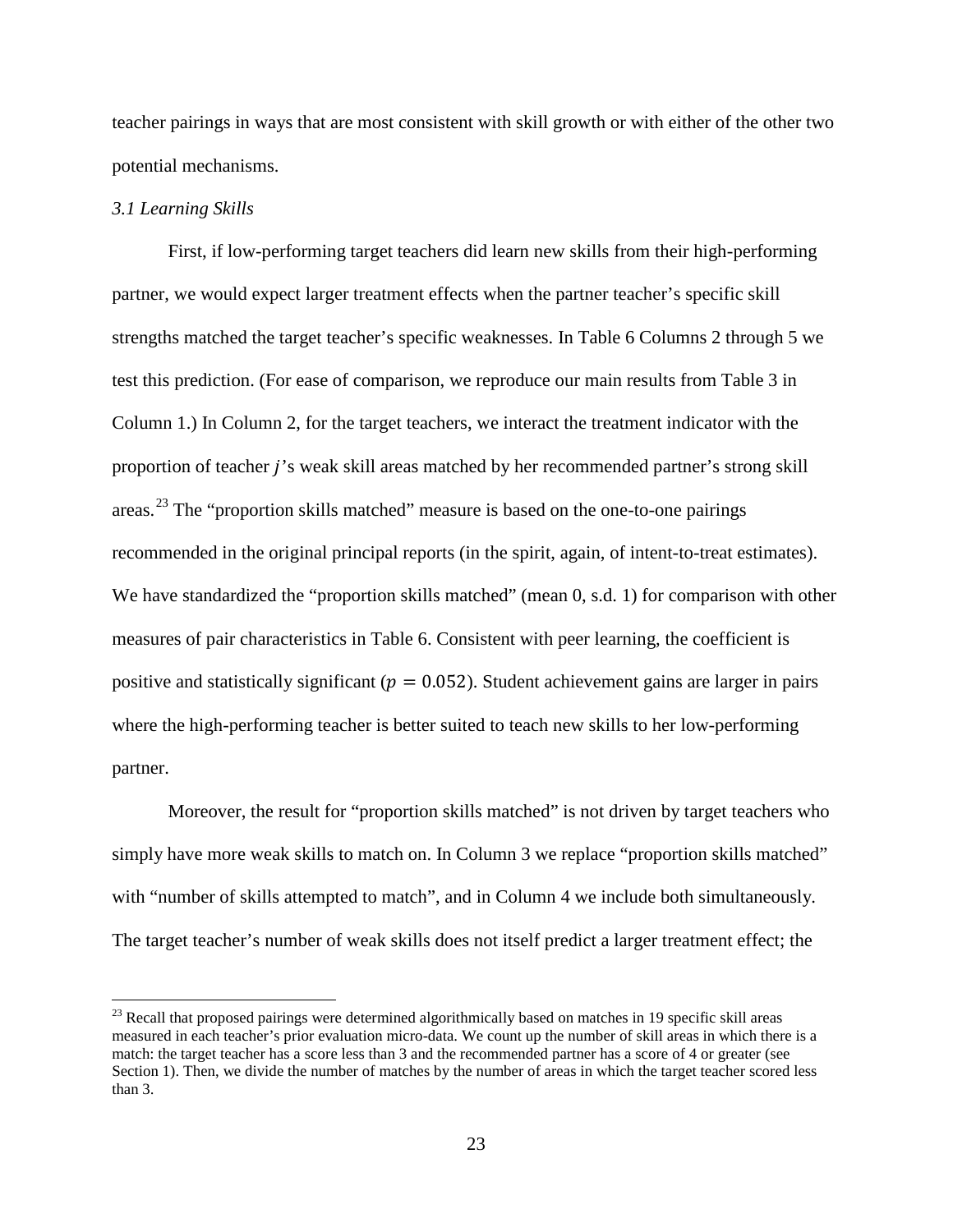teacher pairings in ways that are most consistent with skill growth or with either of the other two potential mechanisms.

*3.1 Learning Skills*

First, if low-performing target teachers did learn new skills from their high-performing partner, we would expect larger treatment effects when the partner teacher's specific skill strengths matched the target teacher's specific weaknesses. In Table 6 Columns 2 through 5 we test this prediction. (For ease of comparison, we reproduce our main results from Table 3 in Column 1.) In Column 2, for the target teachers, we interact the treatment indicator with the proportion of teacher $j$'s weak skill areas matched by her recommended partner's strong skill areas.[23] The "proportion skills matched" measure is based on the one-to-one pairings recommended in the original principal reports (in the spirit, again, of intent-to-treat estimates). We have standardized the "proportion skills matched" (mean 0, s.d. 1) for comparison with other measures of pair characteristics in Table 6. Consistent with peer learning, the coefficient is positive and statistically significant ($p = 0.052$). Student achievement gains are larger in pairs where the high-performing teacher is better suited to teach new skills to her low-performing partner.

Moreover, the result for "proportion skills matched" is not driven by target teachers who simply have more weak skills to match on. In Column 3 we replace "proportion skills matched" with "number of skills attempted to match", and in Column 4 we include both simultaneously. The target teacher's number of weak skills does not itself predict a larger treatment effect; the

[23] Recall that proposed pairings were determined algorithmically based on matches in 19 specific skill areas measured in each teacher's prior evaluation micro-data. We count up the number of skill areas in which there is a match: the target teacher has a score less than 3 and the recommended partner has a score of 4 or greater (see Section 1). Then, we divide the number of matches by the number of areas in which the target teacher scored less than 3.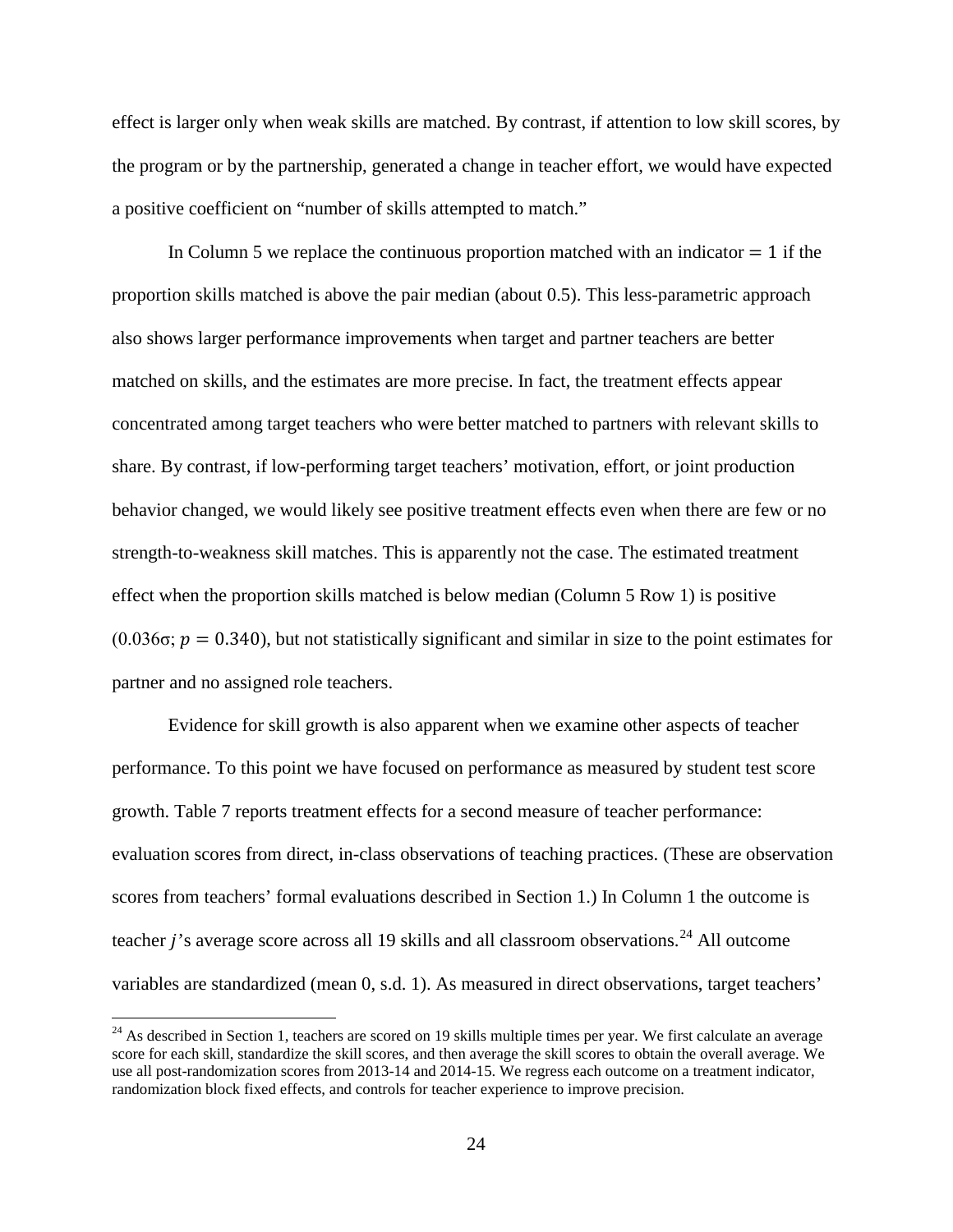effect is larger only when weak skills are matched. By contrast, if attention to low skill scores, by the program or by the partnership, generated a change in teacher effort, we would have expected a positive coefficient on "number of skills attempted to match."

In Column 5 we replace the continuous proportion matched with an indicator $= 1$ if the proportion skills matched is above the pair median (about 0.5). This less-parametric approach also shows larger performance improvements when target and partner teachers are better matched on skills, and the estimates are more precise. In fact, the treatment effects appear concentrated among target teachers who were better matched to partners with relevant skills to share. By contrast, if low-performing target teachers' motivation, effort, or joint production behavior changed, we would likely see positive treatment effects even when there are few or no strength-to-weakness skill matches. This is apparently not the case. The estimated treatment effect when the proportion skills matched is below median (Column 5 Row 1) is positive (0.036σ; $p = 0.340$), but not statistically significant and similar in size to the point estimates for partner and no assigned role teachers.

Evidence for skill growth is also apparent when we examine other aspects of teacher performance. To this point we have focused on performance as measured by student test score growth. Table 7 reports treatment effects for a second measure of teacher performance: evaluation scores from direct, in-class observations of teaching practices. (These are observation scores from teachers' formal evaluations described in Section 1.) In Column 1 the outcome is teacher $j$'s average score across all 19 skills and all classroom observations.[24] All outcome variables are standardized (mean 0, s.d. 1). As measured in direct observations, target teachers'

[24] As described in Section 1, teachers are scored on 19 skills multiple times per year. We first calculate an average score for each skill, standardize the skill scores, and then average the skill scores to obtain the overall average. We use all post-randomization scores from 2013-14 and 2014-15. We regress each outcome on a treatment indicator, randomization block fixed effects, and controls for teacher experience to improve precision.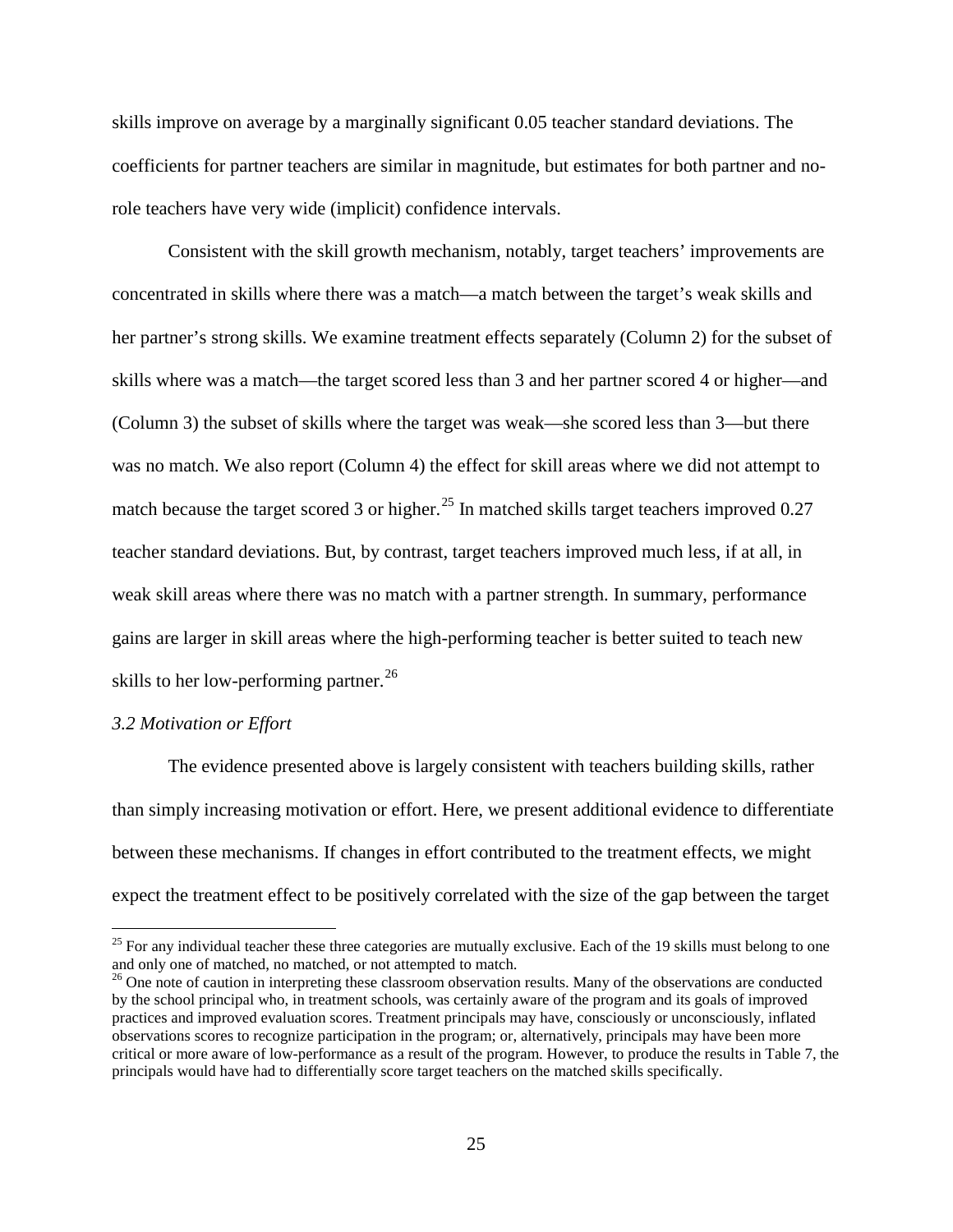skills improve on average by a marginally significant 0.05 teacher standard deviations. The coefficients for partner teachers are similar in magnitude, but estimates for both partner and no-role teachers have very wide (implicit) confidence intervals.

Consistent with the skill growth mechanism, notably, target teachers' improvements are concentrated in skills where there was a match—a match between the target's weak skills and her partner's strong skills. We examine treatment effects separately (Column 2) for the subset of skills where was a match—the target scored less than 3 and her partner scored 4 or higher—and (Column 3) the subset of skills where the target was weak—she scored less than 3—but there was no match. We also report (Column 4) the effect for skill areas where we did not attempt to match because the target scored 3 or higher.[25] In matched skills target teachers improved 0.27 teacher standard deviations. But, by contrast, target teachers improved much less, if at all, in weak skill areas where there was no match with a partner strength. In summary, performance gains are larger in skill areas where the high-performing teacher is better suited to teach new skills to her low-performing partner.[26]

### *3.2 Motivation or Effort*

The evidence presented above is largely consistent with teachers building skills, rather than simply increasing motivation or effort. Here, we present additional evidence to differentiate between these mechanisms. If changes in effort contributed to the treatment effects, we might expect the treatment effect to be positively correlated with the size of the gap between the target

---

[25] For any individual teacher these three categories are mutually exclusive. Each of the 19 skills must belong to one and only one of matched, no matched, or not attempted to match.

[26] One note of caution in interpreting these classroom observation results. Many of the observations are conducted by the school principal who, in treatment schools, was certainly aware of the program and its goals of improved practices and improved evaluation scores. Treatment principals may have, consciously or unconsciously, inflated observations scores to recognize participation in the program; or, alternatively, principals may have been more critical or more aware of low-performance as a result of the program. However, to produce the results in Table 7, the principals would have had to differentially score target teachers on the matched skills specifically.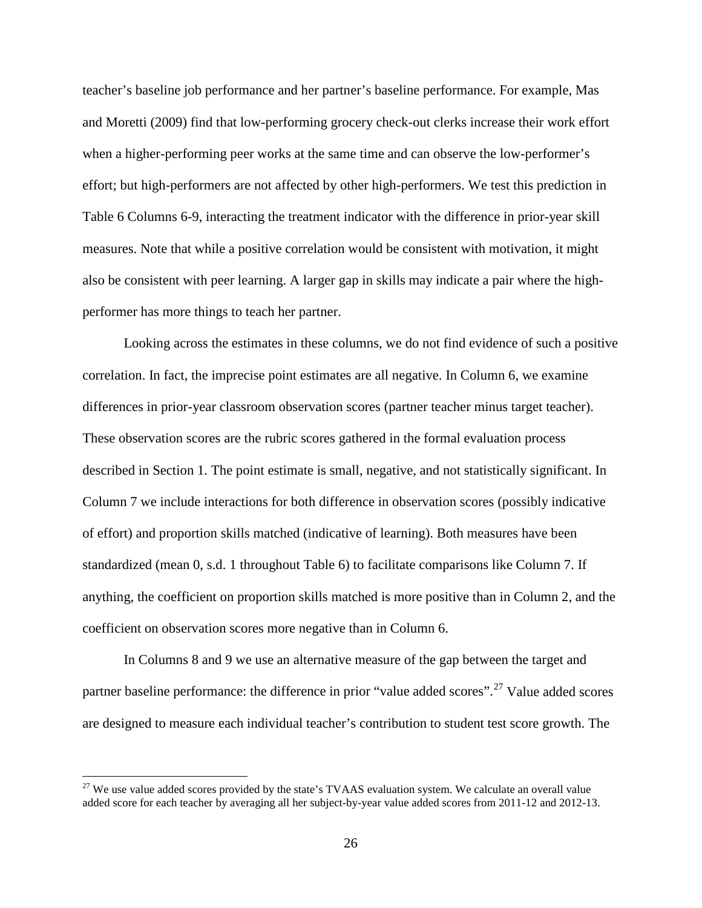teacher's baseline job performance and her partner's baseline performance. For example, Mas and Moretti (2009) find that low-performing grocery check-out clerks increase their work effort when a higher-performing peer works at the same time and can observe the low-performer's effort; but high-performers are not affected by other high-performers. We test this prediction in Table 6 Columns 6-9, interacting the treatment indicator with the difference in prior-year skill measures. Note that while a positive correlation would be consistent with motivation, it might also be consistent with peer learning. A larger gap in skills may indicate a pair where the high-performer has more things to teach her partner.

Looking across the estimates in these columns, we do not find evidence of such a positive correlation. In fact, the imprecise point estimates are all negative. In Column 6, we examine differences in prior-year classroom observation scores (partner teacher minus target teacher). These observation scores are the rubric scores gathered in the formal evaluation process described in Section 1. The point estimate is small, negative, and not statistically significant. In Column 7 we include interactions for both difference in observation scores (possibly indicative of effort) and proportion skills matched (indicative of learning). Both measures have been standardized (mean 0, s.d. 1 throughout Table 6) to facilitate comparisons like Column 7. If anything, the coefficient on proportion skills matched is more positive than in Column 2, and the coefficient on observation scores more negative than in Column 6.

In Columns 8 and 9 we use an alternative measure of the gap between the target and partner baseline performance: the difference in prior "value added scores".[27] Value added scores are designed to measure each individual teacher's contribution to student test score growth. The

[27] We use value added scores provided by the state's TVAAS evaluation system. We calculate an overall value added score for each teacher by averaging all her subject-by-year value added scores from 2011-12 and 2012-13.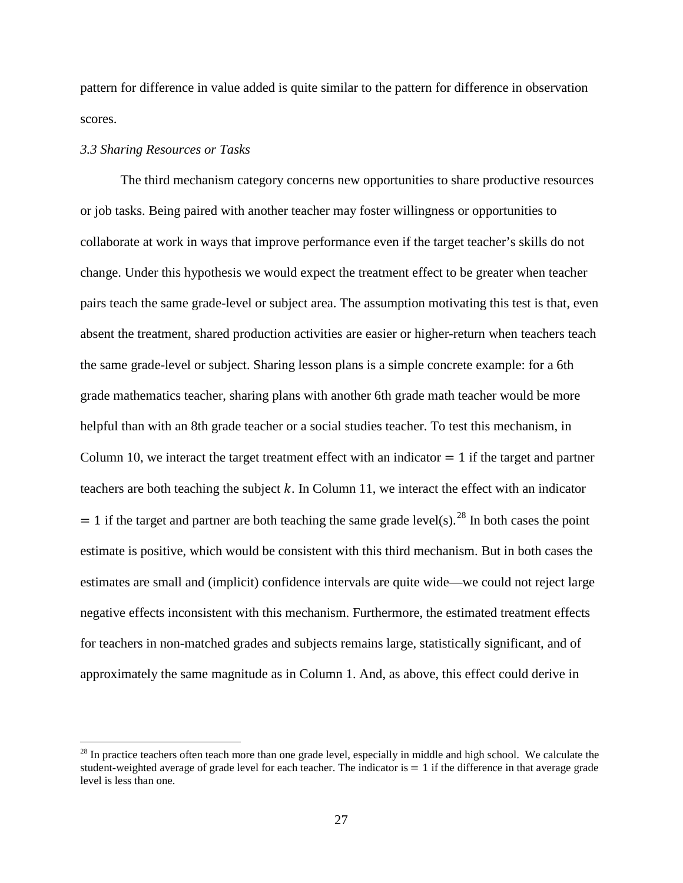pattern for difference in value added is quite similar to the pattern for difference in observation scores.

### *3.3 Sharing Resources or Tasks*

The third mechanism category concerns new opportunities to share productive resources or job tasks. Being paired with another teacher may foster willingness or opportunities to collaborate at work in ways that improve performance even if the target teacher's skills do not change. Under this hypothesis we would expect the treatment effect to be greater when teacher pairs teach the same grade-level or subject area. The assumption motivating this test is that, even absent the treatment, shared production activities are easier or higher-return when teachers teach the same grade-level or subject. Sharing lesson plans is a simple concrete example: for a 6th grade mathematics teacher, sharing plans with another 6th grade math teacher would be more helpful than with an 8th grade teacher or a social studies teacher. To test this mechanism, in Column 10, we interact the target treatment effect with an indicator $= 1$ if the target and partner teachers are both teaching the subject $k$. In Column 11, we interact the effect with an indicator $= 1$ if the target and partner are both teaching the same grade level(s).[28] In both cases the point estimate is positive, which would be consistent with this third mechanism. But in both cases the estimates are small and (implicit) confidence intervals are quite wide—we could not reject large negative effects inconsistent with this mechanism. Furthermore, the estimated treatment effects for teachers in non-matched grades and subjects remains large, statistically significant, and of approximately the same magnitude as in Column 1. And, as above, this effect could derive in

---

[28] In practice teachers often teach more than one grade level, especially in middle and high school. We calculate the student-weighted average of grade level for each teacher. The indicator is $= 1$ if the difference in that average grade level is less than one.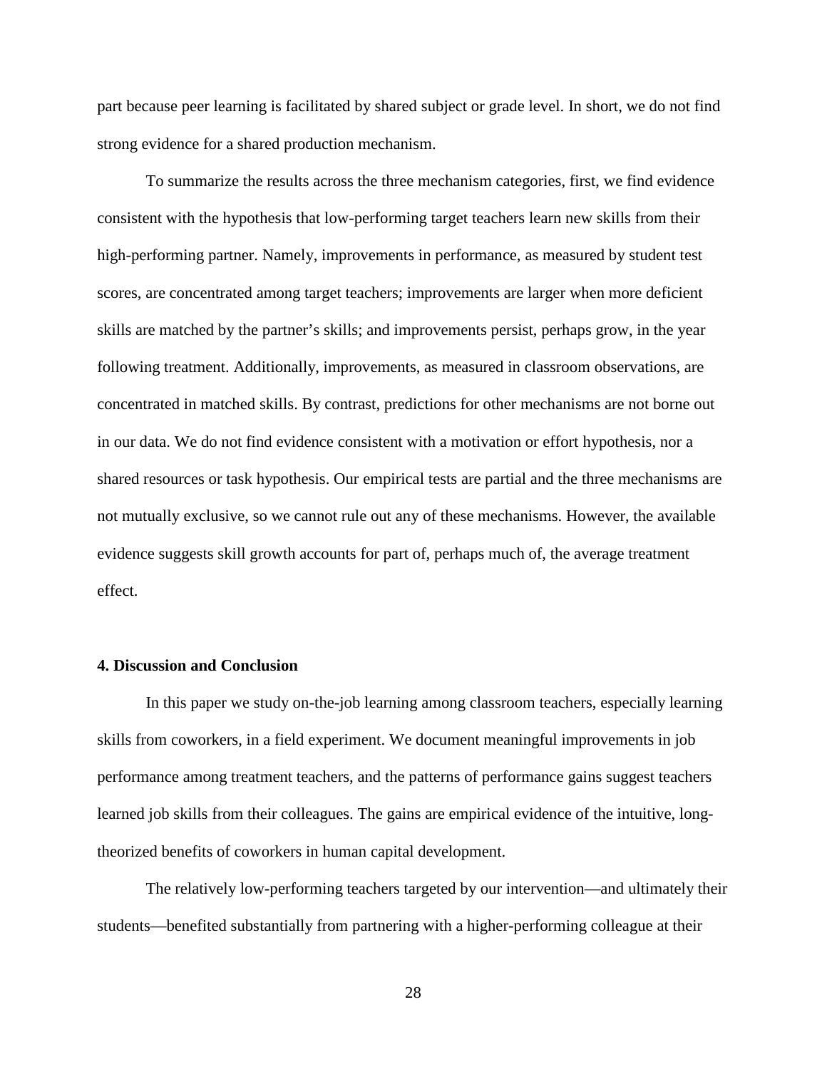part because peer learning is facilitated by shared subject or grade level. In short, we do not find strong evidence for a shared production mechanism.

To summarize the results across the three mechanism categories, first, we find evidence consistent with the hypothesis that low-performing target teachers learn new skills from their high-performing partner. Namely, improvements in performance, as measured by student test scores, are concentrated among target teachers; improvements are larger when more deficient skills are matched by the partner's skills; and improvements persist, perhaps grow, in the year following treatment. Additionally, improvements, as measured in classroom observations, are concentrated in matched skills. By contrast, predictions for other mechanisms are not borne out in our data. We do not find evidence consistent with a motivation or effort hypothesis, nor a shared resources or task hypothesis. Our empirical tests are partial and the three mechanisms are not mutually exclusive, so we cannot rule out any of these mechanisms. However, the available evidence suggests skill growth accounts for part of, perhaps much of, the average treatment effect.

## 4. Discussion and Conclusion

In this paper we study on-the-job learning among classroom teachers, especially learning skills from coworkers, in a field experiment. We document meaningful improvements in job performance among treatment teachers, and the patterns of performance gains suggest teachers learned job skills from their colleagues. The gains are empirical evidence of the intuitive, long-theorized benefits of coworkers in human capital development.

The relatively low-performing teachers targeted by our intervention—and ultimately their students—benefited substantially from partnering with a higher-performing colleague at their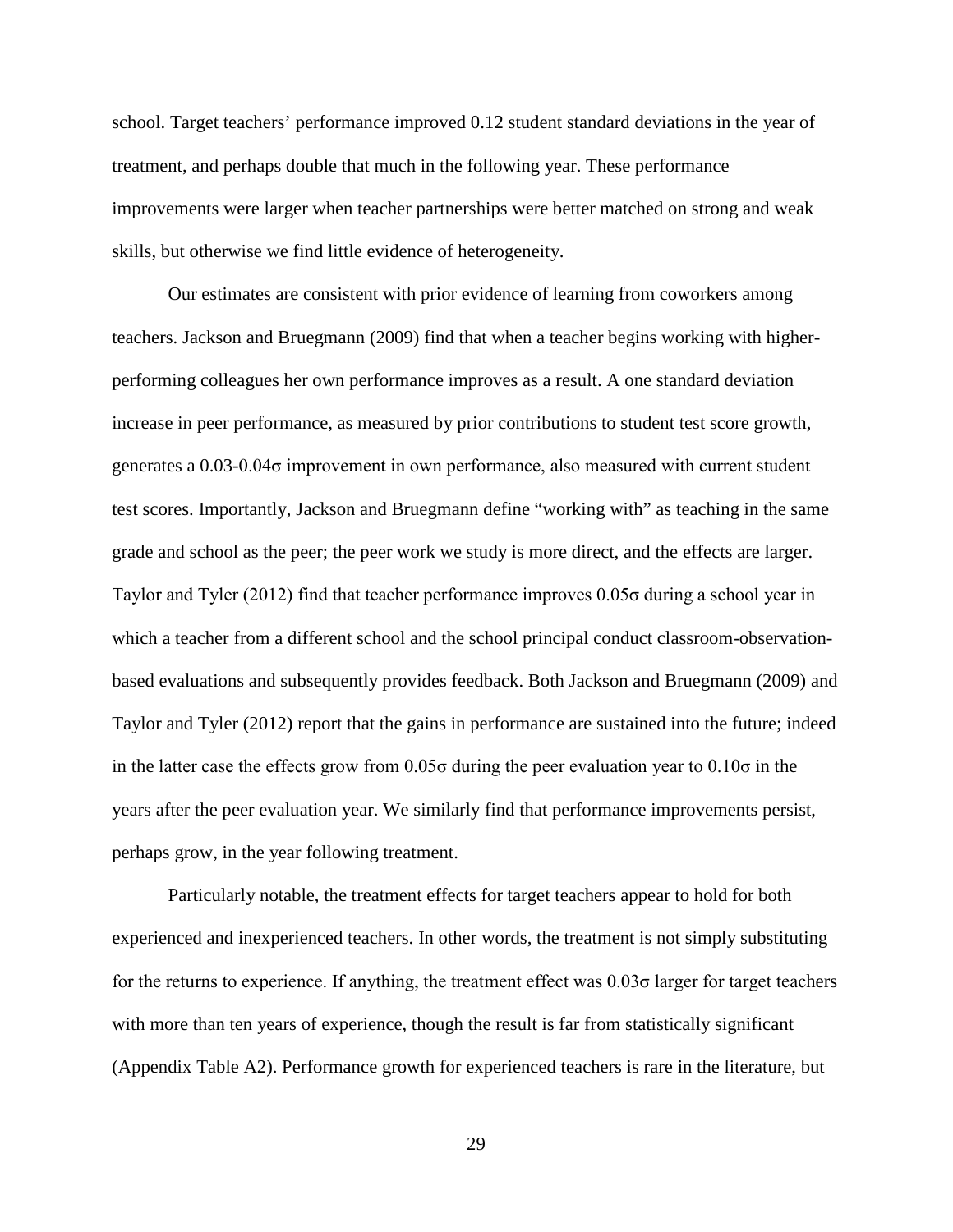school. Target teachers' performance improved 0.12 student standard deviations in the year of treatment, and perhaps double that much in the following year. These performance improvements were larger when teacher partnerships were better matched on strong and weak skills, but otherwise we find little evidence of heterogeneity.

Our estimates are consistent with prior evidence of learning from coworkers among teachers. Jackson and Bruegmann (2009) find that when a teacher begins working with higher-performing colleagues her own performance improves as a result. A one standard deviation increase in peer performance, as measured by prior contributions to student test score growth, generates a 0.03-0.04σ improvement in own performance, also measured with current student test scores. Importantly, Jackson and Bruegmann define "working with" as teaching in the same grade and school as the peer; the peer work we study is more direct, and the effects are larger. Taylor and Tyler (2012) find that teacher performance improves 0.05σ during a school year in which a teacher from a different school and the school principal conduct classroom-observation-based evaluations and subsequently provides feedback. Both Jackson and Bruegmann (2009) and Taylor and Tyler (2012) report that the gains in performance are sustained into the future; indeed in the latter case the effects grow from 0.05σ during the peer evaluation year to 0.10σ in the years after the peer evaluation year. We similarly find that performance improvements persist, perhaps grow, in the year following treatment.

Particularly notable, the treatment effects for target teachers appear to hold for both experienced and inexperienced teachers. In other words, the treatment is not simply substituting for the returns to experience. If anything, the treatment effect was 0.03σ larger for target teachers with more than ten years of experience, though the result is far from statistically significant (Appendix Table A2). Performance growth for experienced teachers is rare in the literature, but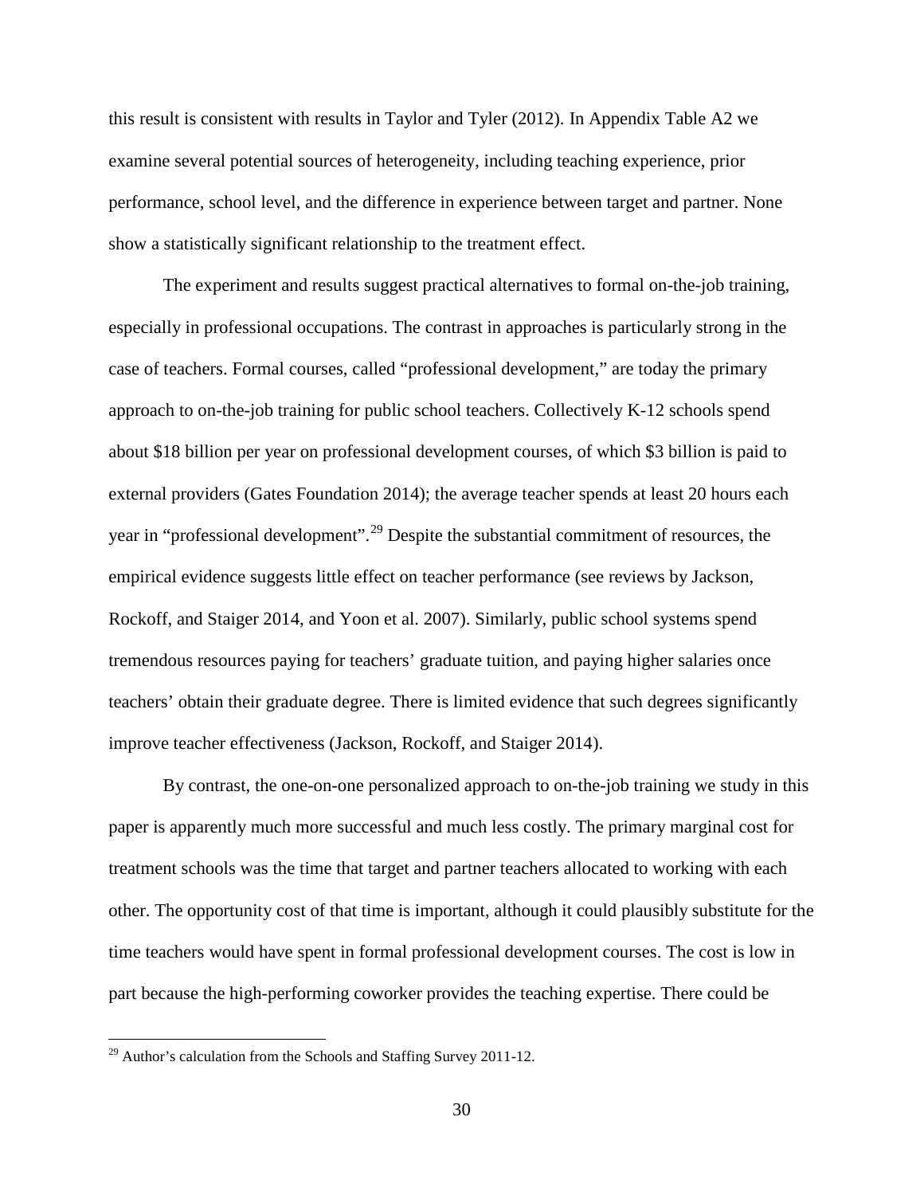this result is consistent with results in Taylor and Tyler (2012). In Appendix Table A2 we examine several potential sources of heterogeneity, including teaching experience, prior performance, school level, and the difference in experience between target and partner. None show a statistically significant relationship to the treatment effect.

The experiment and results suggest practical alternatives to formal on-the-job training, especially in professional occupations. The contrast in approaches is particularly strong in the case of teachers. Formal courses, called "professional development," are today the primary approach to on-the-job training for public school teachers. Collectively K-12 schools spend about $18 billion per year on professional development courses, of which $3 billion is paid to external providers (Gates Foundation 2014); the average teacher spends at least 20 hours each year in "professional development".[29] Despite the substantial commitment of resources, the empirical evidence suggests little effect on teacher performance (see reviews by Jackson, Rockoff, and Staiger 2014, and Yoon et al. 2007). Similarly, public school systems spend tremendous resources paying for teachers' graduate tuition, and paying higher salaries once teachers' obtain their graduate degree. There is limited evidence that such degrees significantly improve teacher effectiveness (Jackson, Rockoff, and Staiger 2014).

By contrast, the one-on-one personalized approach to on-the-job training we study in this paper is apparently much more successful and much less costly. The primary marginal cost for treatment schools was the time that target and partner teachers allocated to working with each other. The opportunity cost of that time is important, although it could plausibly substitute for the time teachers would have spent in formal professional development courses. The cost is low in part because the high-performing coworker provides the teaching expertise. There could be

[29] Author's calculation from the Schools and Staffing Survey 2011-12.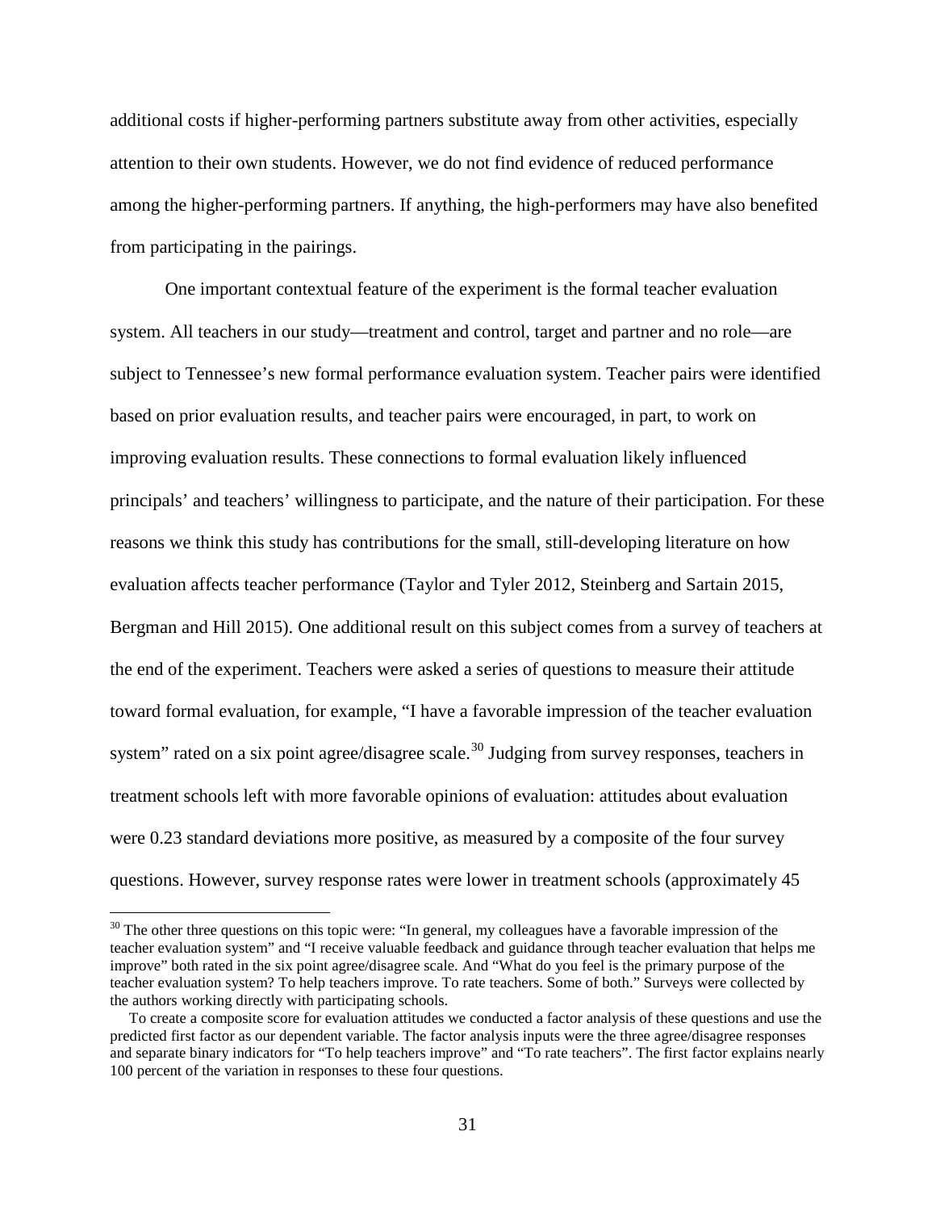additional costs if higher-performing partners substitute away from other activities, especially attention to their own students. However, we do not find evidence of reduced performance among the higher-performing partners. If anything, the high-performers may have also benefited from participating in the pairings.

One important contextual feature of the experiment is the formal teacher evaluation system. All teachers in our study—treatment and control, target and partner and no role—are subject to Tennessee's new formal performance evaluation system. Teacher pairs were identified based on prior evaluation results, and teacher pairs were encouraged, in part, to work on improving evaluation results. These connections to formal evaluation likely influenced principals' and teachers' willingness to participate, and the nature of their participation. For these reasons we think this study has contributions for the small, still-developing literature on how evaluation affects teacher performance (Taylor and Tyler 2012, Steinberg and Sartain 2015, Bergman and Hill 2015). One additional result on this subject comes from a survey of teachers at the end of the experiment. Teachers were asked a series of questions to measure their attitude toward formal evaluation, for example, "I have a favorable impression of the teacher evaluation system" rated on a six point agree/disagree scale.[30] Judging from survey responses, teachers in treatment schools left with more favorable opinions of evaluation: attitudes about evaluation were 0.23 standard deviations more positive, as measured by a composite of the four survey questions. However, survey response rates were lower in treatment schools (approximately 45

[30] The other three questions on this topic were: "In general, my colleagues have a favorable impression of the teacher evaluation system" and "I receive valuable feedback and guidance through teacher evaluation that helps me improve" both rated in the six point agree/disagree scale. And "What do you feel is the primary purpose of the teacher evaluation system? To help teachers improve. To rate teachers. Some of both." Surveys were collected by the authors working directly with participating schools.

To create a composite score for evaluation attitudes we conducted a factor analysis of these questions and use the predicted first factor as our dependent variable. The factor analysis inputs were the three agree/disagree responses and separate binary indicators for "To help teachers improve" and "To rate teachers". The first factor explains nearly 100 percent of the variation in responses to these four questions.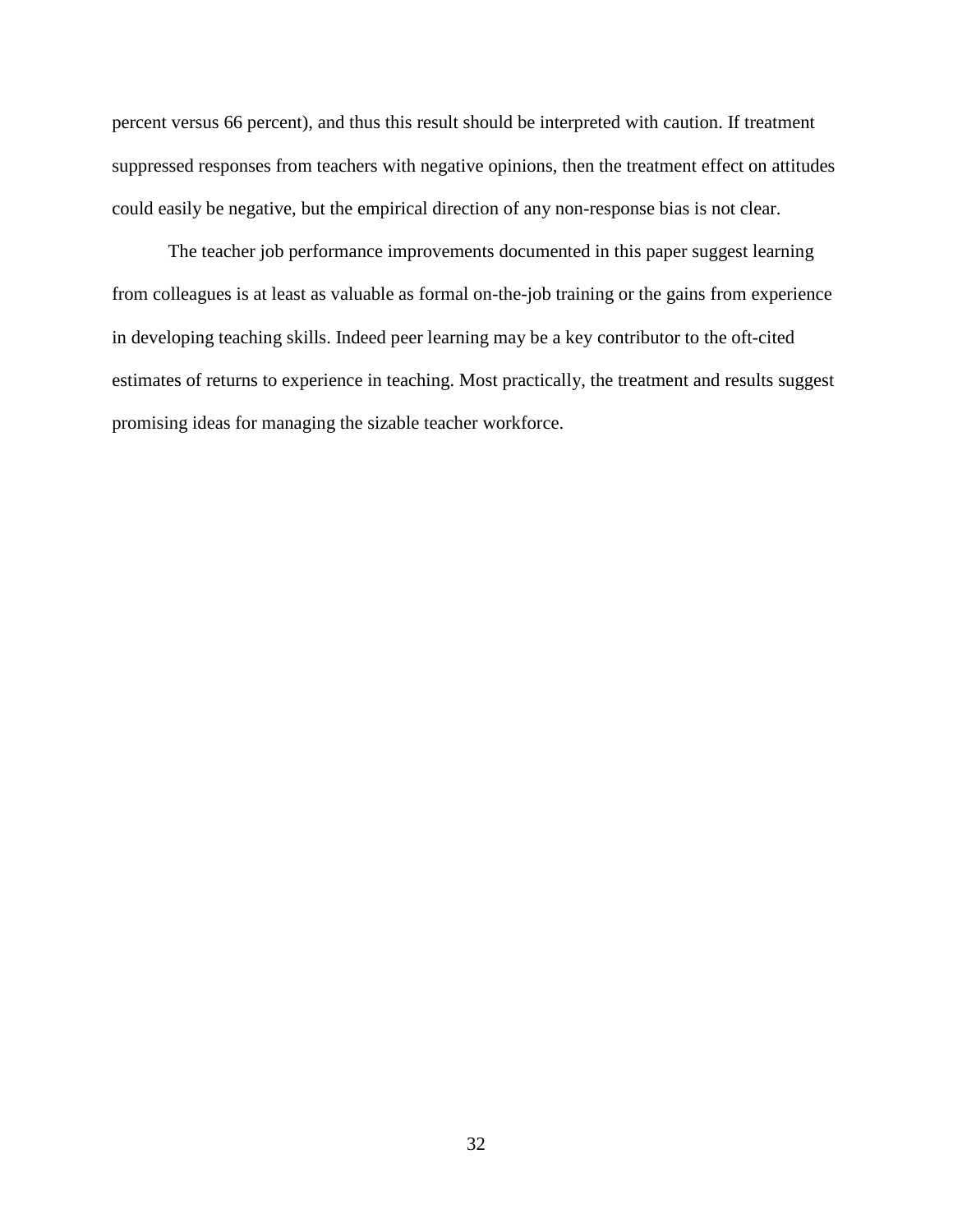percent versus 66 percent), and thus this result should be interpreted with caution. If treatment suppressed responses from teachers with negative opinions, then the treatment effect on attitudes could easily be negative, but the empirical direction of any non-response bias is not clear.

The teacher job performance improvements documented in this paper suggest learning from colleagues is at least as valuable as formal on-the-job training or the gains from experience in developing teaching skills. Indeed peer learning may be a key contributor to the oft-cited estimates of returns to experience in teaching. Most practically, the treatment and results suggest promising ideas for managing the sizable teacher workforce.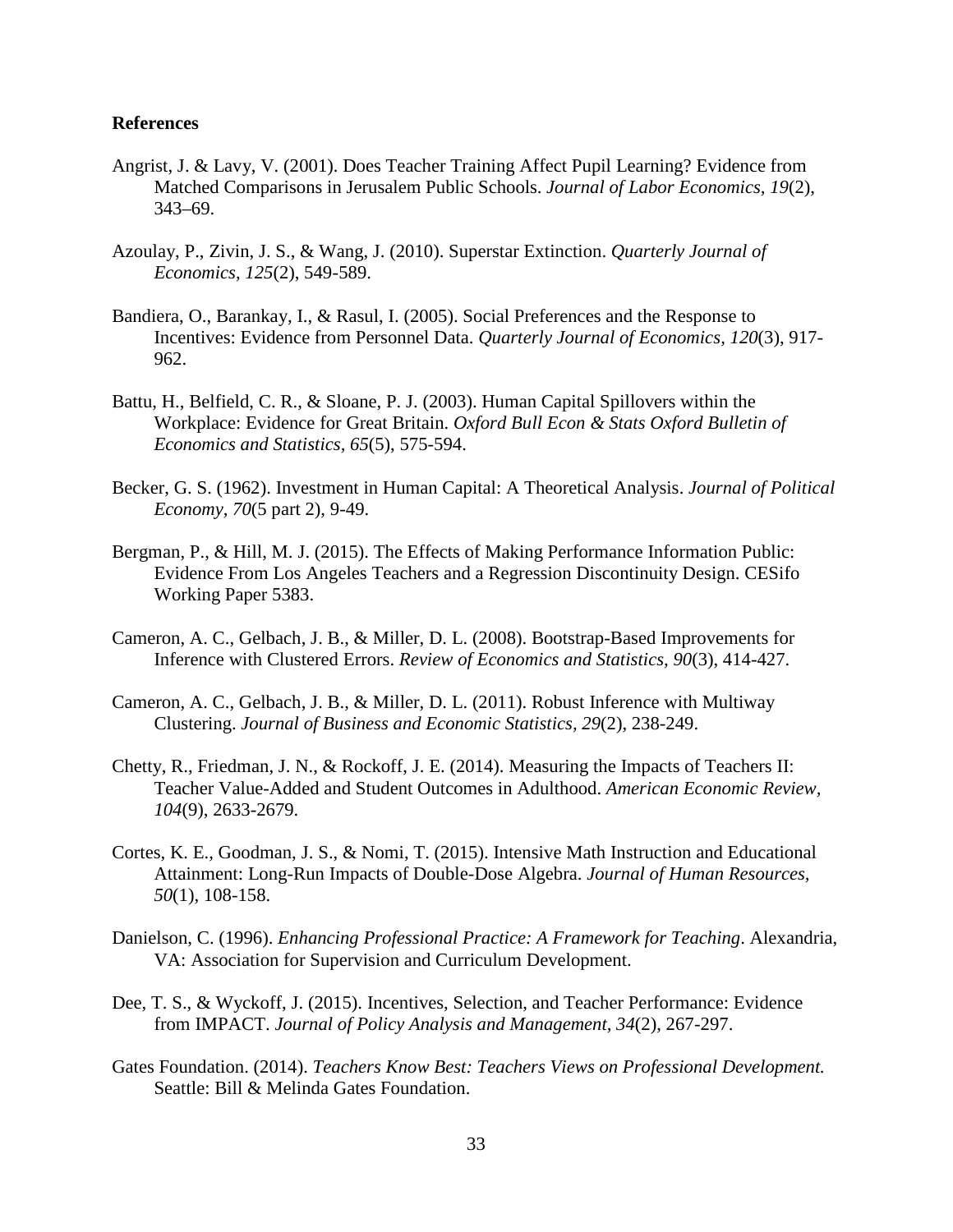**References**

Angrist, J. & Lavy, V. (2001). Does Teacher Training Affect Pupil Learning? Evidence from Matched Comparisons in Jerusalem Public Schools. *Journal of Labor Economics*, *19*(2), 343–69.

Azoulay, P., Zivin, J. S., & Wang, J. (2010). Superstar Extinction. *Quarterly Journal of Economics, 125*(2), 549-589.

Bandiera, O., Barankay, I., & Rasul, I. (2005). Social Preferences and the Response to Incentives: Evidence from Personnel Data. *Quarterly Journal of Economics*, *120*(3), 917-962.

Battu, H., Belfield, C. R., & Sloane, P. J. (2003). Human Capital Spillovers within the Workplace: Evidence for Great Britain. *Oxford Bull Econ & Stats Oxford Bulletin of Economics and Statistics*, *65*(5), 575-594.

Becker, G. S. (1962). Investment in Human Capital: A Theoretical Analysis. *Journal of Political Economy*, *70*(5 part 2), 9-49.

Bergman, P., & Hill, M. J. (2015). The Effects of Making Performance Information Public: Evidence From Los Angeles Teachers and a Regression Discontinuity Design. CESifo Working Paper 5383.

Cameron, A. C., Gelbach, J. B., & Miller, D. L. (2008). Bootstrap-Based Improvements for Inference with Clustered Errors. *Review of Economics and Statistics*, *90*(3), 414-427.

Cameron, A. C., Gelbach, J. B., & Miller, D. L. (2011). Robust Inference with Multiway Clustering. *Journal of Business and Economic Statistics, 29*(2), 238-249.

Chetty, R., Friedman, J. N., & Rockoff, J. E. (2014). Measuring the Impacts of Teachers II: Teacher Value-Added and Student Outcomes in Adulthood. *American Economic Review, 104*(9), 2633-2679.

Cortes, K. E., Goodman, J. S., & Nomi, T. (2015). Intensive Math Instruction and Educational Attainment: Long-Run Impacts of Double-Dose Algebra. *Journal of Human Resources, 50*(1), 108-158.

Danielson, C. (1996). *Enhancing Professional Practice: A Framework for Teaching*. Alexandria, VA: Association for Supervision and Curriculum Development.

Dee, T. S., & Wyckoff, J. (2015). Incentives, Selection, and Teacher Performance: Evidence from IMPACT. *Journal of Policy Analysis and Management, 34*(2), 267-297.

Gates Foundation. (2014). *Teachers Know Best: Teachers Views on Professional Development.* Seattle: Bill & Melinda Gates Foundation.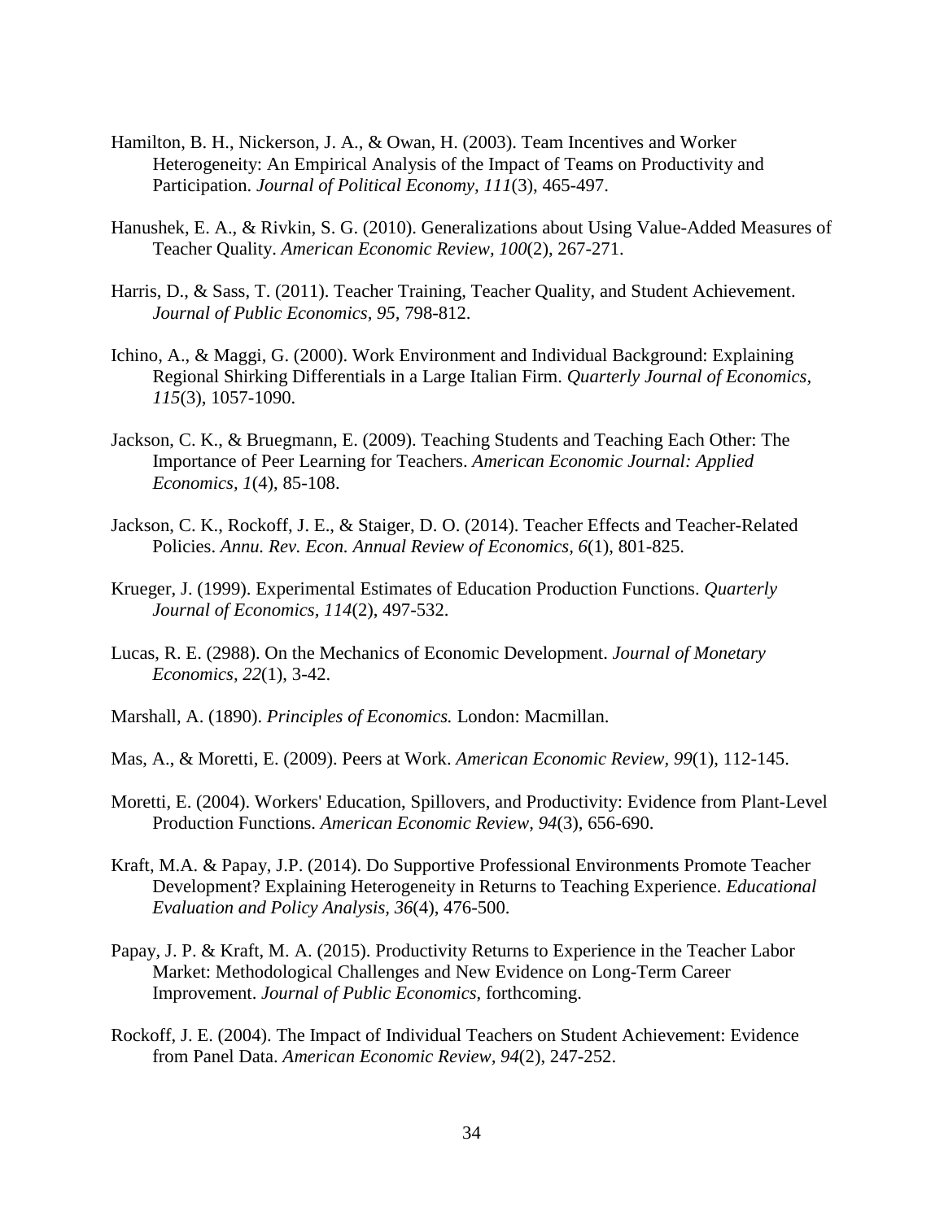Hamilton, B. H., Nickerson, J. A., & Owan, H. (2003). Team Incentives and Worker Heterogeneity: An Empirical Analysis of the Impact of Teams on Productivity and Participation. *Journal of Political Economy, 111*(3), 465-497.

Hanushek, E. A., & Rivkin, S. G. (2010). Generalizations about Using Value-Added Measures of Teacher Quality. *American Economic Review, 100*(2), 267-271.

Harris, D., & Sass, T. (2011). Teacher Training, Teacher Quality, and Student Achievement. *Journal of Public Economics, 95*, 798-812.

Ichino, A., & Maggi, G. (2000). Work Environment and Individual Background: Explaining Regional Shirking Differentials in a Large Italian Firm. *Quarterly Journal of Economics, 115*(3), 1057-1090.

Jackson, C. K., & Bruegmann, E. (2009). Teaching Students and Teaching Each Other: The Importance of Peer Learning for Teachers. *American Economic Journal: Applied Economics, 1*(4), 85-108.

Jackson, C. K., Rockoff, J. E., & Staiger, D. O. (2014). Teacher Effects and Teacher-Related Policies. *Annu. Rev. Econ. Annual Review of Economics, 6*(1), 801-825.

Krueger, J. (1999). Experimental Estimates of Education Production Functions. *Quarterly Journal of Economics, 114*(2), 497-532.

Lucas, R. E. (2988). On the Mechanics of Economic Development. *Journal of Monetary Economics, 22*(1), 3-42.

Marshall, A. (1890). *Principles of Economics.* London: Macmillan.

Mas, A., & Moretti, E. (2009). Peers at Work. *American Economic Review, 99*(1), 112-145.

Moretti, E. (2004). Workers' Education, Spillovers, and Productivity: Evidence from Plant-Level Production Functions. *American Economic Review, 94*(3), 656-690.

Kraft, M.A. & Papay, J.P. (2014). Do Supportive Professional Environments Promote Teacher Development? Explaining Heterogeneity in Returns to Teaching Experience. *Educational Evaluation and Policy Analysis, 36*(4), 476-500.

Papay, J. P. & Kraft, M. A. (2015). Productivity Returns to Experience in the Teacher Labor Market: Methodological Challenges and New Evidence on Long-Term Career Improvement. *Journal of Public Economics*, forthcoming.

Rockoff, J. E. (2004). The Impact of Individual Teachers on Student Achievement: Evidence from Panel Data. *American Economic Review, 94*(2), 247-252.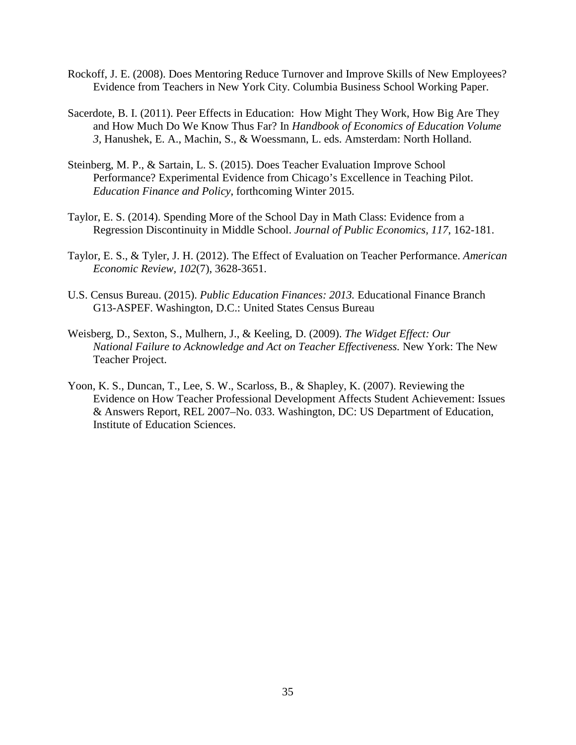Rockoff, J. E. (2008). Does Mentoring Reduce Turnover and Improve Skills of New Employees? Evidence from Teachers in New York City. Columbia Business School Working Paper.

Sacerdote, B. I. (2011). Peer Effects in Education: How Might They Work, How Big Are They and How Much Do We Know Thus Far? In *Handbook of Economics of Education Volume 3*, Hanushek, E. A., Machin, S., & Woessmann, L. eds. Amsterdam: North Holland.

Steinberg, M. P., & Sartain, L. S. (2015). Does Teacher Evaluation Improve School Performance? Experimental Evidence from Chicago's Excellence in Teaching Pilot. *Education Finance and Policy*, forthcoming Winter 2015.

Taylor, E. S. (2014). Spending More of the School Day in Math Class: Evidence from a Regression Discontinuity in Middle School. *Journal of Public Economics*, *117*, 162-181.

Taylor, E. S., & Tyler, J. H. (2012). The Effect of Evaluation on Teacher Performance. *American Economic Review*, *102*(7), 3628-3651.

U.S. Census Bureau. (2015). *Public Education Finances: 2013.* Educational Finance Branch G13-ASPEF. Washington, D.C.: United States Census Bureau

Weisberg, D., Sexton, S., Mulhern, J., & Keeling, D. (2009). *The Widget Effect: Our National Failure to Acknowledge and Act on Teacher Effectiveness.* New York: The New Teacher Project.

Yoon, K. S., Duncan, T., Lee, S. W., Scarloss, B., & Shapley, K. (2007). Reviewing the Evidence on How Teacher Professional Development Affects Student Achievement: Issues & Answers Report, REL 2007–No. 033. Washington, DC: US Department of Education, Institute of Education Sciences.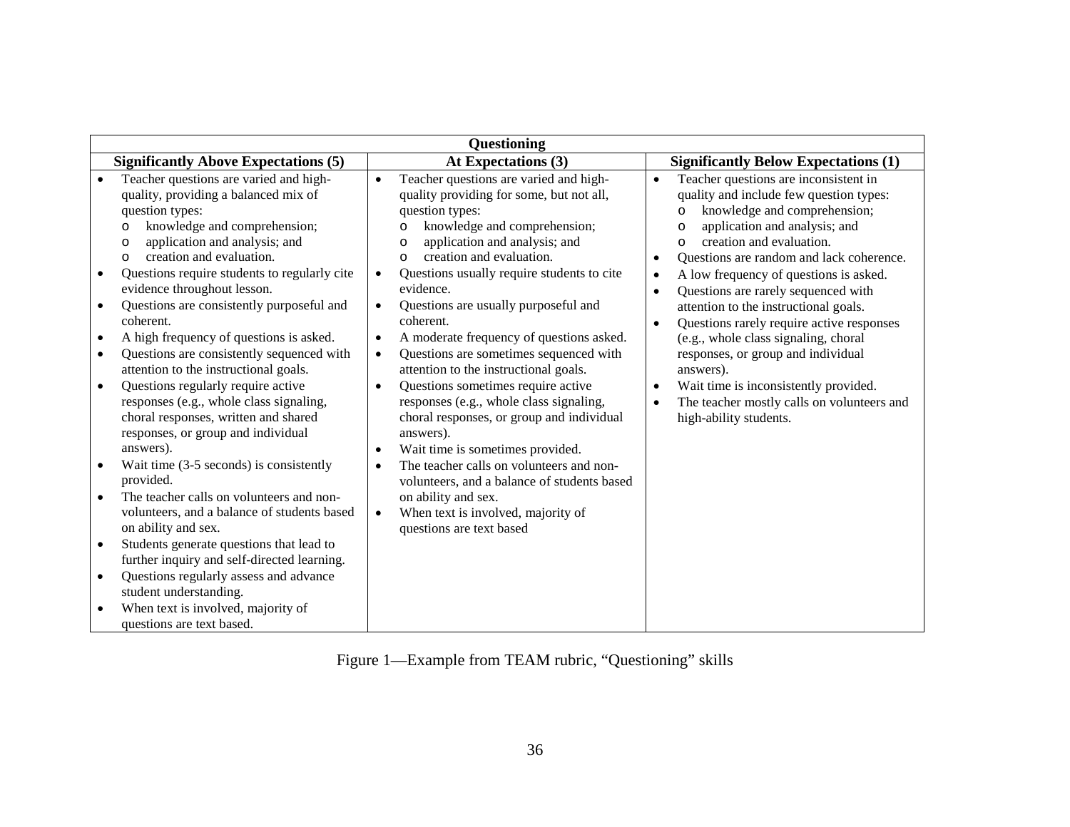| Questioning | | |
|---|---|---|
| **Significantly Above Expectations (5)** | **At Expectations (3)** | **Significantly Below Expectations (1)** |
| • Teacher questions are varied and high-quality, providing a balanced mix of question types:<br>o knowledge and comprehension;<br>o application and analysis; and<br>o creation and evaluation.<br>• Questions require students to regularly cite evidence throughout lesson.<br>• Questions are consistently purposeful and coherent.<br>• A high frequency of questions is asked.<br>• Questions are consistently sequenced with attention to the instructional goals.<br>• Questions regularly require active responses (e.g., whole class signaling, choral responses, written and shared responses, or group and individual answers).<br>• Wait time (3-5 seconds) is consistently provided.<br>• The teacher calls on volunteers and non-volunteers, and a balance of students based on ability and sex.<br>• Students generate questions that lead to further inquiry and self-directed learning.<br>• Questions regularly assess and advance student understanding.<br>• When text is involved, majority of questions are text based. | • Teacher questions are varied and high-quality providing for some, but not all, question types:<br>o knowledge and comprehension;<br>o application and analysis; and<br>o creation and evaluation.<br>• Questions usually require students to cite evidence.<br>• Questions are usually purposeful and coherent.<br>• A moderate frequency of questions asked.<br>• Questions are sometimes sequenced with attention to the instructional goals.<br>• Questions sometimes require active responses (e.g., whole class signaling, choral responses, or group and individual answers).<br>• Wait time is sometimes provided.<br>• The teacher calls on volunteers and non-volunteers, and a balance of students based on ability and sex.<br>• When text is involved, majority of questions are text based | • Teacher questions are inconsistent in quality and include few question types:<br>o knowledge and comprehension;<br>o application and analysis; and<br>o creation and evaluation.<br>• Questions are random and lack coherence.<br>• A low frequency of questions is asked.<br>• Questions are rarely sequenced with attention to the instructional goals.<br>• Questions rarely require active responses (e.g., whole class signaling, choral responses, or group and individual answers).<br>• Wait time is inconsistently provided.<br>• The teacher mostly calls on volunteers and high-ability students. |

Figure 1—Example from TEAM rubric, "Questioning" skills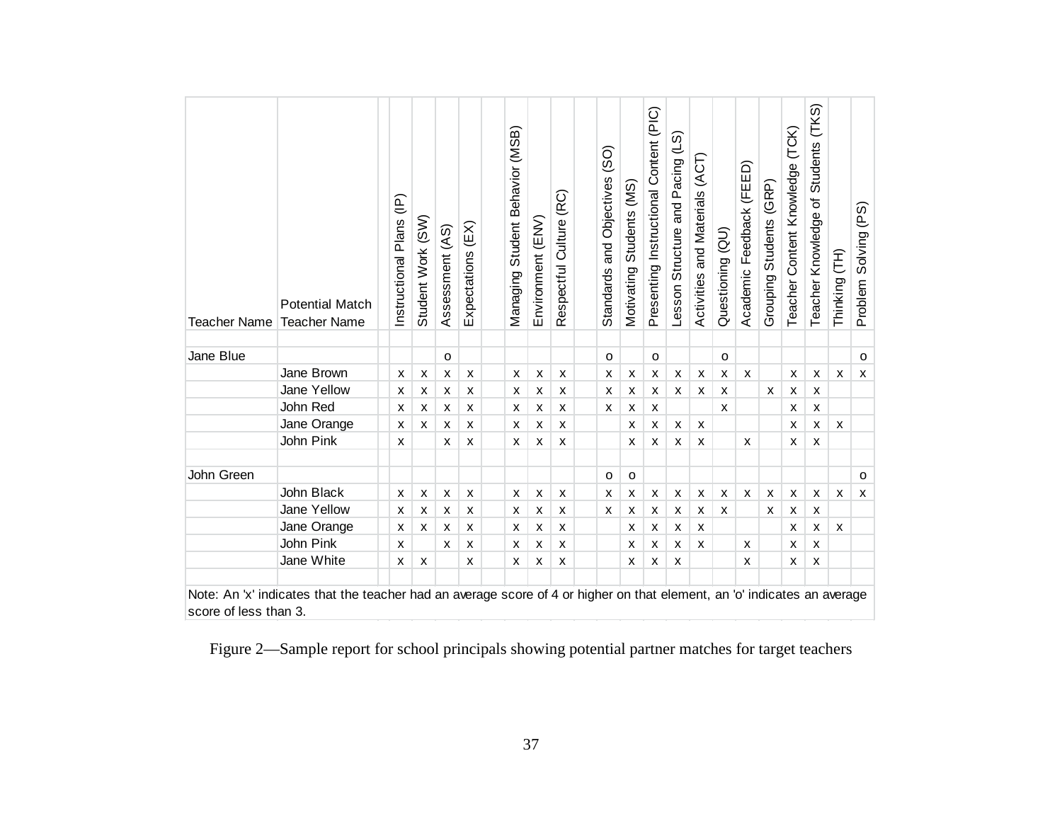| Teacher Name | Potential Match Teacher Name | Instructional Plans (IP) | Student Work (SW) | Assessment (AS) | Expectations (EX) | Managing Student Behavior (MSB) | Environment (ENV) | Respectful Culture (RC) | Standards and Objectives (SO) | Motivating Students (MS) | Presenting Instructional Content (PIC) | Lesson Structure and Pacing (LS) | Activities and Materials (ACT) | Questioning (QU) | Academic Feedback (FEED) | Grouping Students (GRP) | Teacher Content Knowledge (TCK) | Teacher Knowledge of Students (TKS) | Thinking (TH) | Problem Solving (PS) |
|---|---|---|---|---|---|---|---|---|---|---|---|---|---|---|---|---|---|---|---|---|
| Jane Blue | | | | o | | | | | o | | o | | | o | | | | | | o |
| | Jane Brown | x | x | x | x | x | x | x | x | x | x | x | x | x | x | | x | x | x | x |
| | Jane Yellow | x | x | x | x | x | x | x | x | x | x | x | x | x | | x | x | x | | |
| | John Red | x | x | x | x | x | x | x | x | x | x | | | x | | | x | x | | |
| | Jane Orange | x | x | x | x | x | x | x | | x | x | x | x | | | | x | x | x | |
| | John Pink | x | | x | x | x | x | x | | x | x | x | x | | x | | x | x | | |
| John Green | | | | | | | | | o | o | | | | | | | | | | o |
| | John Black | x | x | x | x | x | x | x | x | x | x | x | x | x | x | x | x | x | x | x |
| | Jane Yellow | x | x | x | x | x | x | x | x | x | x | x | x | x | | x | x | x | | |
| | Jane Orange | x | x | x | x | x | x | x | | x | x | x | x | | | | x | x | x | |
| | John Pink | x | | x | x | x | x | x | | x | x | x | x | | x | | x | x | | |
| | Jane White | x | x | | x | x | x | x | | x | x | x | | | x | | x | x | | |

Note: An 'x' indicates that the teacher had an average score of 4 or higher on that element, an 'o' indicates an average score of less than 3.

Figure 2—Sample report for school principals showing potential partner matches for target teachers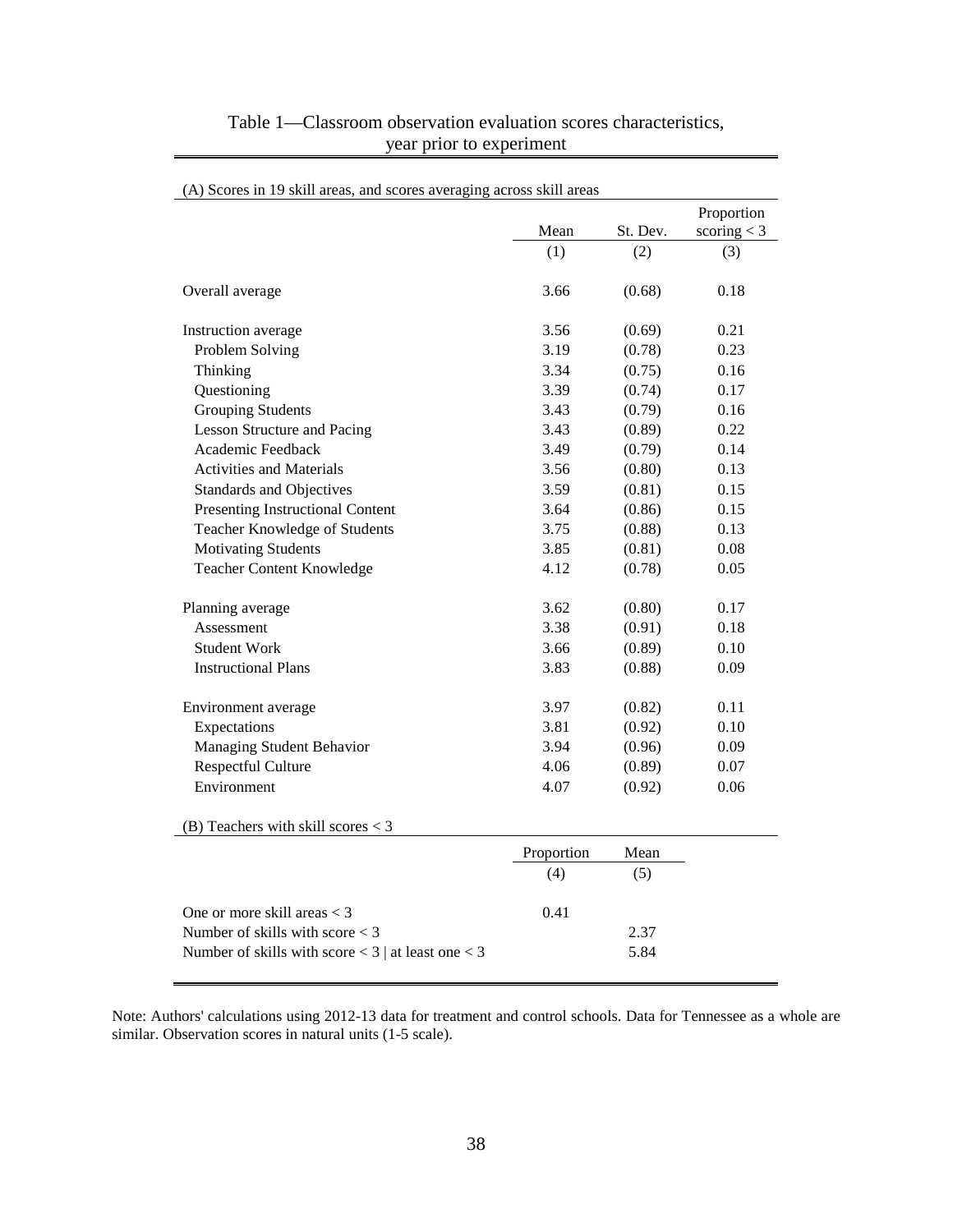Table 1—Classroom observation evaluation scores characteristics, year prior to experiment

(A) Scores in 19 skill areas, and scores averaging across skill areas

| | Mean | St. Dev. | Proportion scoring < 3 |
|---|---|---|---|
| | (1) | (2) | (3) |
| Overall average | 3.66 | (0.68) | 0.18 |
| Instruction average | 3.56 | (0.69) | 0.21 |
| Problem Solving | 3.19 | (0.78) | 0.23 |
| Thinking | 3.34 | (0.75) | 0.16 |
| Questioning | 3.39 | (0.74) | 0.17 |
| Grouping Students | 3.43 | (0.79) | 0.16 |
| Lesson Structure and Pacing | 3.43 | (0.89) | 0.22 |
| Academic Feedback | 3.49 | (0.79) | 0.14 |
| Activities and Materials | 3.56 | (0.80) | 0.13 |
| Standards and Objectives | 3.59 | (0.81) | 0.15 |
| Presenting Instructional Content | 3.64 | (0.86) | 0.15 |
| Teacher Knowledge of Students | 3.75 | (0.88) | 0.13 |
| Motivating Students | 3.85 | (0.81) | 0.08 |
| Teacher Content Knowledge | 4.12 | (0.78) | 0.05 |
| Planning average | 3.62 | (0.80) | 0.17 |
| Assessment | 3.38 | (0.91) | 0.18 |
| Student Work | 3.66 | (0.89) | 0.10 |
| Instructional Plans | 3.83 | (0.88) | 0.09 |
| Environment average | 3.97 | (0.82) | 0.11 |
| Expectations | 3.81 | (0.92) | 0.10 |
| Managing Student Behavior | 3.94 | (0.96) | 0.09 |
| Respectful Culture | 4.06 | (0.89) | 0.07 |
| Environment | 4.07 | (0.92) | 0.06 |

(B) Teachers with skill scores < 3

| | Proportion | Mean |
|---|---|---|
| | (4) | (5) |
| One or more skill areas < 3 | 0.41 | |
| Number of skills with score < 3 | | 2.37 |
| Number of skills with score < 3 \| at least one < 3 | | 5.84 |

Note: Authors' calculations using 2012-13 data for treatment and control schools. Data for Tennessee as a whole are similar. Observation scores in natural units (1-5 scale).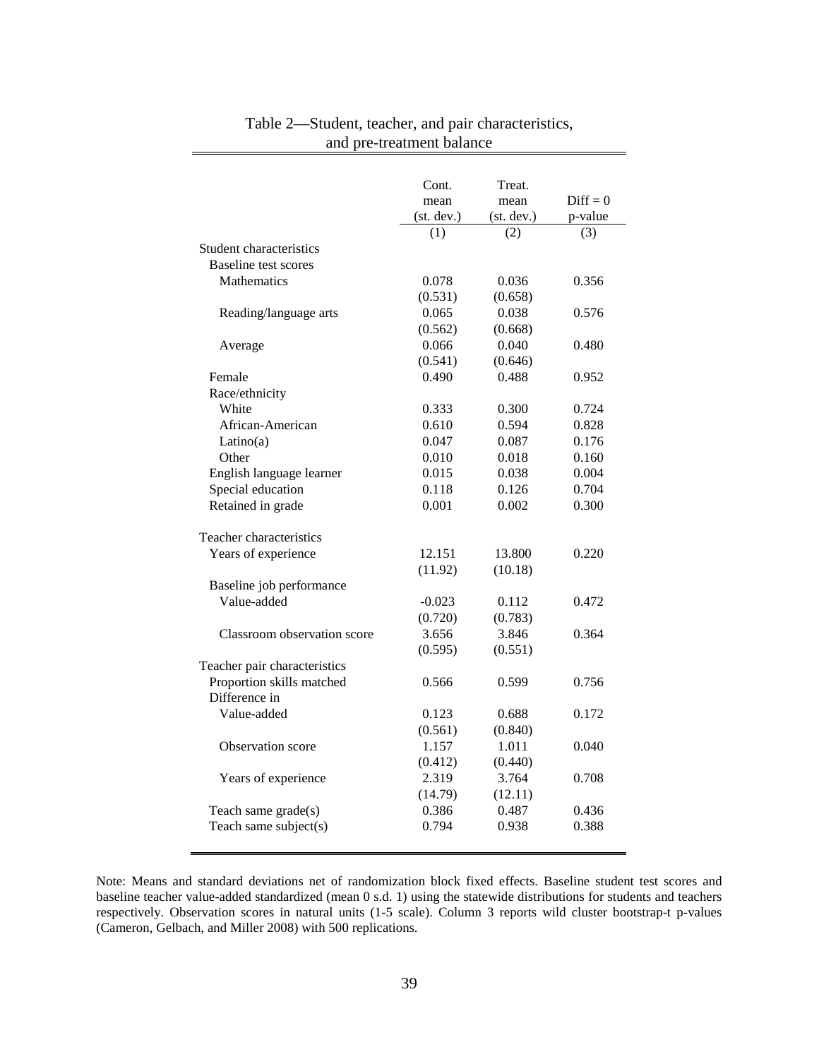Table 2—Student, teacher, and pair characteristics, and pre-treatment balance

| | Cont. mean (st. dev.) | Treat. mean (st. dev.) | Diff = 0 p-value |
|---|---|---|---|
| | (1) | (2) | (3) |
| Student characteristics | | | |
| Baseline test scores | | | |
| Mathematics | 0.078 | 0.036 | 0.356 |
| | (0.531) | (0.658) | |
| Reading/language arts | 0.065 | 0.038 | 0.576 |
| | (0.562) | (0.668) | |
| Average | 0.066 | 0.040 | 0.480 |
| | (0.541) | (0.646) | |
| Female | 0.490 | 0.488 | 0.952 |
| Race/ethnicity | | | |
| White | 0.333 | 0.300 | 0.724 |
| African-American | 0.610 | 0.594 | 0.828 |
| Latino(a) | 0.047 | 0.087 | 0.176 |
| Other | 0.010 | 0.018 | 0.160 |
| English language learner | 0.015 | 0.038 | 0.004 |
| Special education | 0.118 | 0.126 | 0.704 |
| Retained in grade | 0.001 | 0.002 | 0.300 |
| Teacher characteristics | | | |
| Years of experience | 12.151 | 13.800 | 0.220 |
| | (11.92) | (10.18) | |
| Baseline job performance | | | |
| Value-added | -0.023 | 0.112 | 0.472 |
| | (0.720) | (0.783) | |
| Classroom observation score | 3.656 | 3.846 | 0.364 |
| | (0.595) | (0.551) | |
| Teacher pair characteristics | | | |
| Proportion skills matched | 0.566 | 0.599 | 0.756 |
| Difference in | | | |
| Value-added | 0.123 | 0.688 | 0.172 |
| | (0.561) | (0.840) | |
| Observation score | 1.157 | 1.011 | 0.040 |
| | (0.412) | (0.440) | |
| Years of experience | 2.319 | 3.764 | 0.708 |
| | (14.79) | (12.11) | |
| Teach same grade(s) | 0.386 | 0.487 | 0.436 |
| Teach same subject(s) | 0.794 | 0.938 | 0.388 |

Note: Means and standard deviations net of randomization block fixed effects. Baseline student test scores and baseline teacher value-added standardized (mean 0 s.d. 1) using the statewide distributions for students and teachers respectively. Observation scores in natural units (1-5 scale). Column 3 reports wild cluster bootstrap-t p-values (Cameron, Gelbach, and Miller 2008) with 500 replications.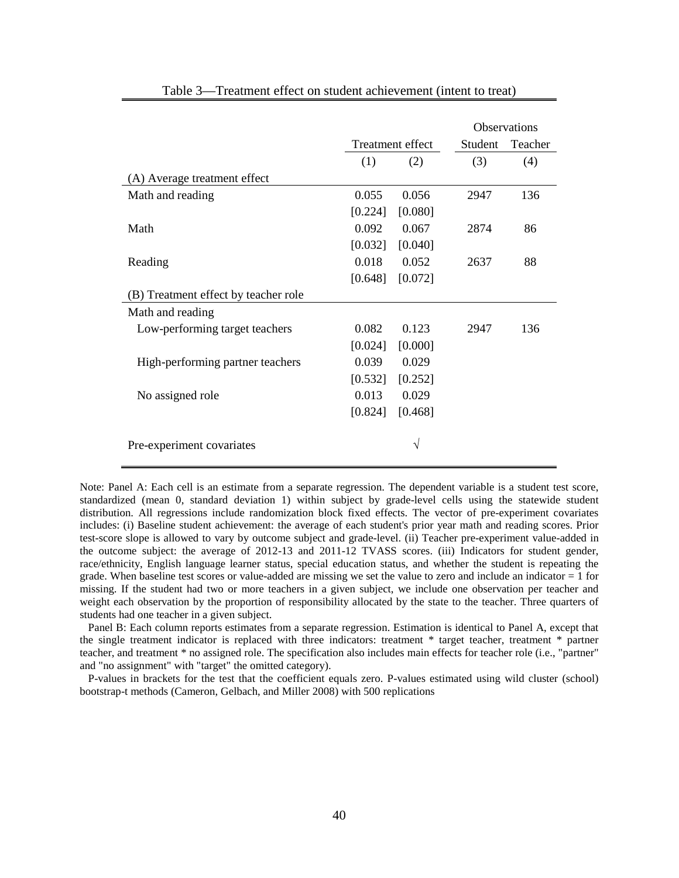Table 3—Treatment effect on student achievement (intent to treat)

| | Treatment effect | | Observations | |
|---|---|---|---|---|
| | | | Student | Teacher |
| | (1) | (2) | (3) | (4) |
| (A) Average treatment effect | | | | |
| Math and reading | 0.055 | 0.056 | 2947 | 136 |
| | [0.224] | [0.080] | | |
| Math | 0.092 | 0.067 | 2874 | 86 |
| | [0.032] | [0.040] | | |
| Reading | 0.018 | 0.052 | 2637 | 88 |
| | [0.648] | [0.072] | | |
| (B) Treatment effect by teacher role | | | | |
| Math and reading | | | | |
| Low-performing target teachers | 0.082 | 0.123 | 2947 | 136 |
| | [0.024] | [0.000] | | |
| High-performing partner teachers | 0.039 | 0.029 | | |
| | [0.532] | [0.252] | | |
| No assigned role | 0.013 | 0.029 | | |
| | [0.824] | [0.468] | | |
| Pre-experiment covariates | | √ | | |

Note: Panel A: Each cell is an estimate from a separate regression. The dependent variable is a student test score, standardized (mean 0, standard deviation 1) within subject by grade-level cells using the statewide student distribution. All regressions include randomization block fixed effects. The vector of pre-experiment covariates includes: (i) Baseline student achievement: the average of each student's prior year math and reading scores. Prior test-score slope is allowed to vary by outcome subject and grade-level. (ii) Teacher pre-experiment value-added in the outcome subject: the average of 2012-13 and 2011-12 TVASS scores. (iii) Indicators for student gender, race/ethnicity, English language learner status, special education status, and whether the student is repeating the grade. When baseline test scores or value-added are missing we set the value to zero and include an indicator = 1 for missing. If the student had two or more teachers in a given subject, we include one observation per teacher and weight each observation by the proportion of responsibility allocated by the state to the teacher. Three quarters of students had one teacher in a given subject.

Panel B: Each column reports estimates from a separate regression. Estimation is identical to Panel A, except that the single treatment indicator is replaced with three indicators: treatment * target teacher, treatment * partner teacher, and treatment * no assigned role. The specification also includes main effects for teacher role (i.e., "partner" and "no assignment" with "target" the omitted category).

P-values in brackets for the test that the coefficient equals zero. P-values estimated using wild cluster (school) bootstrap-t methods (Cameron, Gelbach, and Miller 2008) with 500 replications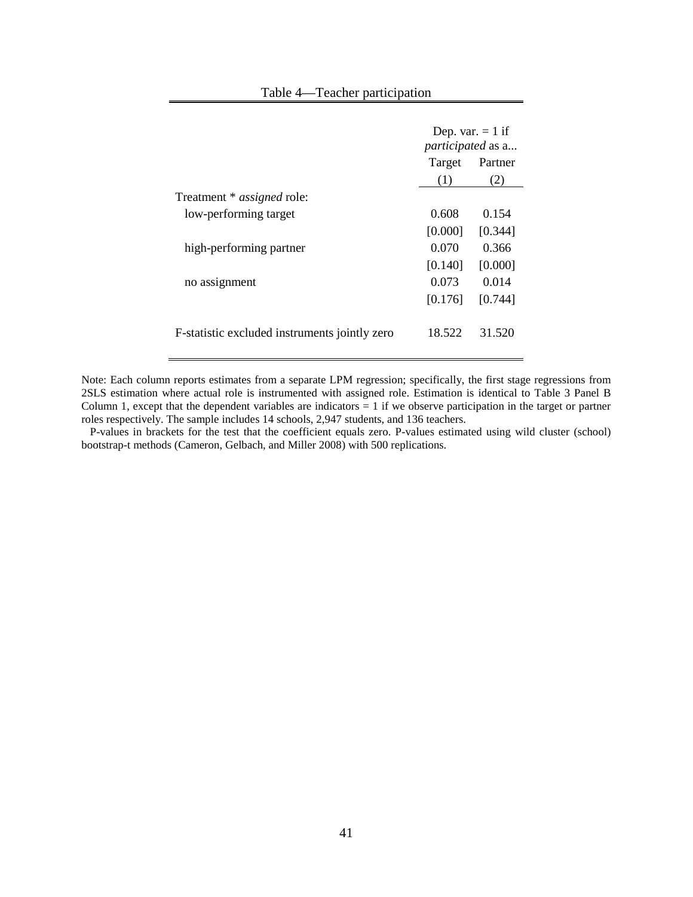Table 4—Teacher participation

| | Dep. var. = 1 if *participated* as a... | |
|---|---|---|
| | Target | Partner |
| | (1) | (2) |
| Treatment * *assigned* role: | | |
| low-performing target | 0.608 | 0.154 |
| | [0.000] | [0.344] |
| high-performing partner | 0.070 | 0.366 |
| | [0.140] | [0.000] |
| no assignment | 0.073 | 0.014 |
| | [0.176] | [0.744] |
| F-statistic excluded instruments jointly zero | 18.522 | 31.520 |

Note: Each column reports estimates from a separate LPM regression; specifically, the first stage regressions from 2SLS estimation where actual role is instrumented with assigned role. Estimation is identical to Table 3 Panel B Column 1, except that the dependent variables are indicators = 1 if we observe participation in the target or partner roles respectively. The sample includes 14 schools, 2,947 students, and 136 teachers.

P-values in brackets for the test that the coefficient equals zero. P-values estimated using wild cluster (school) bootstrap-t methods (Cameron, Gelbach, and Miller 2008) with 500 replications.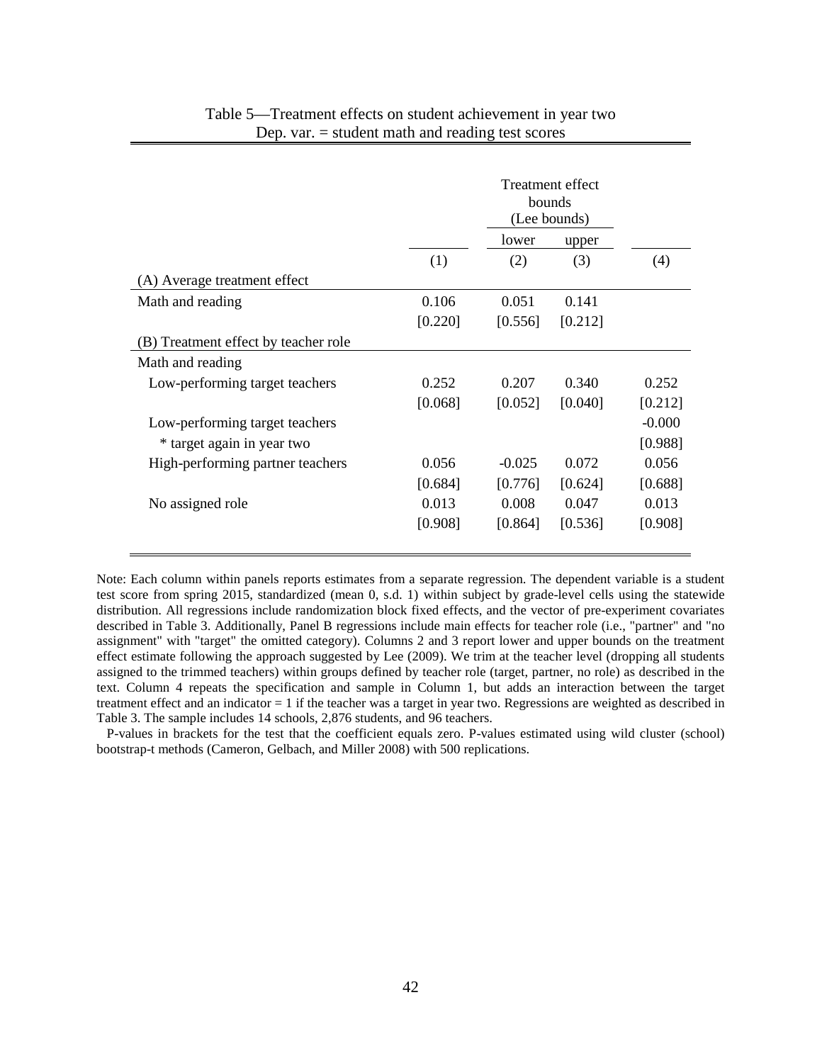Table 5—Treatment effects on student achievement in year two
Dep. var. = student math and reading test scores

| | | Treatment effect bounds (Lee bounds) | | |
|---|---|---|---|---|
| | | lower | upper | |
| | (1) | (2) | (3) | (4) |
| (A) Average treatment effect | | | | |
| Math and reading | 0.106 | 0.051 | 0.141 | |
| | [0.220] | [0.556] | [0.212] | |
| (B) Treatment effect by teacher role | | | | |
| Math and reading | | | | |
| Low-performing target teachers | 0.252 | 0.207 | 0.340 | 0.252 |
| | [0.068] | [0.052] | [0.040] | [0.212] |
| Low-performing target teachers | | | | -0.000 |
| * target again in year two | | | | [0.988] |
| High-performing partner teachers | 0.056 | -0.025 | 0.072 | 0.056 |
| | [0.684] | [0.776] | [0.624] | [0.688] |
| No assigned role | 0.013 | 0.008 | 0.047 | 0.013 |
| | [0.908] | [0.864] | [0.536] | [0.908] |

Note: Each column within panels reports estimates from a separate regression. The dependent variable is a student test score from spring 2015, standardized (mean 0, s.d. 1) within subject by grade-level cells using the statewide distribution. All regressions include randomization block fixed effects, and the vector of pre-experiment covariates described in Table 3. Additionally, Panel B regressions include main effects for teacher role (i.e., "partner" and "no assignment" with "target" the omitted category). Columns 2 and 3 report lower and upper bounds on the treatment effect estimate following the approach suggested by Lee (2009). We trim at the teacher level (dropping all students assigned to the trimmed teachers) within groups defined by teacher role (target, partner, no role) as described in the text. Column 4 repeats the specification and sample in Column 1, but adds an interaction between the target treatment effect and an indicator = 1 if the teacher was a target in year two. Regressions are weighted as described in Table 3. The sample includes 14 schools, 2,876 students, and 96 teachers.

P-values in brackets for the test that the coefficient equals zero. P-values estimated using wild cluster (school) bootstrap-t methods (Cameron, Gelbach, and Miller 2008) with 500 replications.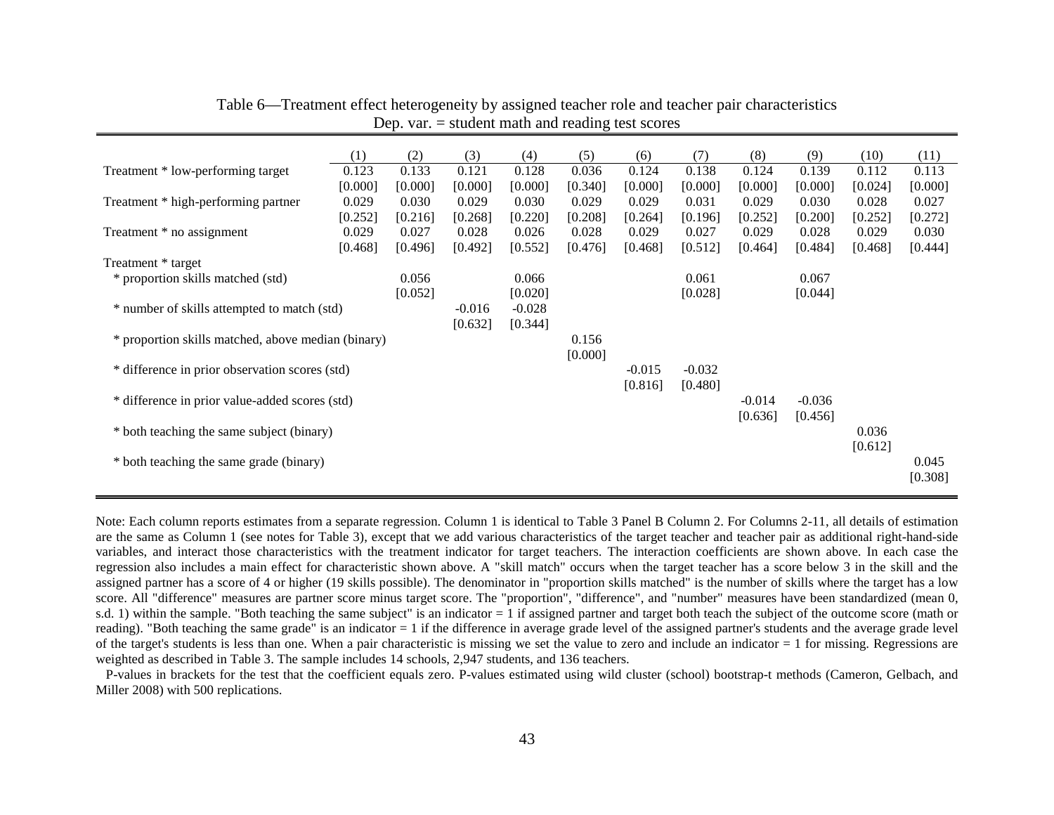Table 6—Treatment effect heterogeneity by assigned teacher role and teacher pair characteristics

Dep. var. = student math and reading test scores

| | (1) | (2) | (3) | (4) | (5) | (6) | (7) | (8) | (9) | (10) | (11) |
|---|---|---|---|---|---|---|---|---|---|---|---|
| Treatment * low-performing target | 0.123 | 0.133 | 0.121 | 0.128 | 0.036 | 0.124 | 0.138 | 0.124 | 0.139 | 0.112 | 0.113 |
| | [0.000] | [0.000] | [0.000] | [0.000] | [0.340] | [0.000] | [0.000] | [0.000] | [0.000] | [0.024] | [0.000] |
| Treatment * high-performing partner | 0.029 | 0.030 | 0.029 | 0.030 | 0.029 | 0.029 | 0.031 | 0.029 | 0.030 | 0.028 | 0.027 |
| | [0.252] | [0.216] | [0.268] | [0.220] | [0.208] | [0.264] | [0.196] | [0.252] | [0.200] | [0.252] | [0.272] |
| Treatment * no assignment | 0.029 | 0.027 | 0.028 | 0.026 | 0.028 | 0.029 | 0.027 | 0.029 | 0.028 | 0.029 | 0.030 |
| | [0.468] | [0.496] | [0.492] | [0.552] | [0.476] | [0.468] | [0.512] | [0.464] | [0.484] | [0.468] | [0.444] |
| Treatment * target | | | | | | | | | | | |
| * proportion skills matched (std) | | 0.056 | | 0.066 | | | 0.061 | | 0.067 | | |
| | | [0.052] | | [0.020] | | | [0.028] | | [0.044] | | |
| * number of skills attempted to match (std) | | | -0.016 | -0.028 | | | | | | | |
| | | | [0.632] | [0.344] | | | | | | | |
| * proportion skills matched, above median (binary) | | | | | 0.156 | | | | | | |
| | | | | | [0.000] | | | | | | |
| * difference in prior observation scores (std) | | | | | | -0.015 | -0.032 | | | | |
| | | | | | | [0.816] | [0.480] | | | | |
| * difference in prior value-added scores (std) | | | | | | | | -0.014 | -0.036 | | |
| | | | | | | | | [0.636] | [0.456] | | |
| * both teaching the same subject (binary) | | | | | | | | | | 0.036 | |
| | | | | | | | | | | [0.612] | |
| * both teaching the same grade (binary) | | | | | | | | | | | 0.045 |
| | | | | | | | | | | | [0.308] |

Note: Each column reports estimates from a separate regression. Column 1 is identical to Table 3 Panel B Column 2. For Columns 2-11, all details of estimation are the same as Column 1 (see notes for Table 3), except that we add various characteristics of the target teacher and teacher pair as additional right-hand-side variables, and interact those characteristics with the treatment indicator for target teachers. The interaction coefficients are shown above. In each case the regression also includes a main effect for characteristic shown above. A "skill match" occurs when the target teacher has a score below 3 in the skill and the assigned partner has a score of 4 or higher (19 skills possible). The denominator in "proportion skills matched" is the number of skills where the target has a low score. All "difference" measures are partner score minus target score. The "proportion", "difference", and "number" measures have been standardized (mean 0, s.d. 1) within the sample. "Both teaching the same subject" is an indicator = 1 if assigned partner and target both teach the subject of the outcome score (math or reading). "Both teaching the same grade" is an indicator = 1 if the difference in average grade level of the assigned partner's students and the average grade level of the target's students is less than one. When a pair characteristic is missing we set the value to zero and include an indicator = 1 for missing. Regressions are weighted as described in Table 3. The sample includes 14 schools, 2,947 students, and 136 teachers.

P-values in brackets for the test that the coefficient equals zero. P-values estimated using wild cluster (school) bootstrap-t methods (Cameron, Gelbach, and Miller 2008) with 500 replications.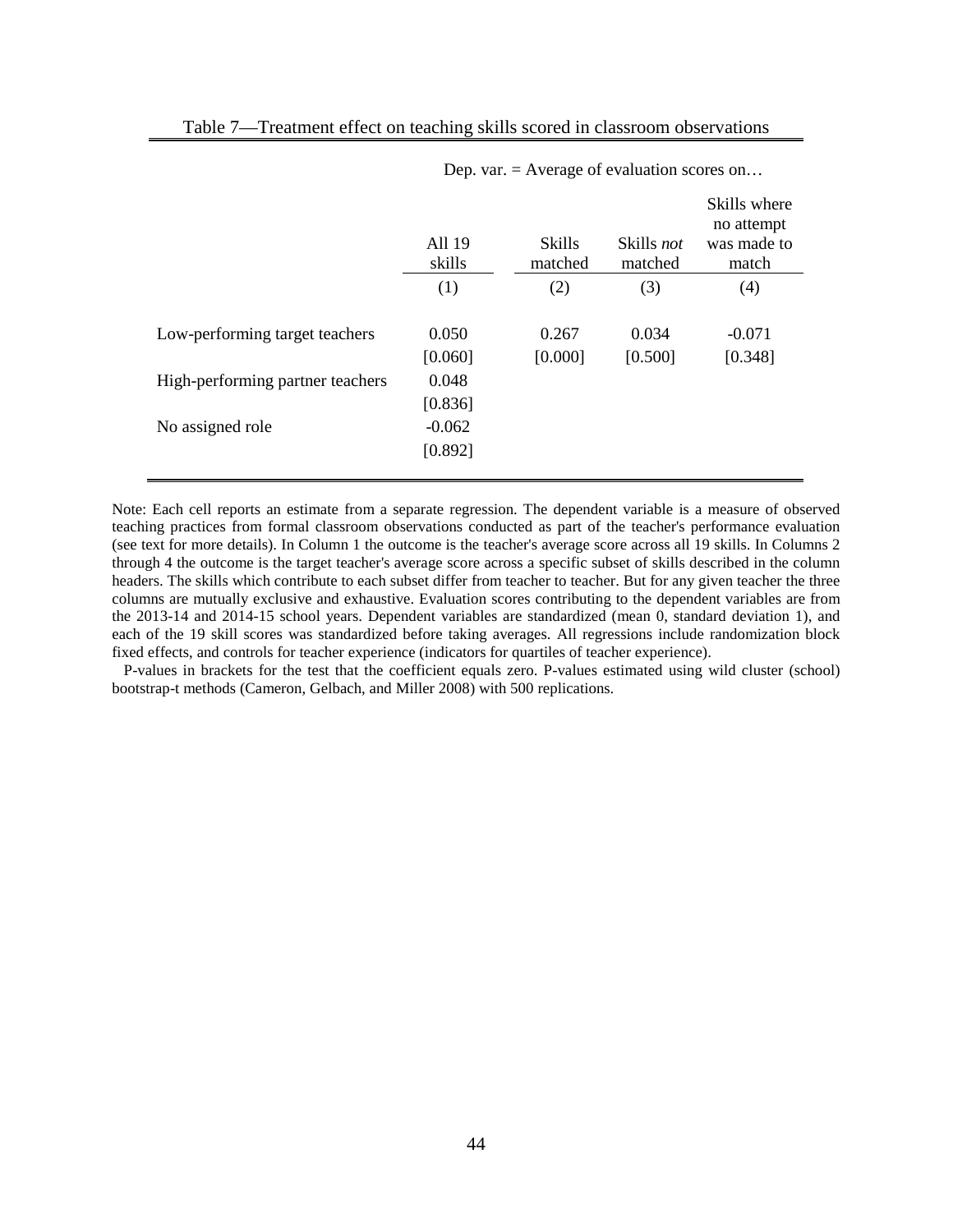Table 7—Treatment effect on teaching skills scored in classroom observations

| | Dep. var. = Average of evaluation scores on… | | | |
|---|---|---|---|---|
| | All 19 skills | Skills matched | Skills *not* matched | Skills where no attempt was made to match |
| | (1) | (2) | (3) | (4) |
| Low-performing target teachers | 0.050 | 0.267 | 0.034 | -0.071 |
| | [0.060] | [0.000] | [0.500] | [0.348] |
| High-performing partner teachers | 0.048 | | | |
| | [0.836] | | | |
| No assigned role | -0.062 | | | |
| | [0.892] | | | |

Note: Each cell reports an estimate from a separate regression. The dependent variable is a measure of observed teaching practices from formal classroom observations conducted as part of the teacher's performance evaluation (see text for more details). In Column 1 the outcome is the teacher's average score across all 19 skills. In Columns 2 through 4 the outcome is the target teacher's average score across a specific subset of skills described in the column headers. The skills which contribute to each subset differ from teacher to teacher. But for any given teacher the three columns are mutually exclusive and exhaustive. Evaluation scores contributing to the dependent variables are from the 2013-14 and 2014-15 school years. Dependent variables are standardized (mean 0, standard deviation 1), and each of the 19 skill scores was standardized before taking averages. All regressions include randomization block fixed effects, and controls for teacher experience (indicators for quartiles of teacher experience).

P-values in brackets for the test that the coefficient equals zero. P-values estimated using wild cluster (school) bootstrap-t methods (Cameron, Gelbach, and Miller 2008) with 500 replications.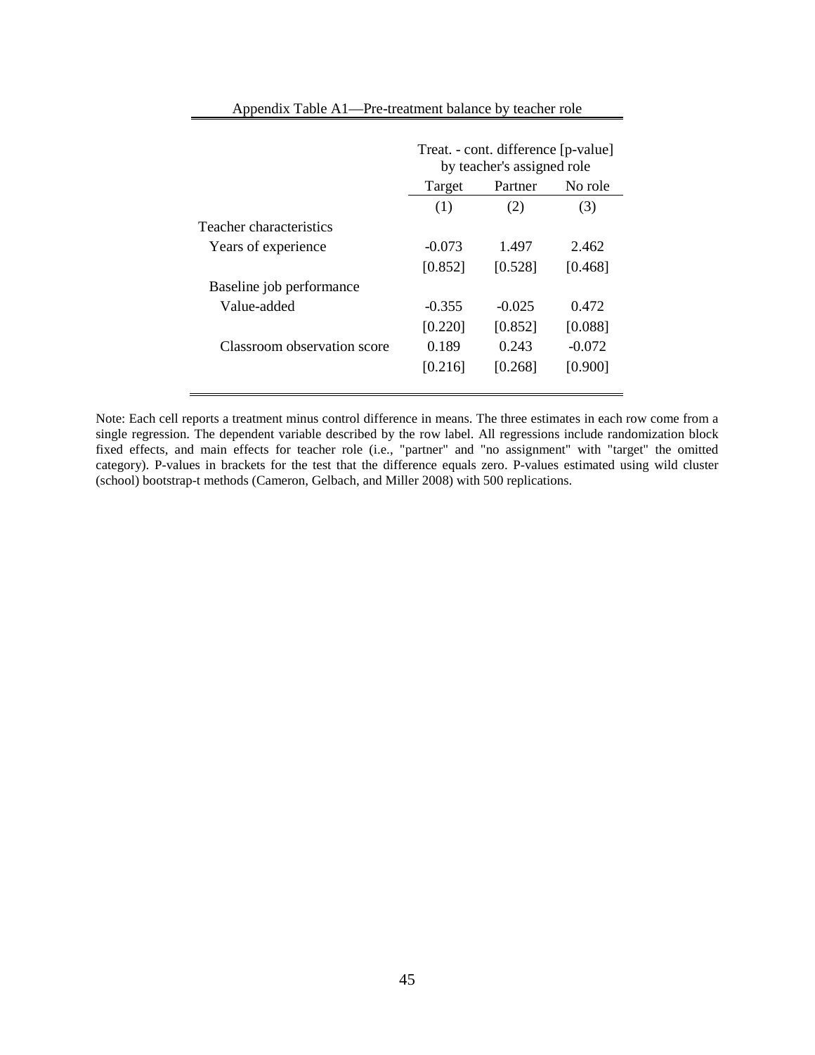Appendix Table A1—Pre-treatment balance by teacher role

| | Treat. - cont. difference [p-value] by teacher's assigned role | | |
|---|---|---|---|
| | Target | Partner | No role |
| | (1) | (2) | (3) |
| Teacher characteristics | | | |
| Years of experience | -0.073 | 1.497 | 2.462 |
| | [0.852] | [0.528] | [0.468] |
| Baseline job performance | | | |
| Value-added | -0.355 | -0.025 | 0.472 |
| | [0.220] | [0.852] | [0.088] |
| Classroom observation score | 0.189 | 0.243 | -0.072 |
| | [0.216] | [0.268] | [0.900] |

Note: Each cell reports a treatment minus control difference in means. The three estimates in each row come from a single regression. The dependent variable described by the row label. All regressions include randomization block fixed effects, and main effects for teacher role (i.e., "partner" and "no assignment" with "target" the omitted category). P-values in brackets for the test that the difference equals zero. P-values estimated using wild cluster (school) bootstrap-t methods (Cameron, Gelbach, and Miller 2008) with 500 replications.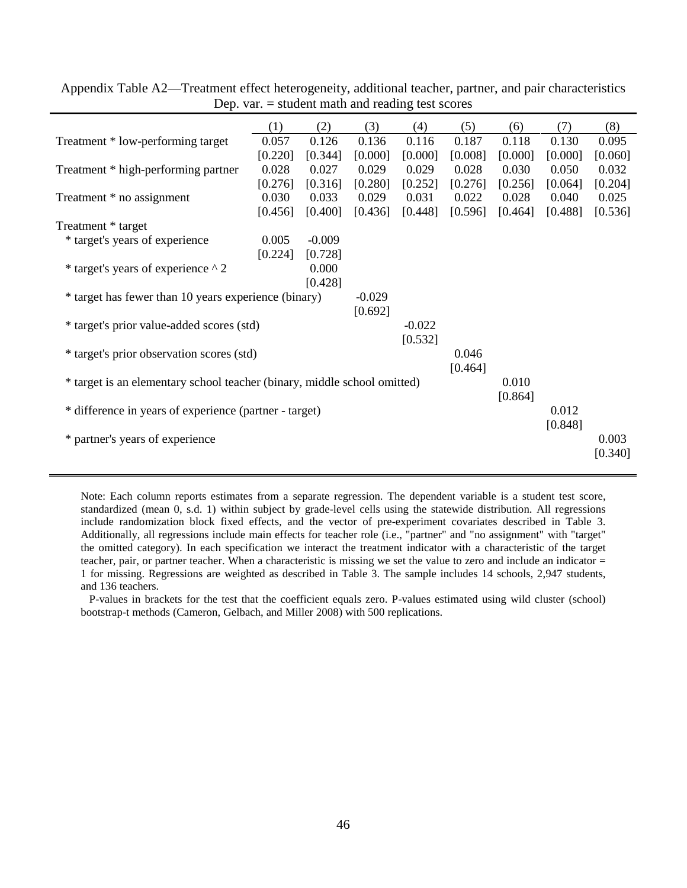Appendix Table A2—Treatment effect heterogeneity, additional teacher, partner, and pair characteristics

Dep. var. = student math and reading test scores

| | (1) | (2) | (3) | (4) | (5) | (6) | (7) | (8) |
|---|---|---|---|---|---|---|---|---|
| Treatment * low-performing target | 0.057 | 0.126 | 0.136 | 0.116 | 0.187 | 0.118 | 0.130 | 0.095 |
| | [0.220] | [0.344] | [0.000] | [0.000] | [0.008] | [0.000] | [0.000] | [0.060] |
| Treatment * high-performing partner | 0.028 | 0.027 | 0.029 | 0.029 | 0.028 | 0.030 | 0.050 | 0.032 |
| | [0.276] | [0.316] | [0.280] | [0.252] | [0.276] | [0.256] | [0.064] | [0.204] |
| Treatment * no assignment | 0.030 | 0.033 | 0.029 | 0.031 | 0.022 | 0.028 | 0.040 | 0.025 |
| | [0.456] | [0.400] | [0.436] | [0.448] | [0.596] | [0.464] | [0.488] | [0.536] |
| Treatment * target | | | | | | | | |
| * target's years of experience | 0.005 | -0.009 | | | | | | |
| | [0.224] | [0.728] | | | | | | |
| * target's years of experience ^ 2 | | 0.000 | | | | | | |
| | | [0.428] | | | | | | |
| * target has fewer than 10 years experience (binary) | | | -0.029 | | | | | |
| | | | [0.692] | | | | | |
| * target's prior value-added scores (std) | | | | -0.022 | | | | |
| | | | | [0.532] | | | | |
| * target's prior observation scores (std) | | | | | 0.046 | | | |
| | | | | | [0.464] | | | |
| * target is an elementary school teacher (binary, middle school omitted) | | | | | | 0.010 | | |
| | | | | | | [0.864] | | |
| * difference in years of experience (partner - target) | | | | | | | 0.012 | |
| | | | | | | | [0.848] | |
| * partner's years of experience | | | | | | | | 0.003 |
| | | | | | | | | [0.340] |

Note: Each column reports estimates from a separate regression. The dependent variable is a student test score, standardized (mean 0, s.d. 1) within subject by grade-level cells using the statewide distribution. All regressions include randomization block fixed effects, and the vector of pre-experiment covariates described in Table 3. Additionally, all regressions include main effects for teacher role (i.e., "partner" and "no assignment" with "target" the omitted category). In each specification we interact the treatment indicator with a characteristic of the target teacher, pair, or partner teacher. When a characteristic is missing we set the value to zero and include an indicator = 1 for missing. Regressions are weighted as described in Table 3. The sample includes 14 schools, 2,947 students, and 136 teachers.

P-values in brackets for the test that the coefficient equals zero. P-values estimated using wild cluster (school) bootstrap-t methods (Cameron, Gelbach, and Miller 2008) with 500 replications.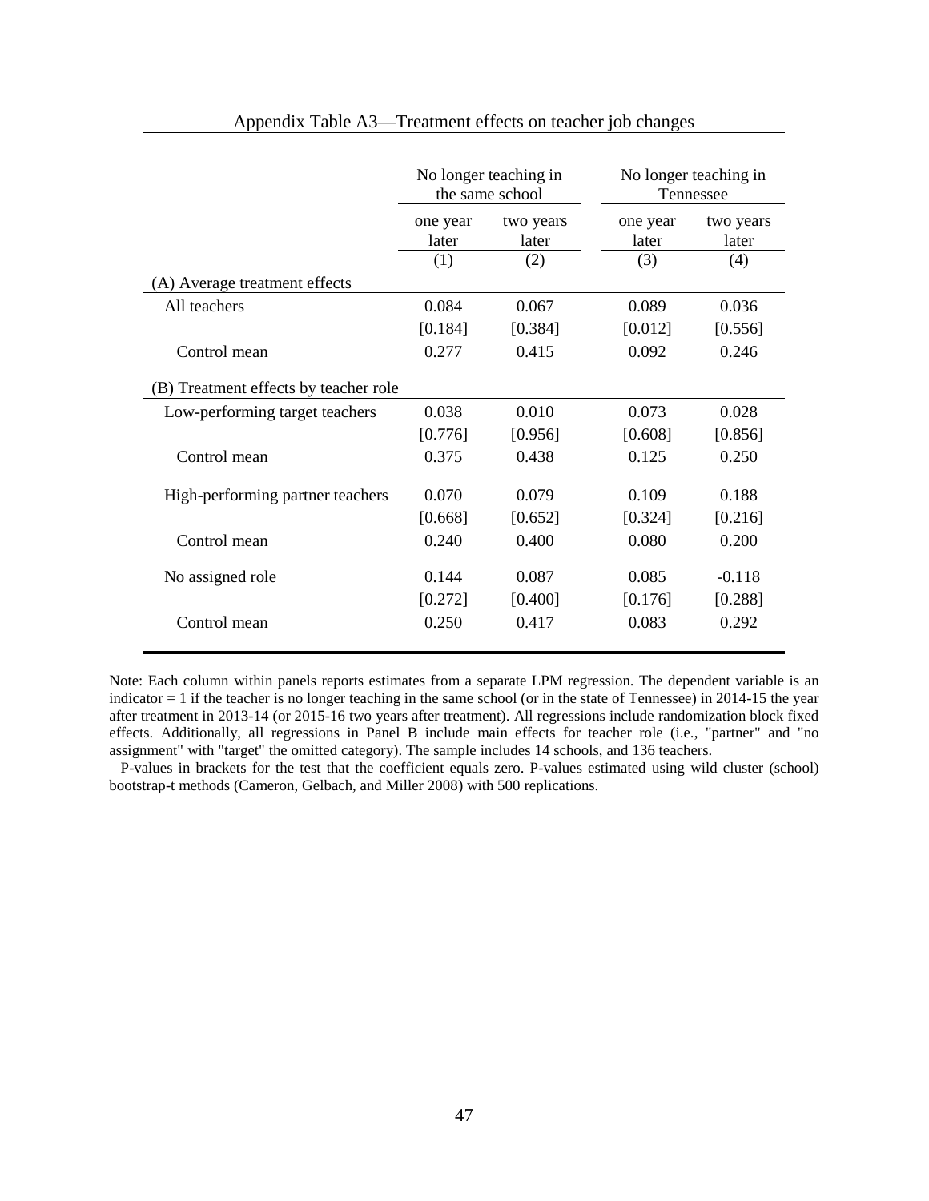Appendix Table A3—Treatment effects on teacher job changes

| | No longer teaching in the same school | | No longer teaching in Tennessee | |
|---|---|---|---|---|
| | one year later | two years later | one year later | two years later |
| | (1) | (2) | (3) | (4) |
| (A) Average treatment effects | | | | |
| All teachers | 0.084 | 0.067 | 0.089 | 0.036 |
| | [0.184] | [0.384] | [0.012] | [0.556] |
| Control mean | 0.277 | 0.415 | 0.092 | 0.246 |
| (B) Treatment effects by teacher role | | | | |
| Low-performing target teachers | 0.038 | 0.010 | 0.073 | 0.028 |
| | [0.776] | [0.956] | [0.608] | [0.856] |
| Control mean | 0.375 | 0.438 | 0.125 | 0.250 |
| High-performing partner teachers | 0.070 | 0.079 | 0.109 | 0.188 |
| | [0.668] | [0.652] | [0.324] | [0.216] |
| Control mean | 0.240 | 0.400 | 0.080 | 0.200 |
| No assigned role | 0.144 | 0.087 | 0.085 | -0.118 |
| | [0.272] | [0.400] | [0.176] | [0.288] |
| Control mean | 0.250 | 0.417 | 0.083 | 0.292 |

Note: Each column within panels reports estimates from a separate LPM regression. The dependent variable is an indicator = 1 if the teacher is no longer teaching in the same school (or in the state of Tennessee) in 2014-15 the year after treatment in 2013-14 (or 2015-16 two years after treatment). All regressions include randomization block fixed effects. Additionally, all regressions in Panel B include main effects for teacher role (i.e., "partner" and "no assignment" with "target" the omitted category). The sample includes 14 schools, and 136 teachers.

P-values in brackets for the test that the coefficient equals zero. P-values estimated using wild cluster (school) bootstrap-t methods (Cameron, Gelbach, and Miller 2008) with 500 replications.